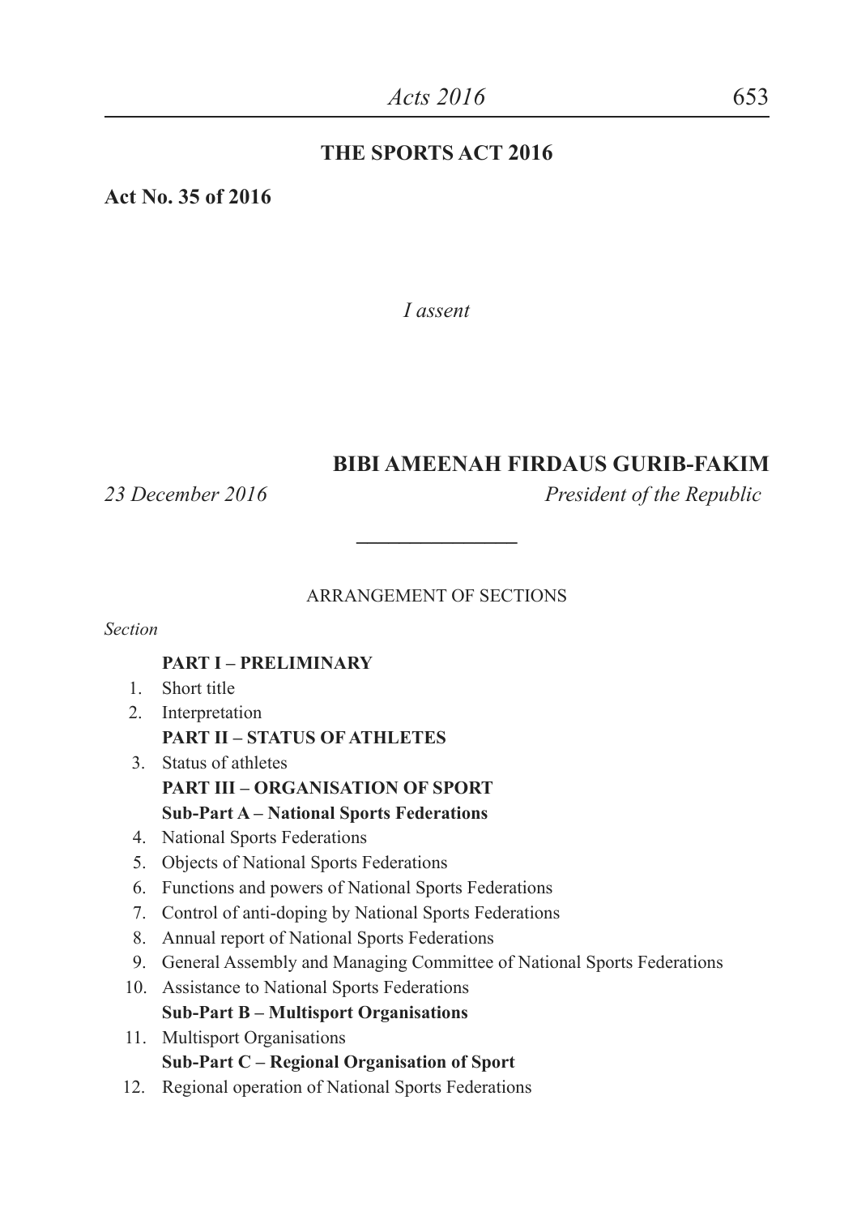# THE SPORTS ACT 2016

**Act No. 35 of 2016**

*I assent*

**BIBI AMEENAH FIRDAUS GURIB-FAKIM**

*23 December 2016* *President of the Republic*

---

ARRANGEMENT OF SECTIONS

*Section*

**PART I – PRELIMINARY**

1. Short title
2. Interpretation

**PART II – STATUS OF ATHLETES**

3. Status of athletes

**PART III – ORGANISATION OF SPORT**

**Sub-Part A – National Sports Federations**

4. National Sports Federations
5. Objects of National Sports Federations
6. Functions and powers of National Sports Federations
7. Control of anti-doping by National Sports Federations
8. Annual report of National Sports Federations
9. General Assembly and Managing Committee of National Sports Federations
10. Assistance to National Sports Federations

**Sub-Part B – Multisport Organisations**

11. Multisport Organisations

**Sub-Part C – Regional Organisation of Sport**

12. Regional operation of National Sports Federations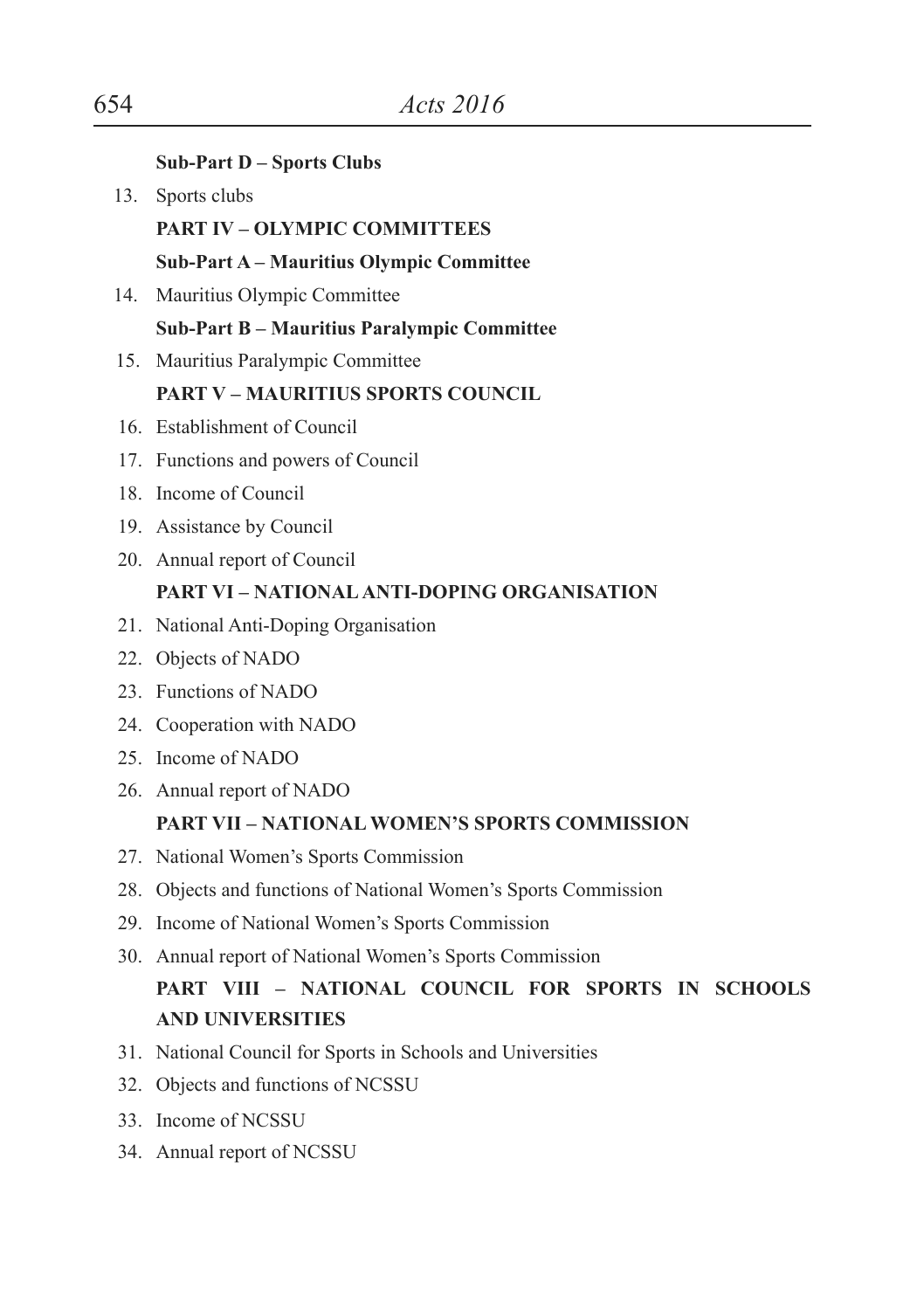**Sub-Part D – Sports Clubs**

13. Sports clubs

**PART IV – OLYMPIC COMMITTEES**

**Sub-Part A – Mauritius Olympic Committee**

14. Mauritius Olympic Committee

**Sub-Part B – Mauritius Paralympic Committee**

15. Mauritius Paralympic Committee

**PART V – MAURITIUS SPORTS COUNCIL**

16. Establishment of Council
17. Functions and powers of Council
18. Income of Council
19. Assistance by Council
20. Annual report of Council

**PART VI – NATIONAL ANTI-DOPING ORGANISATION**

21. National Anti-Doping Organisation
22. Objects of NADO
23. Functions of NADO
24. Cooperation with NADO
25. Income of NADO
26. Annual report of NADO

**PART VII – NATIONAL WOMEN'S SPORTS COMMISSION**

27. National Women's Sports Commission
28. Objects and functions of National Women's Sports Commission
29. Income of National Women's Sports Commission
30. Annual report of National Women's Sports Commission

**PART VIII – NATIONAL COUNCIL FOR SPORTS IN SCHOOLS AND UNIVERSITIES**

31. National Council for Sports in Schools and Universities
32. Objects and functions of NCSSU
33. Income of NCSSU
34. Annual report of NCSSU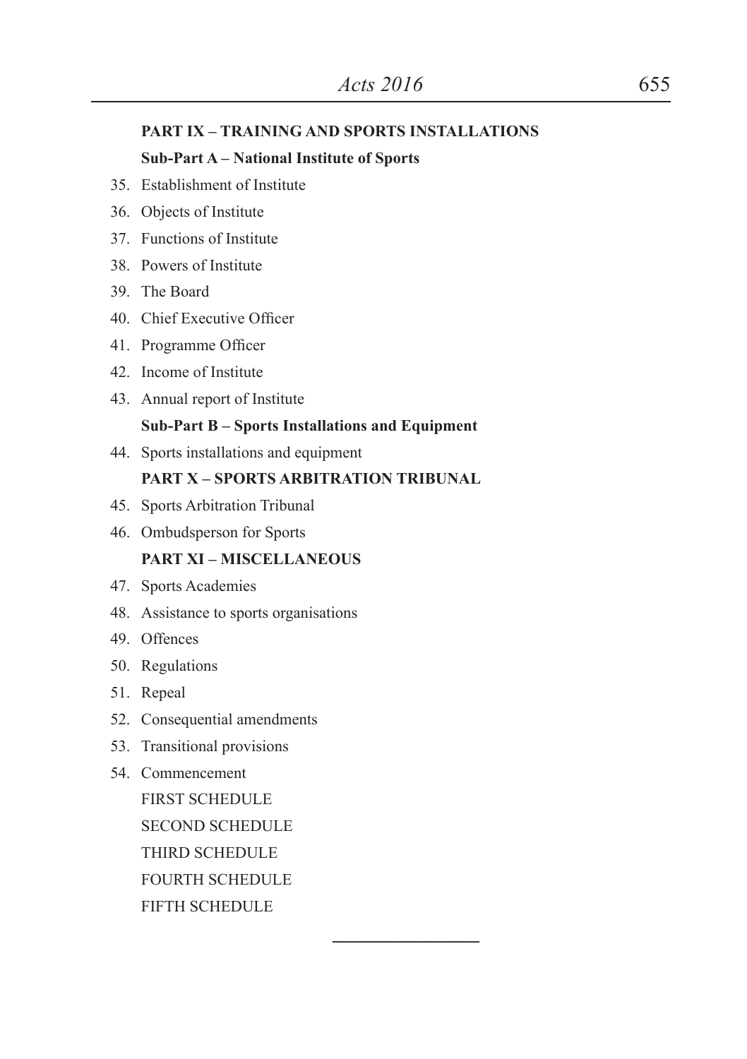**PART IX – TRAINING AND SPORTS INSTALLATIONS**

**Sub-Part A – National Institute of Sports**

35. Establishment of Institute
36. Objects of Institute
37. Functions of Institute
38. Powers of Institute
39. The Board
40. Chief Executive Officer
41. Programme Officer
42. Income of Institute
43. Annual report of Institute

**Sub-Part B – Sports Installations and Equipment**

44. Sports installations and equipment

**PART X – SPORTS ARBITRATION TRIBUNAL**

45. Sports Arbitration Tribunal
46. Ombudsperson for Sports

**PART XI – MISCELLANEOUS**

47. Sports Academies
48. Assistance to sports organisations
49. Offences
50. Regulations
51. Repeal
52. Consequential amendments
53. Transitional provisions
54. Commencement

FIRST SCHEDULE

SECOND SCHEDULE

THIRD SCHEDULE

FOURTH SCHEDULE

FIFTH SCHEDULE

---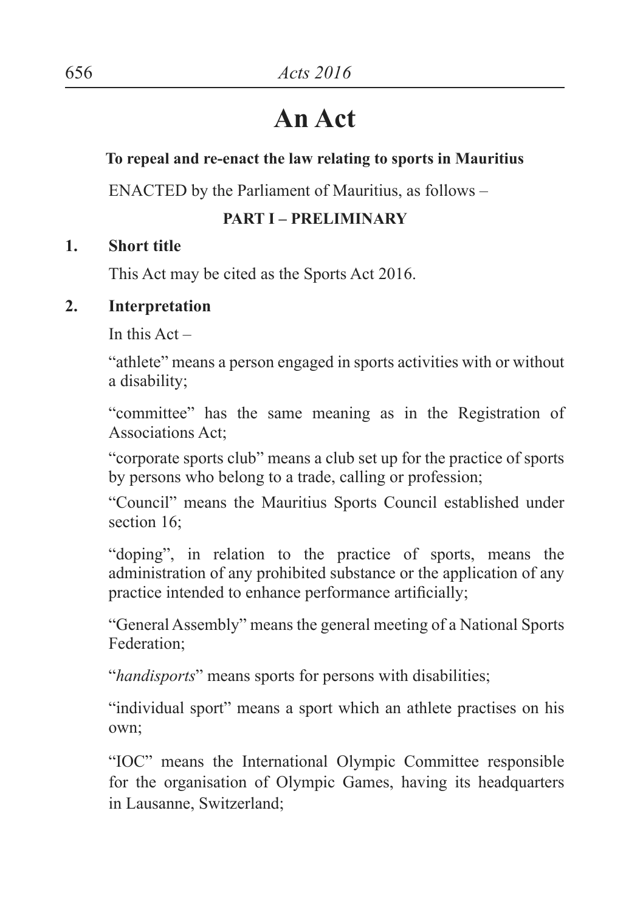# An Act

**To repeal and re-enact the law relating to sports in Mauritius**

ENACTED by the Parliament of Mauritius, as follows –

**PART I – PRELIMINARY**

**1. Short title**

This Act may be cited as the Sports Act 2016.

**2. Interpretation**

In this Act –

"athlete" means a person engaged in sports activities with or without a disability;

"committee" has the same meaning as in the Registration of Associations Act;

"corporate sports club" means a club set up for the practice of sports by persons who belong to a trade, calling or profession;

"Council" means the Mauritius Sports Council established under section 16;

"doping", in relation to the practice of sports, means the administration of any prohibited substance or the application of any practice intended to enhance performance artificially;

"General Assembly" means the general meeting of a National Sports Federation;

"*handisports*" means sports for persons with disabilities;

"individual sport" means a sport which an athlete practises on his own;

"IOC" means the International Olympic Committee responsible for the organisation of Olympic Games, having its headquarters in Lausanne, Switzerland;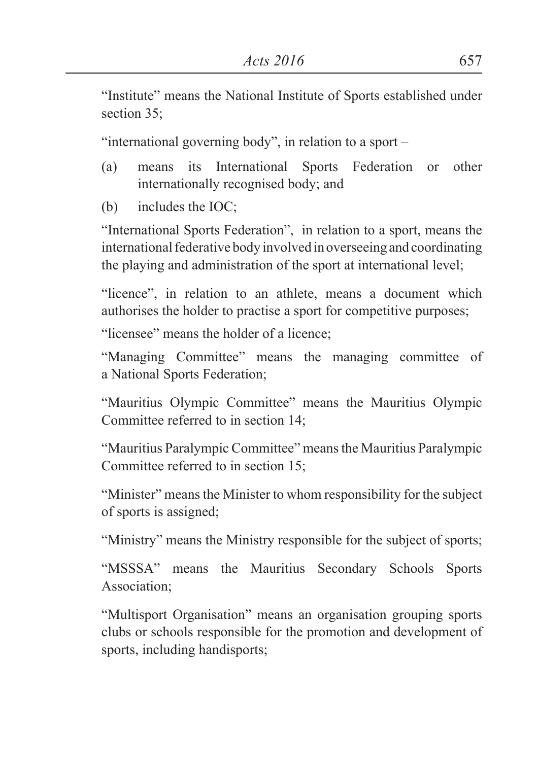"Institute" means the National Institute of Sports established under section 35;

"international governing body", in relation to a sport –

(a) means its International Sports Federation or other internationally recognised body; and

(b) includes the IOC;

"International Sports Federation", in relation to a sport, means the international federative body involved in overseeing and coordinating the playing and administration of the sport at international level;

"licence", in relation to an athlete, means a document which authorises the holder to practise a sport for competitive purposes;

"licensee" means the holder of a licence;

"Managing Committee" means the managing committee of a National Sports Federation;

"Mauritius Olympic Committee" means the Mauritius Olympic Committee referred to in section 14;

"Mauritius Paralympic Committee" means the Mauritius Paralympic Committee referred to in section 15;

"Minister" means the Minister to whom responsibility for the subject of sports is assigned;

"Ministry" means the Ministry responsible for the subject of sports;

"MSSSA" means the Mauritius Secondary Schools Sports Association;

"Multisport Organisation" means an organisation grouping sports clubs or schools responsible for the promotion and development of sports, including handisports;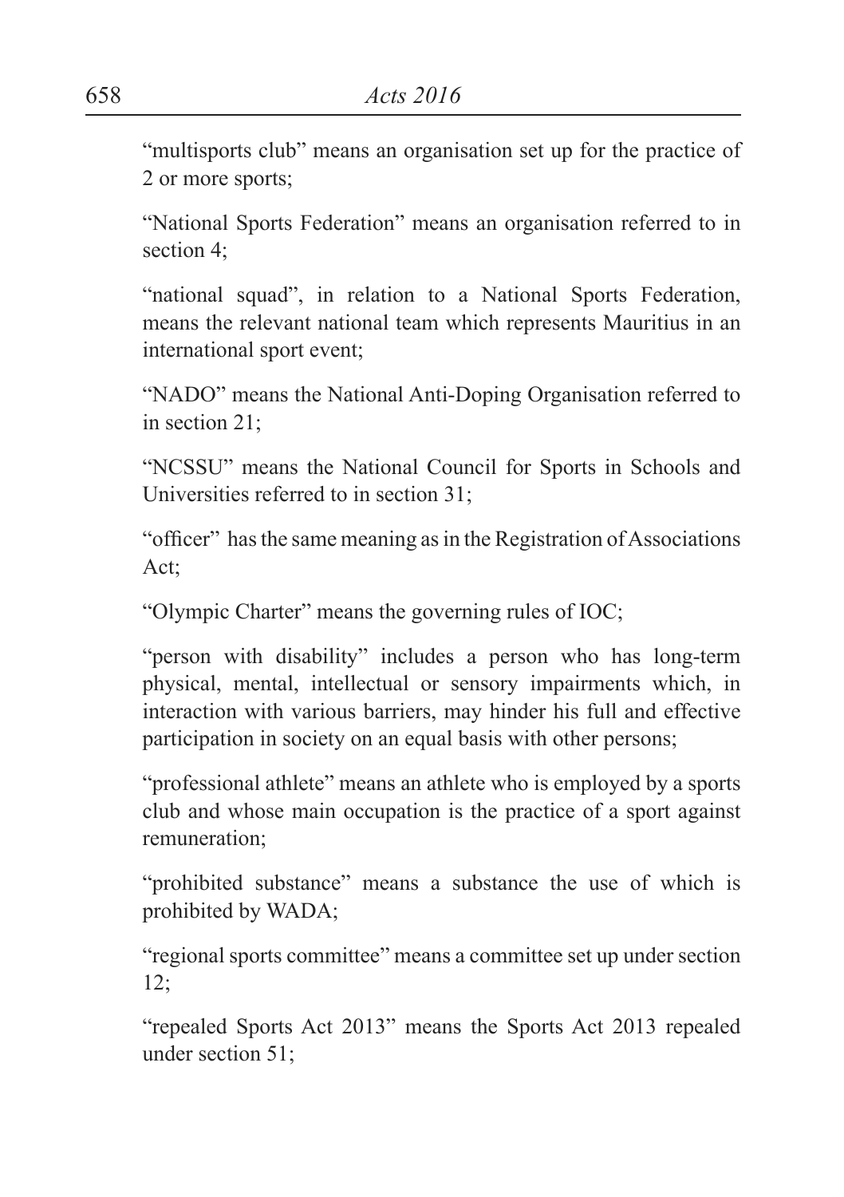"multisports club" means an organisation set up for the practice of 2 or more sports;

"National Sports Federation" means an organisation referred to in section 4;

"national squad", in relation to a National Sports Federation, means the relevant national team which represents Mauritius in an international sport event;

"NADO" means the National Anti-Doping Organisation referred to in section 21;

"NCSSU" means the National Council for Sports in Schools and Universities referred to in section 31;

"officer" has the same meaning as in the Registration of Associations Act;

"Olympic Charter" means the governing rules of IOC;

"person with disability" includes a person who has long-term physical, mental, intellectual or sensory impairments which, in interaction with various barriers, may hinder his full and effective participation in society on an equal basis with other persons;

"professional athlete" means an athlete who is employed by a sports club and whose main occupation is the practice of a sport against remuneration;

"prohibited substance" means a substance the use of which is prohibited by WADA;

"regional sports committee" means a committee set up under section 12;

"repealed Sports Act 2013" means the Sports Act 2013 repealed under section 51;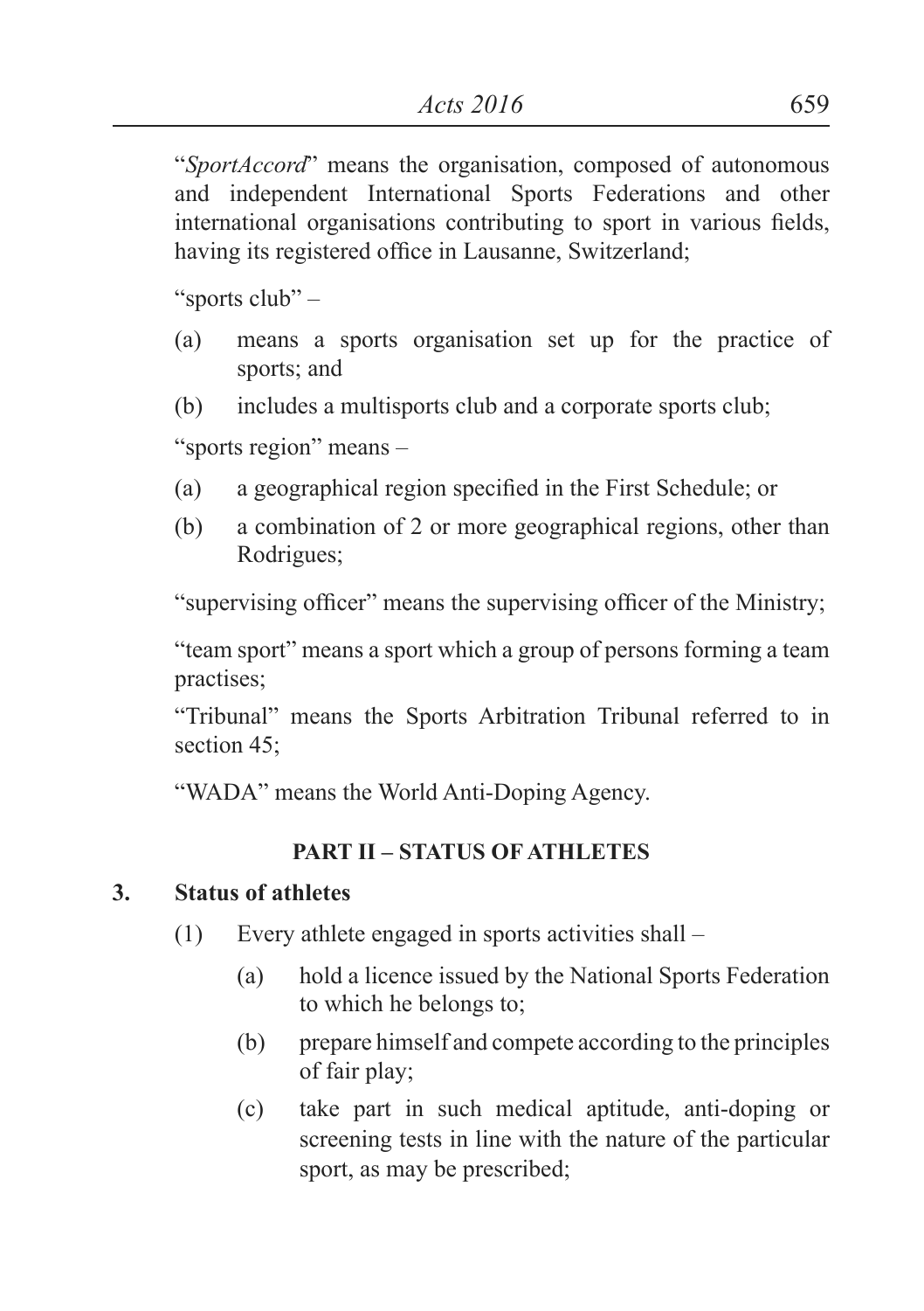"*SportAccord*" means the organisation, composed of autonomous and independent International Sports Federations and other international organisations contributing to sport in various fields, having its registered office in Lausanne, Switzerland;

"sports club" –

(a) means a sports organisation set up for the practice of sports; and

(b) includes a multisports club and a corporate sports club;

"sports region" means –

(a) a geographical region specified in the First Schedule; or

(b) a combination of 2 or more geographical regions, other than Rodrigues;

"supervising officer" means the supervising officer of the Ministry;

"team sport" means a sport which a group of persons forming a team practises;

"Tribunal" means the Sports Arbitration Tribunal referred to in section 45;

"WADA" means the World Anti-Doping Agency.

## PART II – STATUS OF ATHLETES

### 3. Status of athletes

(1) Every athlete engaged in sports activities shall –

(a) hold a licence issued by the National Sports Federation to which he belongs to;

(b) prepare himself and compete according to the principles of fair play;

(c) take part in such medical aptitude, anti-doping or screening tests in line with the nature of the particular sport, as may be prescribed;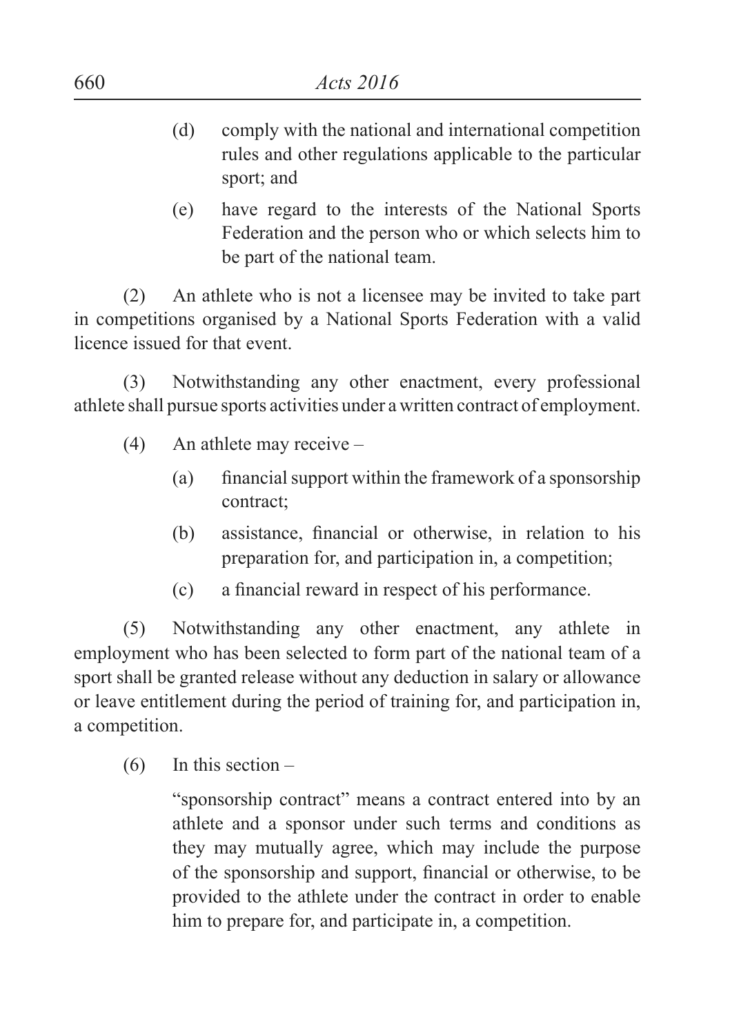(d) comply with the national and international competition rules and other regulations applicable to the particular sport; and

(e) have regard to the interests of the National Sports Federation and the person who or which selects him to be part of the national team.

(2) An athlete who is not a licensee may be invited to take part in competitions organised by a National Sports Federation with a valid licence issued for that event.

(3) Notwithstanding any other enactment, every professional athlete shall pursue sports activities under a written contract of employment.

(4) An athlete may receive –

(a) financial support within the framework of a sponsorship contract;

(b) assistance, financial or otherwise, in relation to his preparation for, and participation in, a competition;

(c) a financial reward in respect of his performance.

(5) Notwithstanding any other enactment, any athlete in employment who has been selected to form part of the national team of a sport shall be granted release without any deduction in salary or allowance or leave entitlement during the period of training for, and participation in, a competition.

(6) In this section –

"sponsorship contract" means a contract entered into by an athlete and a sponsor under such terms and conditions as they may mutually agree, which may include the purpose of the sponsorship and support, financial or otherwise, to be provided to the athlete under the contract in order to enable him to prepare for, and participate in, a competition.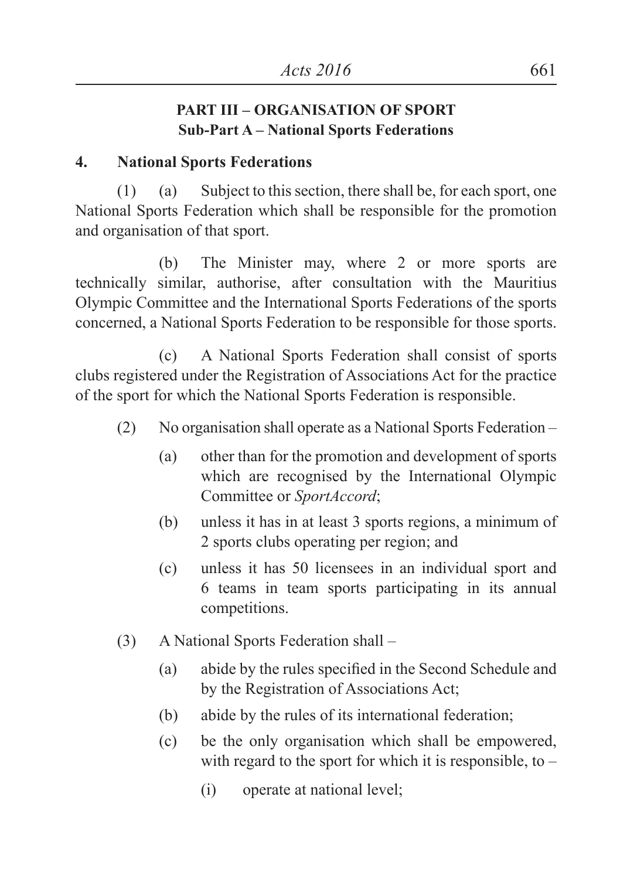## PART III – ORGANISATION OF SPORT

### Sub-Part A – National Sports Federations

**4. National Sports Federations**

(1) (a) Subject to this section, there shall be, for each sport, one National Sports Federation which shall be responsible for the promotion and organisation of that sport.

(b) The Minister may, where 2 or more sports are technically similar, authorise, after consultation with the Mauritius Olympic Committee and the International Sports Federations of the sports concerned, a National Sports Federation to be responsible for those sports.

(c) A National Sports Federation shall consist of sports clubs registered under the Registration of Associations Act for the practice of the sport for which the National Sports Federation is responsible.

(2) No organisation shall operate as a National Sports Federation –

- (a) other than for the promotion and development of sports which are recognised by the International Olympic Committee or *SportAccord*;
- (b) unless it has in at least 3 sports regions, a minimum of 2 sports clubs operating per region; and
- (c) unless it has 50 licensees in an individual sport and 6 teams in team sports participating in its annual competitions.

(3) A National Sports Federation shall –

- (a) abide by the rules specified in the Second Schedule and by the Registration of Associations Act;
- (b) abide by the rules of its international federation;
- (c) be the only organisation which shall be empowered, with regard to the sport for which it is responsible, to –
  - (i) operate at national level;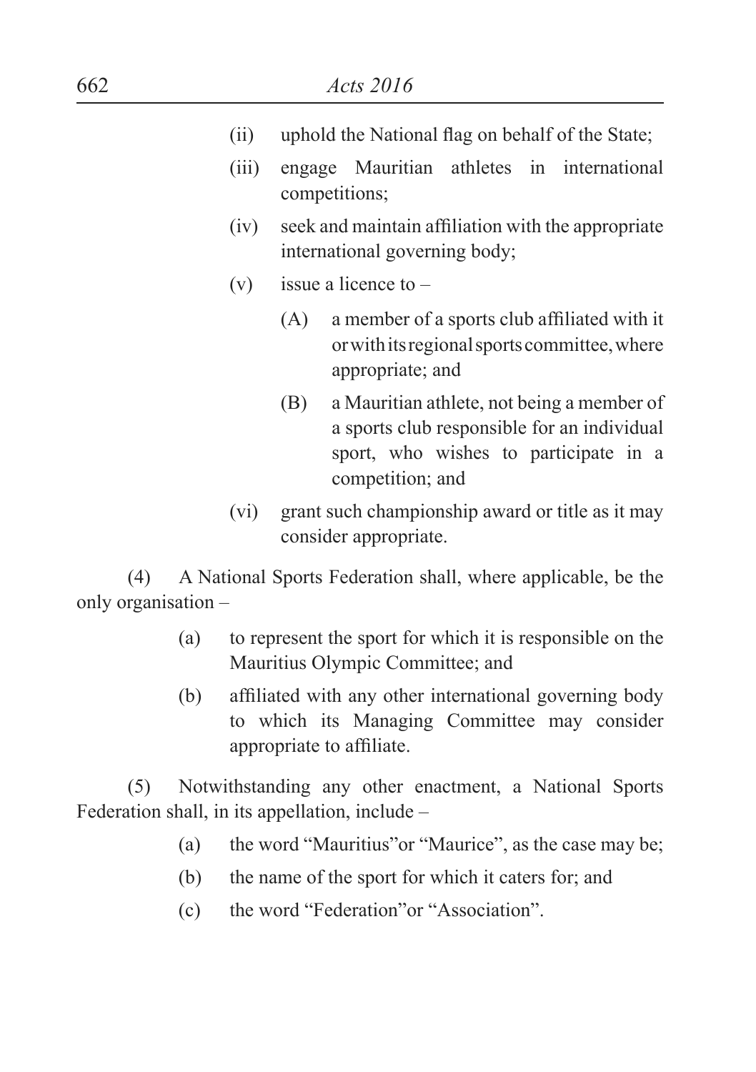(ii) uphold the National flag on behalf of the State;

(iii) engage Mauritian athletes in international competitions;

(iv) seek and maintain affiliation with the appropriate international governing body;

(v) issue a licence to –

(A) a member of a sports club affiliated with it or with its regional sports committee, where appropriate; and

(B) a Mauritian athlete, not being a member of a sports club responsible for an individual sport, who wishes to participate in a competition; and

(vi) grant such championship award or title as it may consider appropriate.

(4) A National Sports Federation shall, where applicable, be the only organisation –

(a) to represent the sport for which it is responsible on the Mauritius Olympic Committee; and

(b) affiliated with any other international governing body to which its Managing Committee may consider appropriate to affiliate.

(5) Notwithstanding any other enactment, a National Sports Federation shall, in its appellation, include –

(a) the word "Mauritius"or "Maurice", as the case may be;

(b) the name of the sport for which it caters for; and

(c) the word "Federation"or "Association".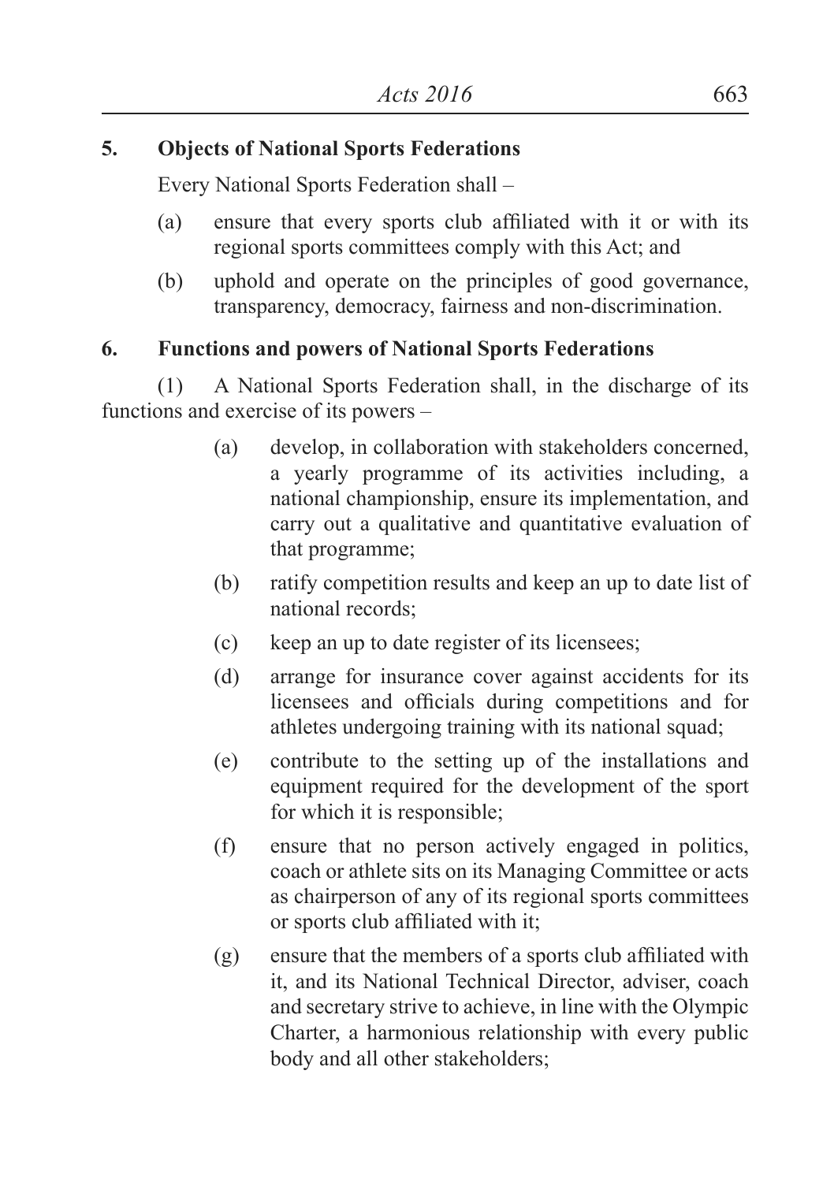**5. Objects of National Sports Federations**

Every National Sports Federation shall –

(a) ensure that every sports club affiliated with it or with its regional sports committees comply with this Act; and

(b) uphold and operate on the principles of good governance, transparency, democracy, fairness and non-discrimination.

**6. Functions and powers of National Sports Federations**

(1) A National Sports Federation shall, in the discharge of its functions and exercise of its powers –

(a) develop, in collaboration with stakeholders concerned, a yearly programme of its activities including, a national championship, ensure its implementation, and carry out a qualitative and quantitative evaluation of that programme;

(b) ratify competition results and keep an up to date list of national records;

(c) keep an up to date register of its licensees;

(d) arrange for insurance cover against accidents for its licensees and officials during competitions and for athletes undergoing training with its national squad;

(e) contribute to the setting up of the installations and equipment required for the development of the sport for which it is responsible;

(f) ensure that no person actively engaged in politics, coach or athlete sits on its Managing Committee or acts as chairperson of any of its regional sports committees or sports club affiliated with it;

(g) ensure that the members of a sports club affiliated with it, and its National Technical Director, adviser, coach and secretary strive to achieve, in line with the Olympic Charter, a harmonious relationship with every public body and all other stakeholders;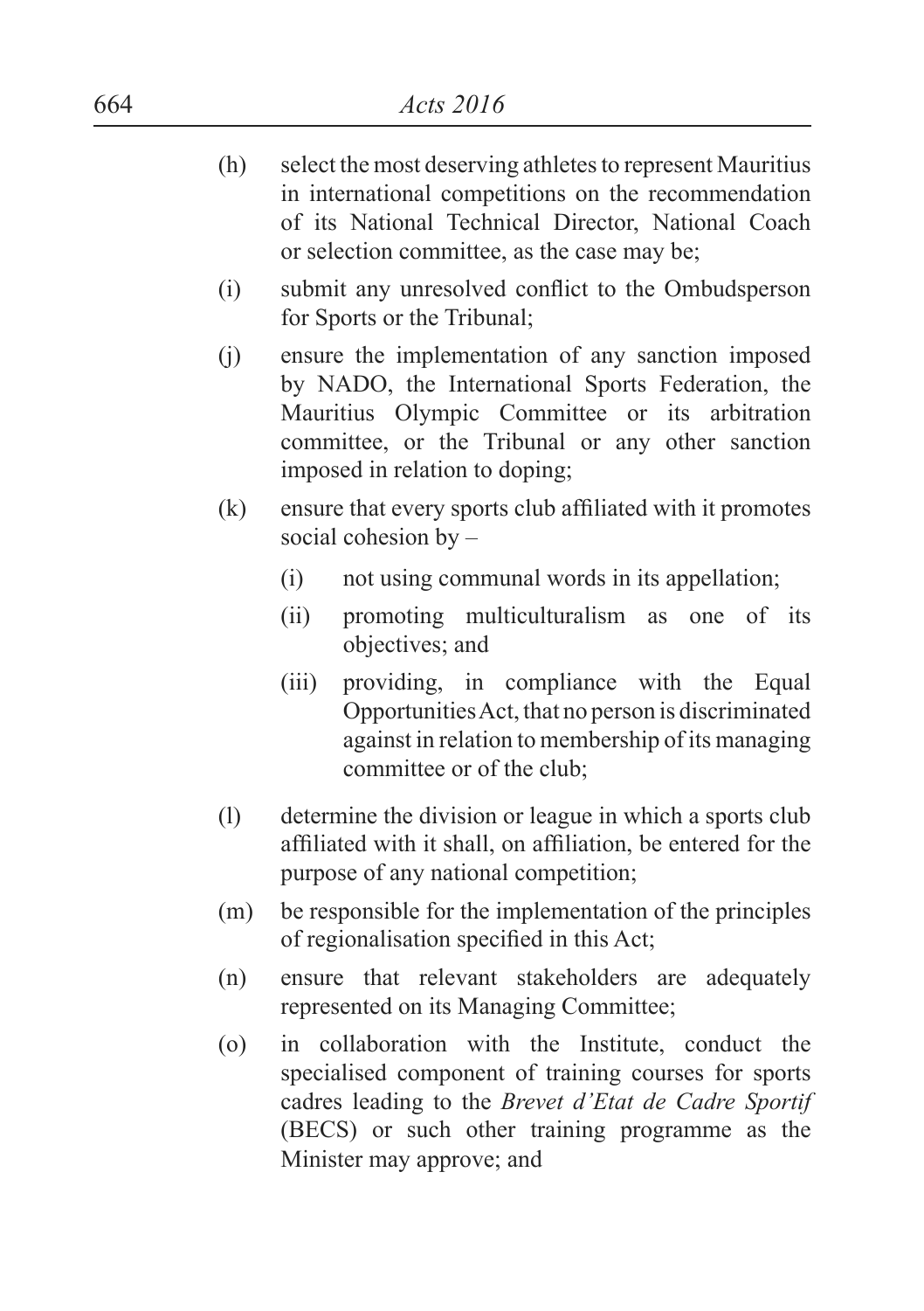(h) select the most deserving athletes to represent Mauritius in international competitions on the recommendation of its National Technical Director, National Coach or selection committee, as the case may be;

(i) submit any unresolved conflict to the Ombudsperson for Sports or the Tribunal;

(j) ensure the implementation of any sanction imposed by NADO, the International Sports Federation, the Mauritius Olympic Committee or its arbitration committee, or the Tribunal or any other sanction imposed in relation to doping;

(k) ensure that every sports club affiliated with it promotes social cohesion by –

 (i) not using communal words in its appellation;

 (ii) promoting multiculturalism as one of its objectives; and

 (iii) providing, in compliance with the Equal Opportunities Act, that no person is discriminated against in relation to membership of its managing committee or of the club;

(l) determine the division or league in which a sports club affiliated with it shall, on affiliation, be entered for the purpose of any national competition;

(m) be responsible for the implementation of the principles of regionalisation specified in this Act;

(n) ensure that relevant stakeholders are adequately represented on its Managing Committee;

(o) in collaboration with the Institute, conduct the specialised component of training courses for sports cadres leading to the *Brevet d'Etat de Cadre Sportif* (BECS) or such other training programme as the Minister may approve; and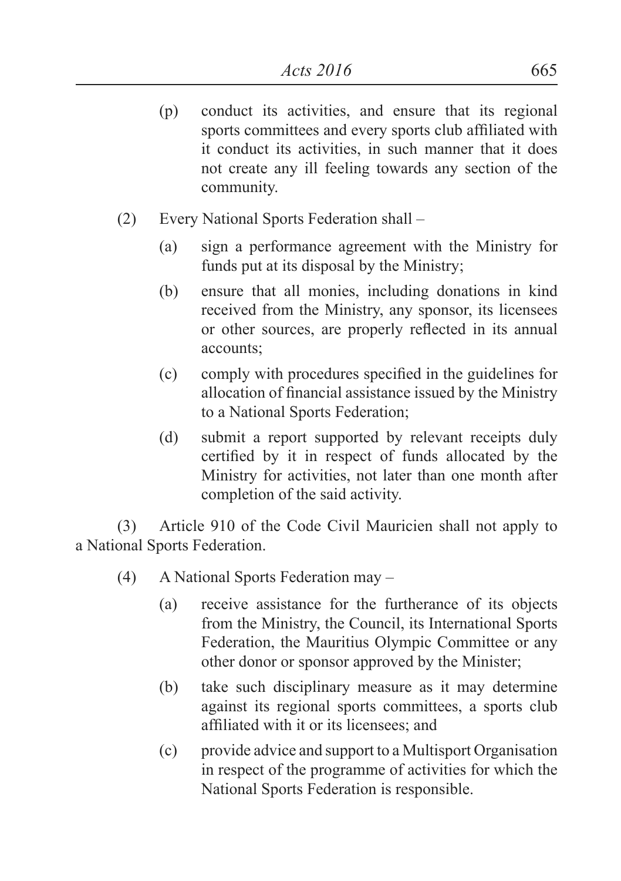(p) conduct its activities, and ensure that its regional sports committees and every sports club affiliated with it conduct its activities, in such manner that it does not create any ill feeling towards any section of the community.

(2) Every National Sports Federation shall –

(a) sign a performance agreement with the Ministry for funds put at its disposal by the Ministry;

(b) ensure that all monies, including donations in kind received from the Ministry, any sponsor, its licensees or other sources, are properly reflected in its annual accounts;

(c) comply with procedures specified in the guidelines for allocation of financial assistance issued by the Ministry to a National Sports Federation;

(d) submit a report supported by relevant receipts duly certified by it in respect of funds allocated by the Ministry for activities, not later than one month after completion of the said activity.

(3) Article 910 of the Code Civil Mauricien shall not apply to a National Sports Federation.

(4) A National Sports Federation may –

(a) receive assistance for the furtherance of its objects from the Ministry, the Council, its International Sports Federation, the Mauritius Olympic Committee or any other donor or sponsor approved by the Minister;

(b) take such disciplinary measure as it may determine against its regional sports committees, a sports club affiliated with it or its licensees; and

(c) provide advice and support to a Multisport Organisation in respect of the programme of activities for which the National Sports Federation is responsible.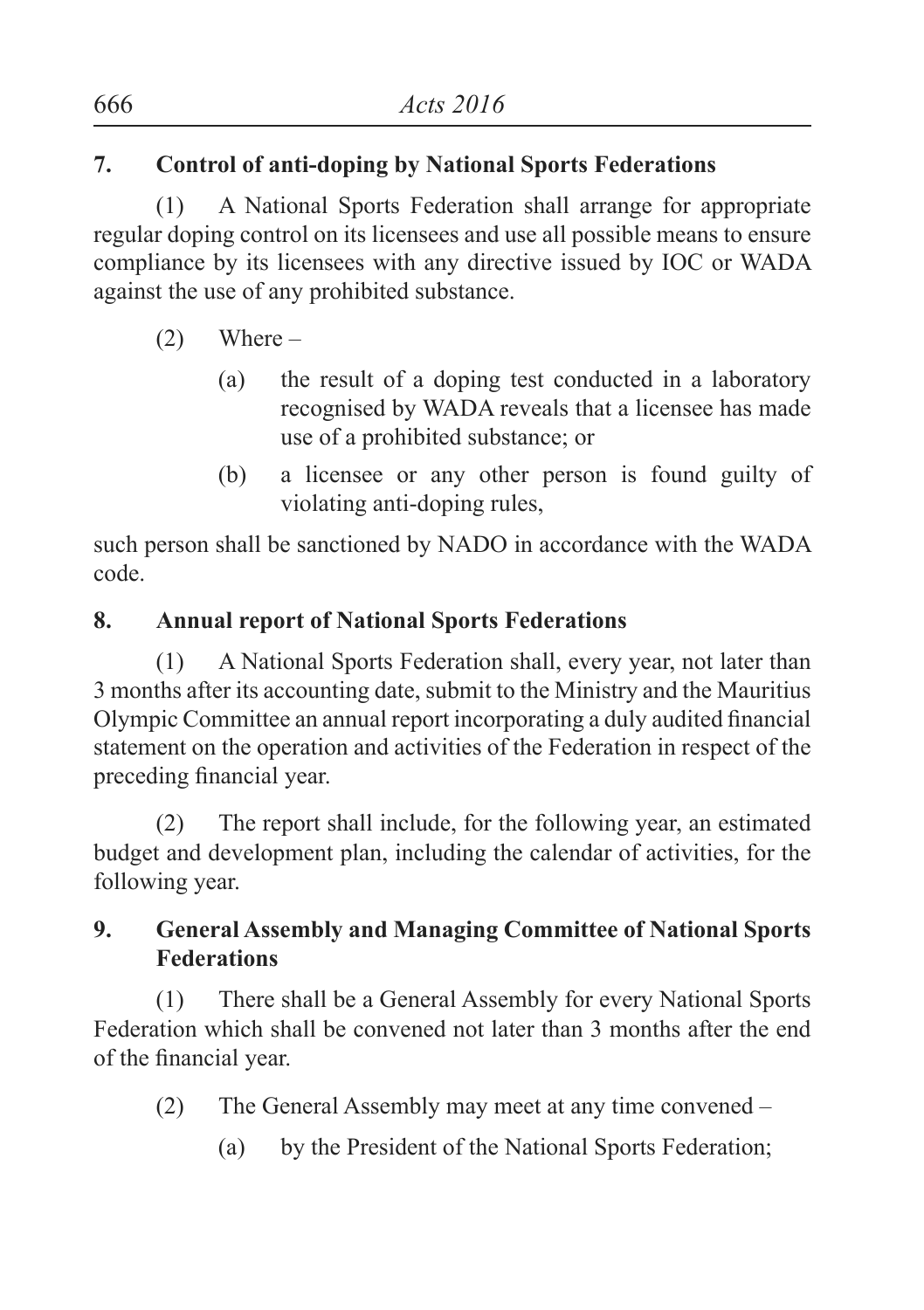**7. Control of anti-doping by National Sports Federations**

(1) A National Sports Federation shall arrange for appropriate regular doping control on its licensees and use all possible means to ensure compliance by its licensees with any directive issued by IOC or WADA against the use of any prohibited substance.

(2) Where –

- (a) the result of a doping test conducted in a laboratory recognised by WADA reveals that a licensee has made use of a prohibited substance; or
- (b) a licensee or any other person is found guilty of violating anti-doping rules,

such person shall be sanctioned by NADO in accordance with the WADA code.

**8. Annual report of National Sports Federations**

(1) A National Sports Federation shall, every year, not later than 3 months after its accounting date, submit to the Ministry and the Mauritius Olympic Committee an annual report incorporating a duly audited financial statement on the operation and activities of the Federation in respect of the preceding financial year.

(2) The report shall include, for the following year, an estimated budget and development plan, including the calendar of activities, for the following year.

**9. General Assembly and Managing Committee of National Sports Federations**

(1) There shall be a General Assembly for every National Sports Federation which shall be convened not later than 3 months after the end of the financial year.

(2) The General Assembly may meet at any time convened –

- (a) by the President of the National Sports Federation;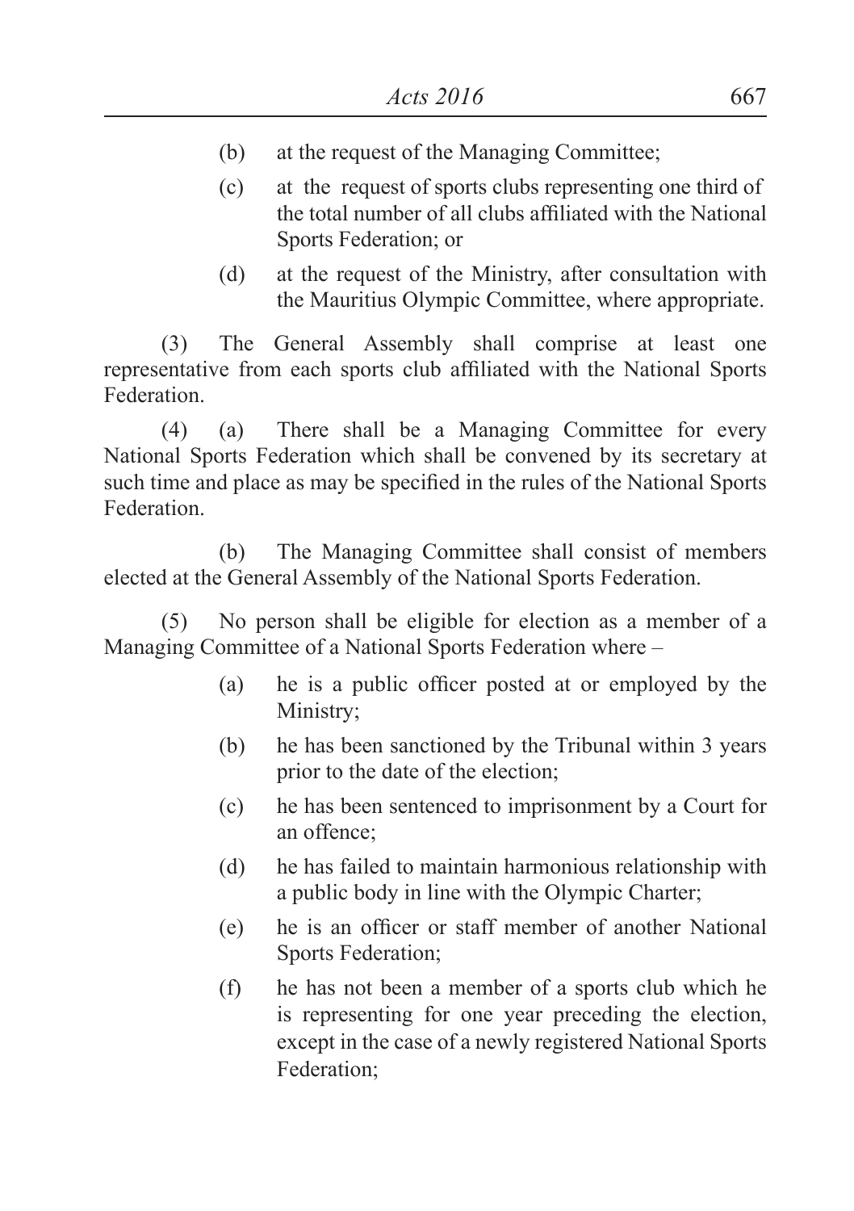(b) at the request of the Managing Committee;

(c) at the request of sports clubs representing one third of the total number of all clubs affiliated with the National Sports Federation; or

(d) at the request of the Ministry, after consultation with the Mauritius Olympic Committee, where appropriate.

(3) The General Assembly shall comprise at least one representative from each sports club affiliated with the National Sports Federation.

(4) (a) There shall be a Managing Committee for every National Sports Federation which shall be convened by its secretary at such time and place as may be specified in the rules of the National Sports Federation.

(b) The Managing Committee shall consist of members elected at the General Assembly of the National Sports Federation.

(5) No person shall be eligible for election as a member of a Managing Committee of a National Sports Federation where –

(a) he is a public officer posted at or employed by the Ministry;

(b) he has been sanctioned by the Tribunal within 3 years prior to the date of the election;

(c) he has been sentenced to imprisonment by a Court for an offence;

(d) he has failed to maintain harmonious relationship with a public body in line with the Olympic Charter;

(e) he is an officer or staff member of another National Sports Federation;

(f) he has not been a member of a sports club which he is representing for one year preceding the election, except in the case of a newly registered National Sports Federation;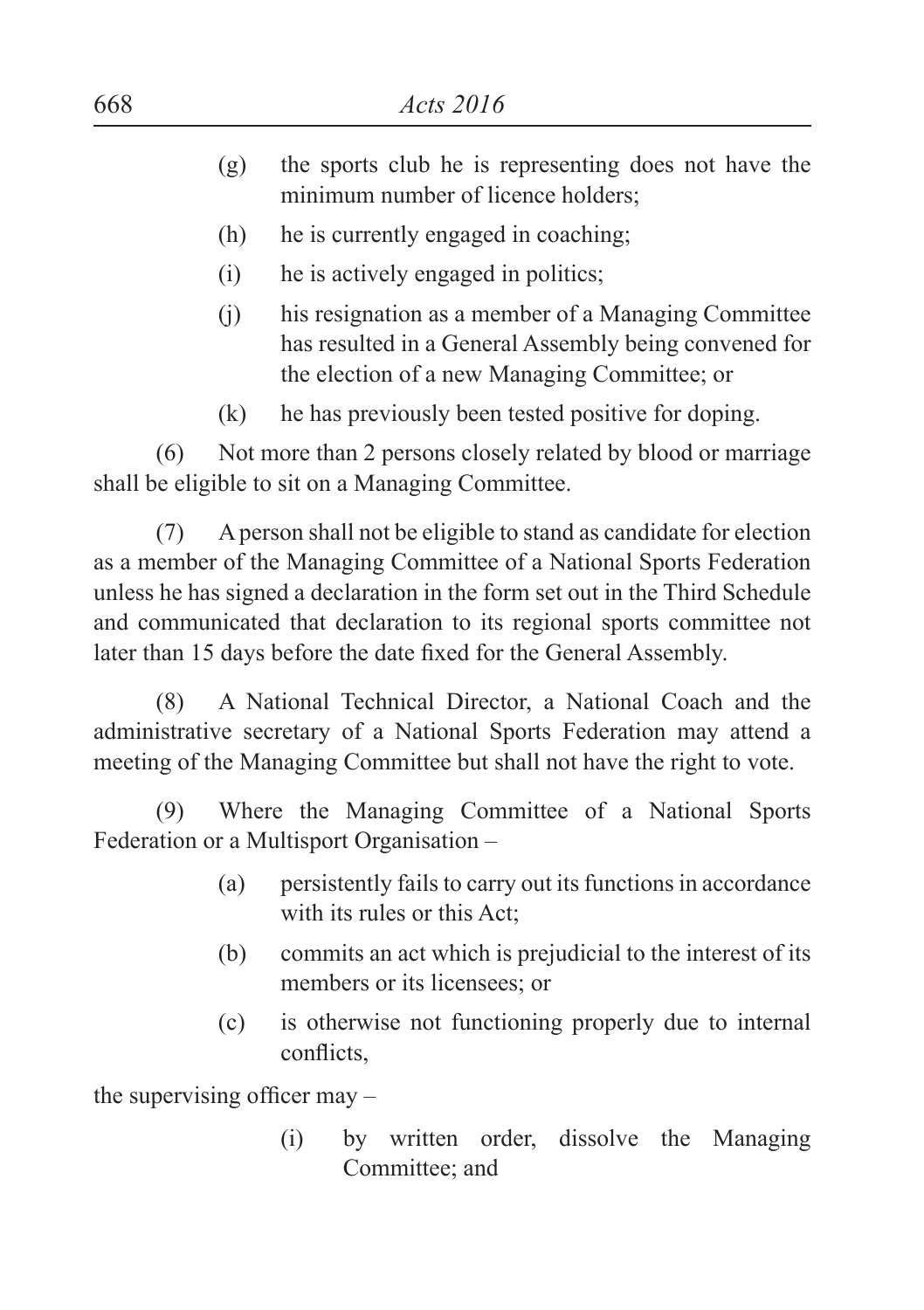(g) the sports club he is representing does not have the minimum number of licence holders;

(h) he is currently engaged in coaching;

(i) he is actively engaged in politics;

(j) his resignation as a member of a Managing Committee has resulted in a General Assembly being convened for the election of a new Managing Committee; or

(k) he has previously been tested positive for doping.

(6) Not more than 2 persons closely related by blood or marriage shall be eligible to sit on a Managing Committee.

(7) A person shall not be eligible to stand as candidate for election as a member of the Managing Committee of a National Sports Federation unless he has signed a declaration in the form set out in the Third Schedule and communicated that declaration to its regional sports committee not later than 15 days before the date fixed for the General Assembly.

(8) A National Technical Director, a National Coach and the administrative secretary of a National Sports Federation may attend a meeting of the Managing Committee but shall not have the right to vote.

(9) Where the Managing Committee of a National Sports Federation or a Multisport Organisation –

(a) persistently fails to carry out its functions in accordance with its rules or this Act;

(b) commits an act which is prejudicial to the interest of its members or its licensees; or

(c) is otherwise not functioning properly due to internal conflicts,

the supervising officer may –

(i) by written order, dissolve the Managing Committee; and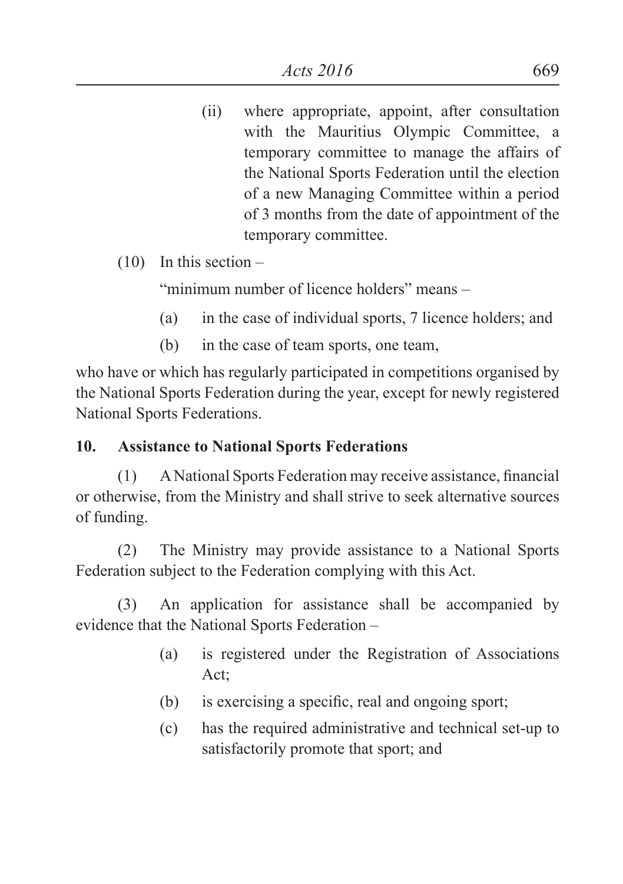(ii) where appropriate, appoint, after consultation with the Mauritius Olympic Committee, a temporary committee to manage the affairs of the National Sports Federation until the election of a new Managing Committee within a period of 3 months from the date of appointment of the temporary committee.

(10) In this section –

"minimum number of licence holders" means –

(a) in the case of individual sports, 7 licence holders; and

(b) in the case of team sports, one team,

who have or which has regularly participated in competitions organised by the National Sports Federation during the year, except for newly registered National Sports Federations.

**10. Assistance to National Sports Federations**

(1) A National Sports Federation may receive assistance, financial or otherwise, from the Ministry and shall strive to seek alternative sources of funding.

(2) The Ministry may provide assistance to a National Sports Federation subject to the Federation complying with this Act.

(3) An application for assistance shall be accompanied by evidence that the National Sports Federation –

(a) is registered under the Registration of Associations Act;

(b) is exercising a specific, real and ongoing sport;

(c) has the required administrative and technical set-up to satisfactorily promote that sport; and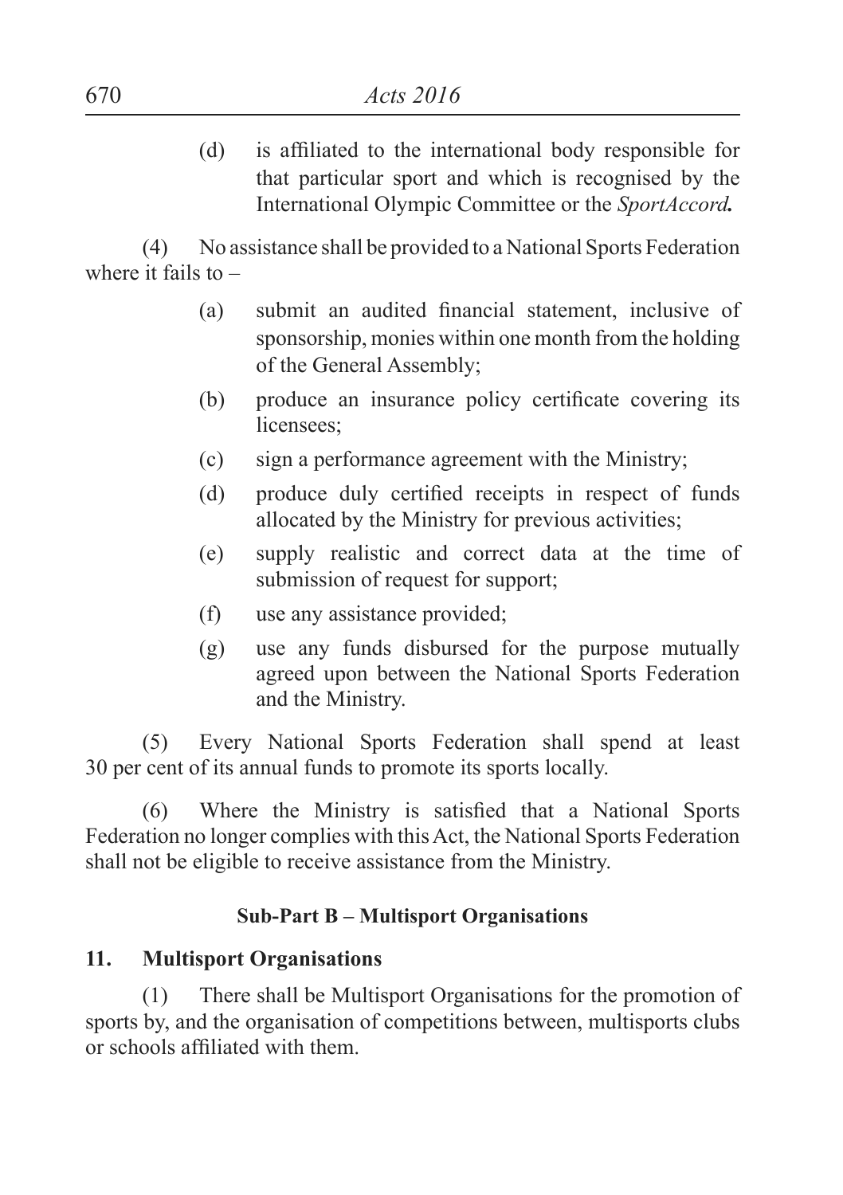(d) is affiliated to the international body responsible for that particular sport and which is recognised by the International Olympic Committee or the ***SportAccord***.

(4) No assistance shall be provided to a National Sports Federation where it fails to –

(a) submit an audited financial statement, inclusive of sponsorship, monies within one month from the holding of the General Assembly;

(b) produce an insurance policy certificate covering its licensees;

(c) sign a performance agreement with the Ministry;

(d) produce duly certified receipts in respect of funds allocated by the Ministry for previous activities;

(e) supply realistic and correct data at the time of submission of request for support;

(f) use any assistance provided;

(g) use any funds disbursed for the purpose mutually agreed upon between the National Sports Federation and the Ministry.

(5) Every National Sports Federation shall spend at least 30 per cent of its annual funds to promote its sports locally.

(6) Where the Ministry is satisfied that a National Sports Federation no longer complies with this Act, the National Sports Federation shall not be eligible to receive assistance from the Ministry.

### Sub-Part B – Multisport Organisations

**11. Multisport Organisations**

(1) There shall be Multisport Organisations for the promotion of sports by, and the organisation of competitions between, multisports clubs or schools affiliated with them.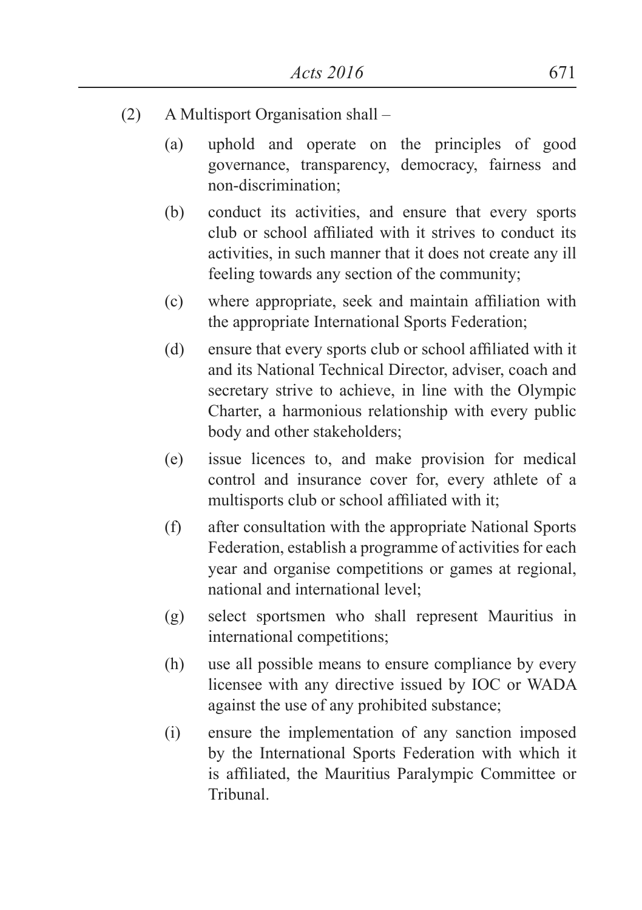(2) A Multisport Organisation shall –

(a) uphold and operate on the principles of good governance, transparency, democracy, fairness and non-discrimination;

(b) conduct its activities, and ensure that every sports club or school affiliated with it strives to conduct its activities, in such manner that it does not create any ill feeling towards any section of the community;

(c) where appropriate, seek and maintain affiliation with the appropriate International Sports Federation;

(d) ensure that every sports club or school affiliated with it and its National Technical Director, adviser, coach and secretary strive to achieve, in line with the Olympic Charter, a harmonious relationship with every public body and other stakeholders;

(e) issue licences to, and make provision for medical control and insurance cover for, every athlete of a multisports club or school affiliated with it;

(f) after consultation with the appropriate National Sports Federation, establish a programme of activities for each year and organise competitions or games at regional, national and international level;

(g) select sportsmen who shall represent Mauritius in international competitions;

(h) use all possible means to ensure compliance by every licensee with any directive issued by IOC or WADA against the use of any prohibited substance;

(i) ensure the implementation of any sanction imposed by the International Sports Federation with which it is affiliated, the Mauritius Paralympic Committee or Tribunal.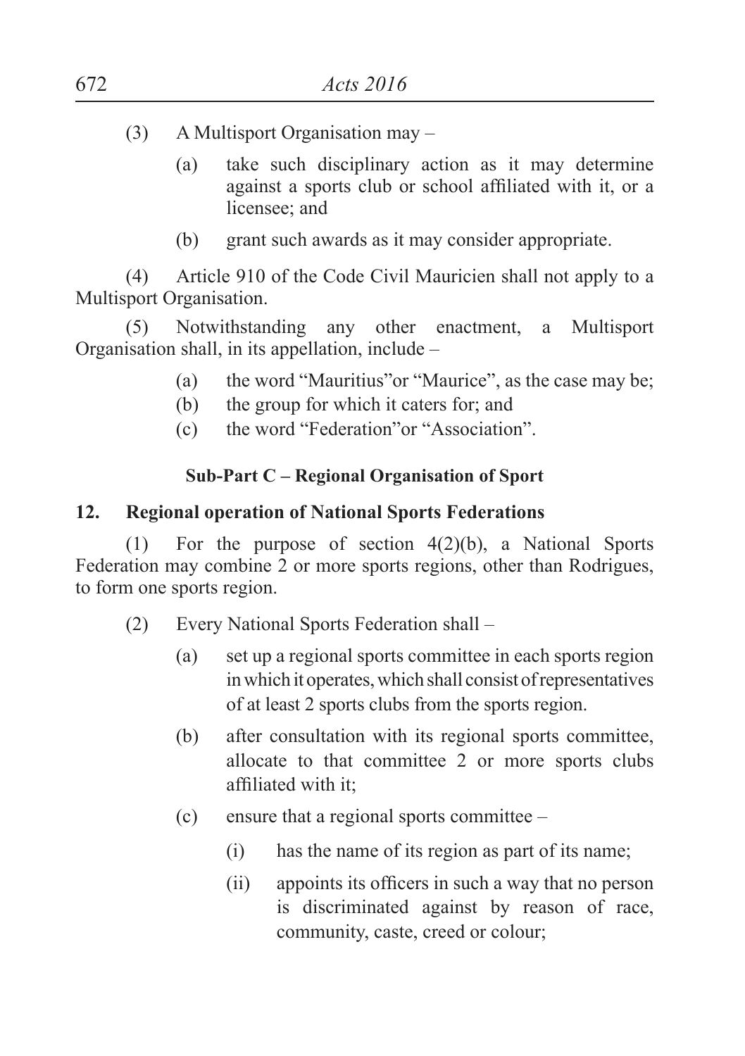(3) A Multisport Organisation may –

(a) take such disciplinary action as it may determine against a sports club or school affiliated with it, or a licensee; and

(b) grant such awards as it may consider appropriate.

(4) Article 910 of the Code Civil Mauricien shall not apply to a Multisport Organisation.

(5) Notwithstanding any other enactment, a Multisport Organisation shall, in its appellation, include –

(a) the word "Mauritius"or "Maurice", as the case may be;

(b) the group for which it caters for; and

(c) the word "Federation"or "Association".

### Sub-Part C – Regional Organisation of Sport

### 12. Regional operation of National Sports Federations

(1) For the purpose of section 4(2)(b), a National Sports Federation may combine 2 or more sports regions, other than Rodrigues, to form one sports region.

(2) Every National Sports Federation shall –

(a) set up a regional sports committee in each sports region in which it operates, which shall consist of representatives of at least 2 sports clubs from the sports region.

(b) after consultation with its regional sports committee, allocate to that committee 2 or more sports clubs affiliated with it;

(c) ensure that a regional sports committee –

(i) has the name of its region as part of its name;

(ii) appoints its officers in such a way that no person is discriminated against by reason of race, community, caste, creed or colour;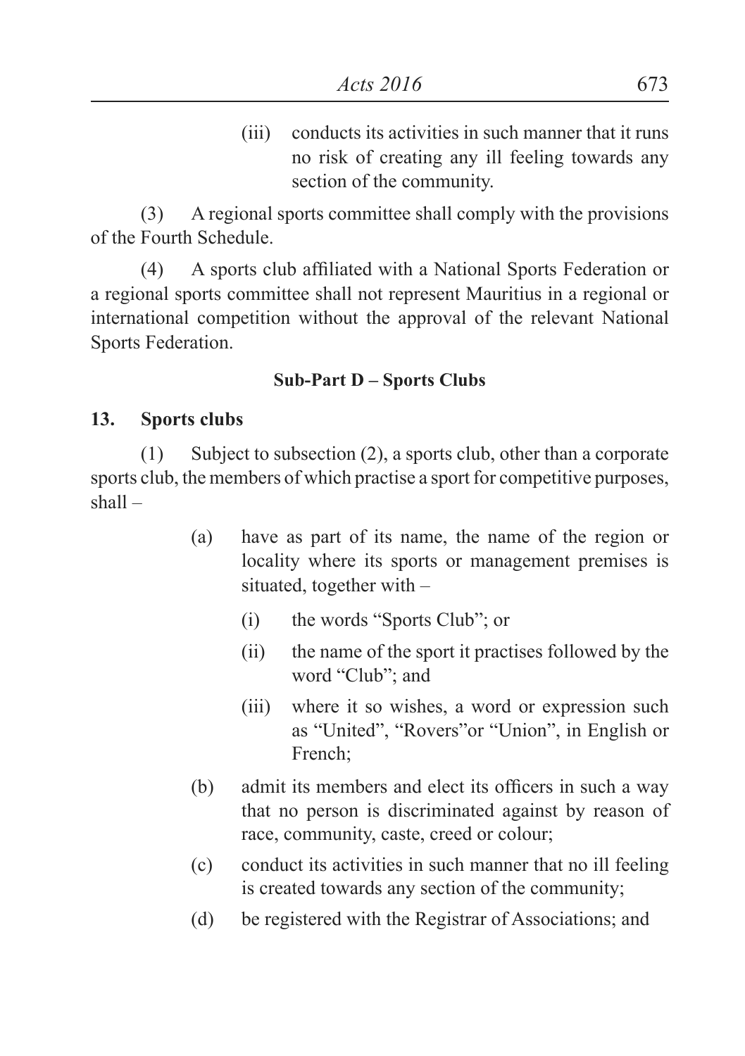(iii) conducts its activities in such manner that it runs no risk of creating any ill feeling towards any section of the community.

(3) A regional sports committee shall comply with the provisions of the Fourth Schedule.

(4) A sports club affiliated with a National Sports Federation or a regional sports committee shall not represent Mauritius in a regional or international competition without the approval of the relevant National Sports Federation.

**Sub-Part D – Sports Clubs**

**13. Sports clubs**

(1) Subject to subsection (2), a sports club, other than a corporate sports club, the members of which practise a sport for competitive purposes, shall –

(a) have as part of its name, the name of the region or locality where its sports or management premises is situated, together with –

(i) the words "Sports Club"; or

(ii) the name of the sport it practises followed by the word "Club"; and

(iii) where it so wishes, a word or expression such as "United", "Rovers"or "Union", in English or French;

(b) admit its members and elect its officers in such a way that no person is discriminated against by reason of race, community, caste, creed or colour;

(c) conduct its activities in such manner that no ill feeling is created towards any section of the community;

(d) be registered with the Registrar of Associations; and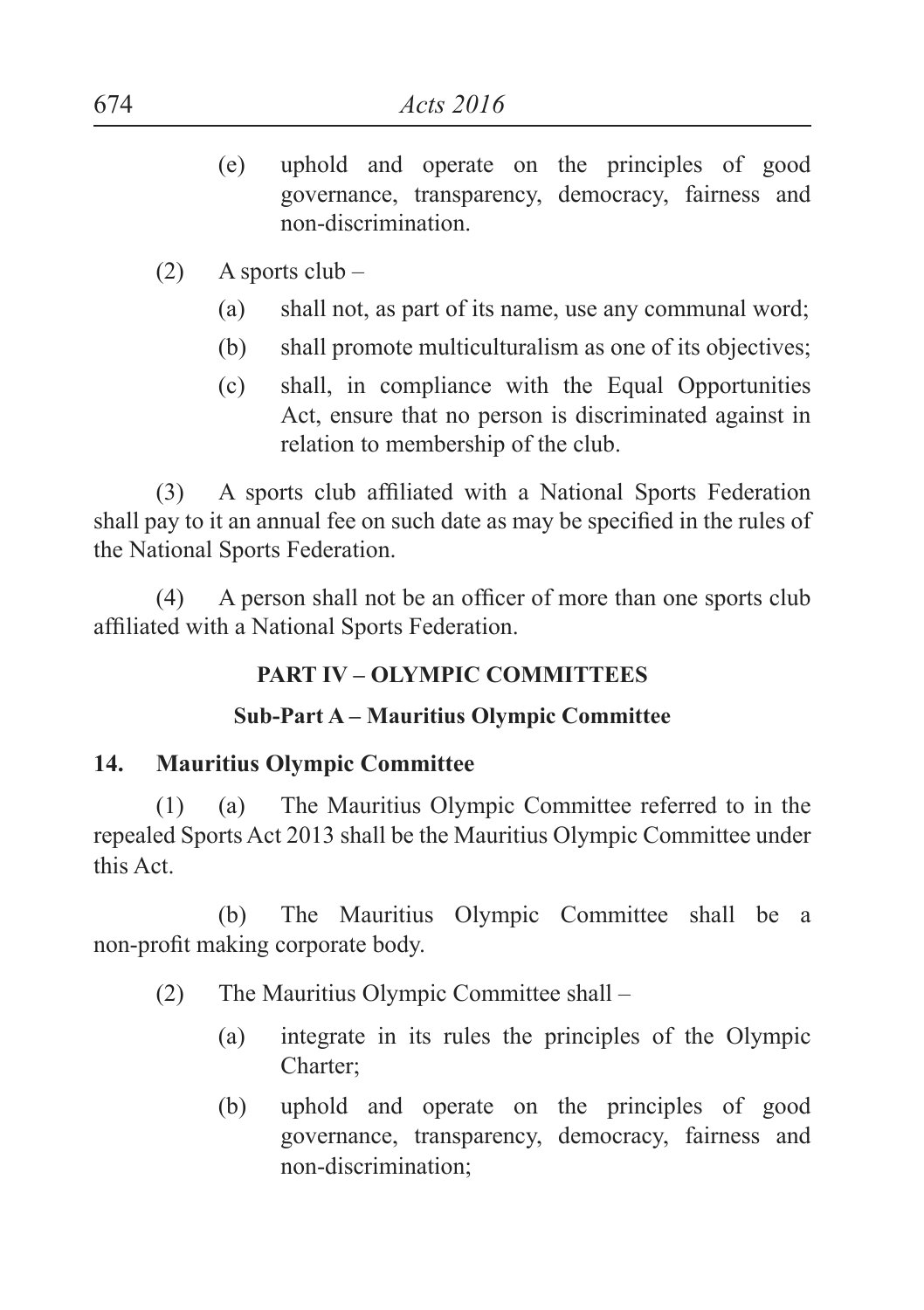(e) uphold and operate on the principles of good governance, transparency, democracy, fairness and non-discrimination.

(2) A sports club –

(a) shall not, as part of its name, use any communal word;

(b) shall promote multiculturalism as one of its objectives;

(c) shall, in compliance with the Equal Opportunities Act, ensure that no person is discriminated against in relation to membership of the club.

(3) A sports club affiliated with a National Sports Federation shall pay to it an annual fee on such date as may be specified in the rules of the National Sports Federation.

(4) A person shall not be an officer of more than one sports club affiliated with a National Sports Federation.

## PART IV – OLYMPIC COMMITTEES

### Sub-Part A – Mauritius Olympic Committee

**14. Mauritius Olympic Committee**

(1) (a) The Mauritius Olympic Committee referred to in the repealed Sports Act 2013 shall be the Mauritius Olympic Committee under this Act.

(b) The Mauritius Olympic Committee shall be a non-profit making corporate body.

(2) The Mauritius Olympic Committee shall –

(a) integrate in its rules the principles of the Olympic Charter;

(b) uphold and operate on the principles of good governance, transparency, democracy, fairness and non-discrimination;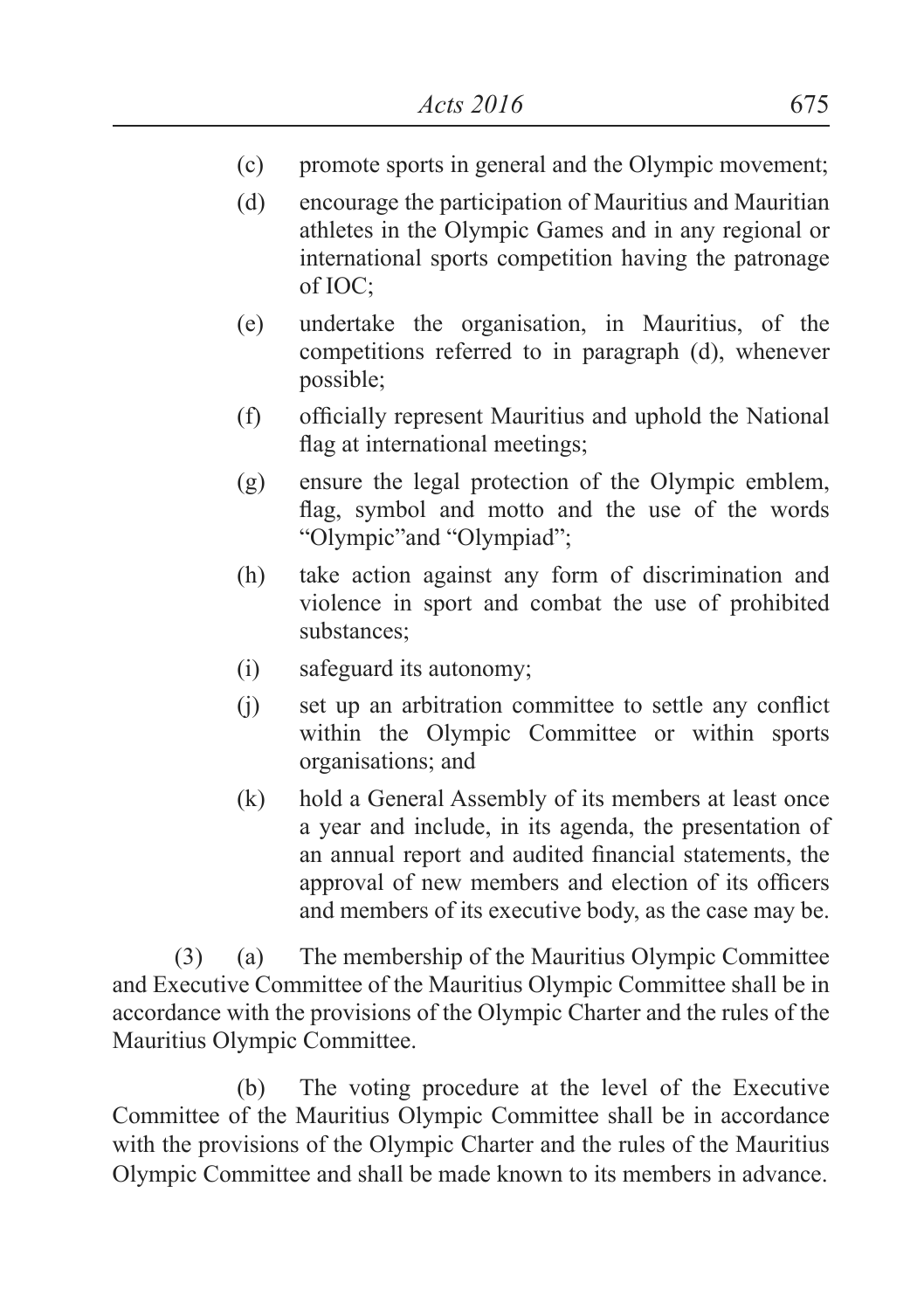- (c) promote sports in general and the Olympic movement;
- (d) encourage the participation of Mauritius and Mauritian athletes in the Olympic Games and in any regional or international sports competition having the patronage of IOC;
- (e) undertake the organisation, in Mauritius, of the competitions referred to in paragraph (d), whenever possible;
- (f) officially represent Mauritius and uphold the National flag at international meetings;
- (g) ensure the legal protection of the Olympic emblem, flag, symbol and motto and the use of the words "Olympic"and "Olympiad";
- (h) take action against any form of discrimination and violence in sport and combat the use of prohibited substances;
- (i) safeguard its autonomy;
- (j) set up an arbitration committee to settle any conflict within the Olympic Committee or within sports organisations; and
- (k) hold a General Assembly of its members at least once a year and include, in its agenda, the presentation of an annual report and audited financial statements, the approval of new members and election of its officers and members of its executive body, as the case may be.

(3) (a) The membership of the Mauritius Olympic Committee and Executive Committee of the Mauritius Olympic Committee shall be in accordance with the provisions of the Olympic Charter and the rules of the Mauritius Olympic Committee.

(b) The voting procedure at the level of the Executive Committee of the Mauritius Olympic Committee shall be in accordance with the provisions of the Olympic Charter and the rules of the Mauritius Olympic Committee and shall be made known to its members in advance.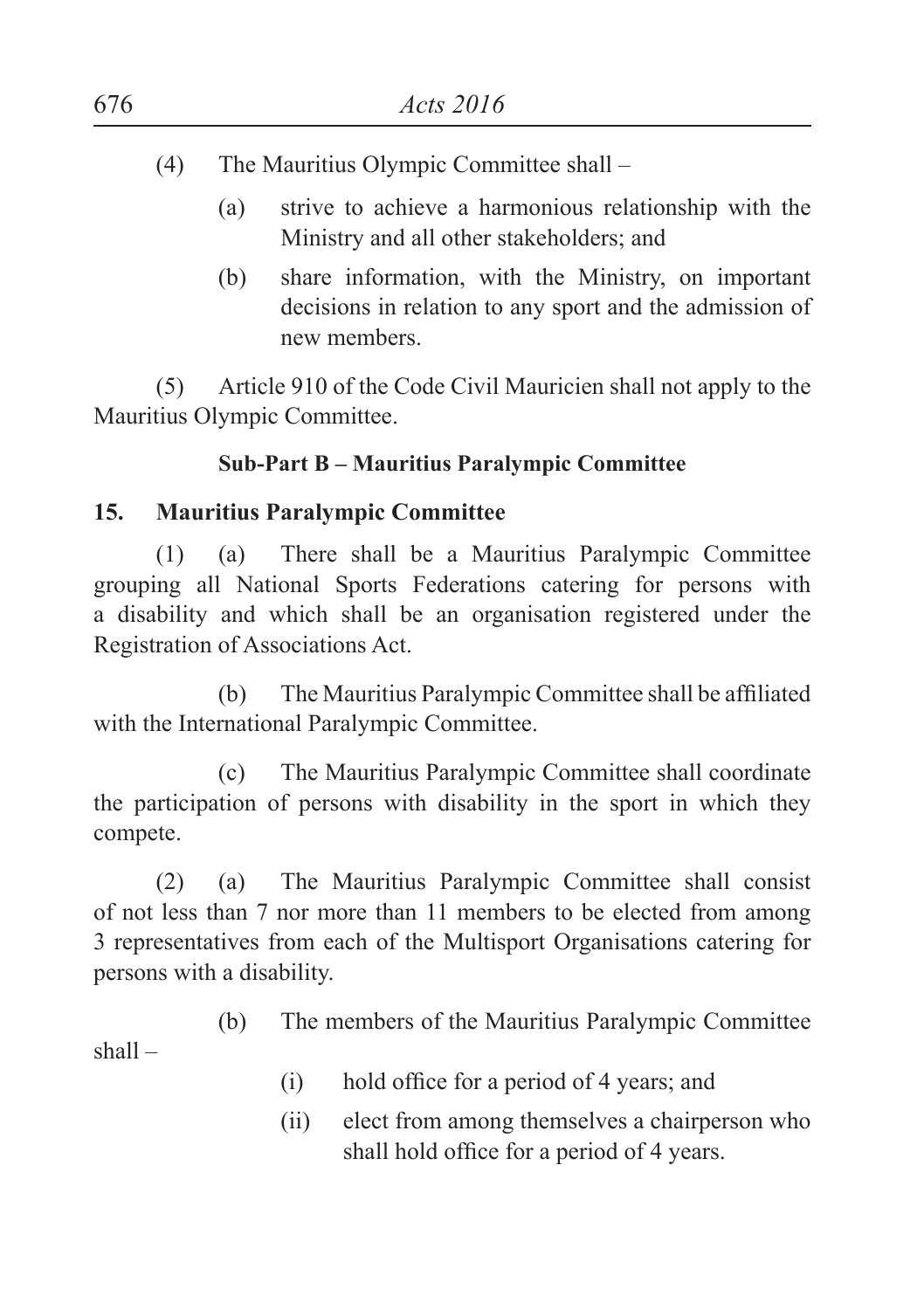(4) The Mauritius Olympic Committee shall –

(a) strive to achieve a harmonious relationship with the Ministry and all other stakeholders; and

(b) share information, with the Ministry, on important decisions in relation to any sport and the admission of new members.

(5) Article 910 of the Code Civil Mauricien shall not apply to the Mauritius Olympic Committee.

**Sub-Part B – Mauritius Paralympic Committee**

**15. Mauritius Paralympic Committee**

(1) (a) There shall be a Mauritius Paralympic Committee grouping all National Sports Federations catering for persons with a disability and which shall be an organisation registered under the Registration of Associations Act.

(b) The Mauritius Paralympic Committee shall be affiliated with the International Paralympic Committee.

(c) The Mauritius Paralympic Committee shall coordinate the participation of persons with disability in the sport in which they compete.

(2) (a) The Mauritius Paralympic Committee shall consist of not less than 7 nor more than 11 members to be elected from among 3 representatives from each of the Multisport Organisations catering for persons with a disability.

(b) The members of the Mauritius Paralympic Committee shall –

(i) hold office for a period of 4 years; and

(ii) elect from among themselves a chairperson who shall hold office for a period of 4 years.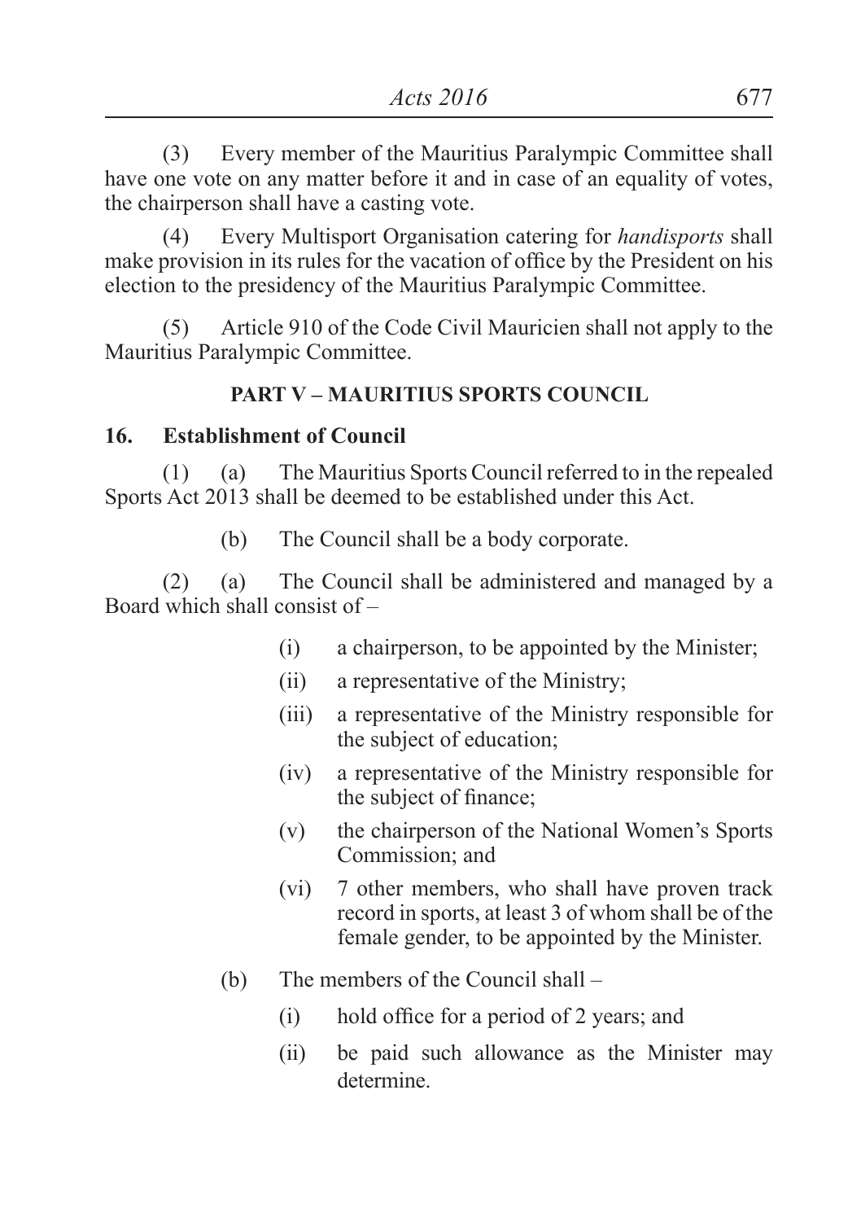(3) Every member of the Mauritius Paralympic Committee shall have one vote on any matter before it and in case of an equality of votes, the chairperson shall have a casting vote.

(4) Every Multisport Organisation catering for *handisports* shall make provision in its rules for the vacation of office by the President on his election to the presidency of the Mauritius Paralympic Committee.

(5) Article 910 of the Code Civil Mauricien shall not apply to the Mauritius Paralympic Committee.

## PART V – MAURITIUS SPORTS COUNCIL

### 16. Establishment of Council

(1) (a) The Mauritius Sports Council referred to in the repealed Sports Act 2013 shall be deemed to be established under this Act.

(b) The Council shall be a body corporate.

(2) (a) The Council shall be administered and managed by a Board which shall consist of –

- (i) a chairperson, to be appointed by the Minister;
- (ii) a representative of the Ministry;
- (iii) a representative of the Ministry responsible for the subject of education;
- (iv) a representative of the Ministry responsible for the subject of finance;
- (v) the chairperson of the National Women's Sports Commission; and
- (vi) 7 other members, who shall have proven track record in sports, at least 3 of whom shall be of the female gender, to be appointed by the Minister.

(b) The members of the Council shall –

- (i) hold office for a period of 2 years; and
- (ii) be paid such allowance as the Minister may determine.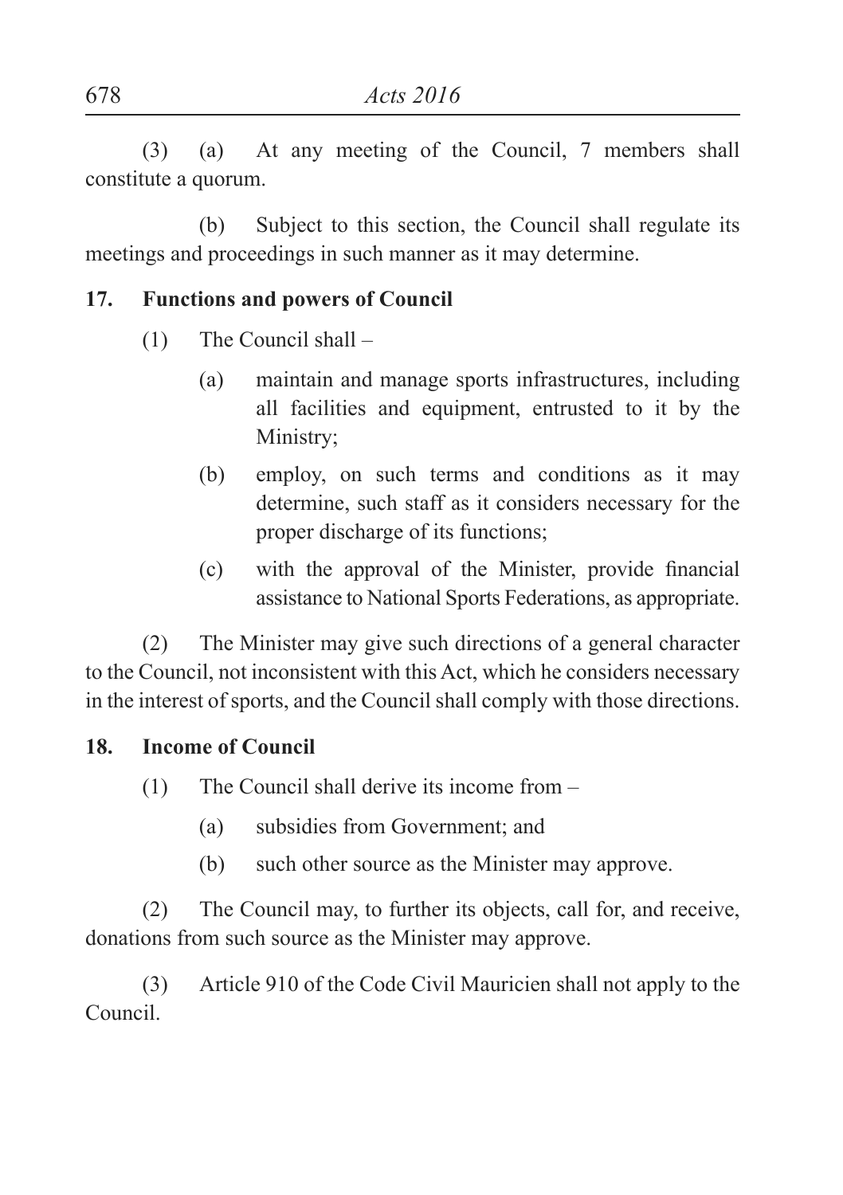(3) (a) At any meeting of the Council, 7 members shall constitute a quorum.

(b) Subject to this section, the Council shall regulate its meetings and proceedings in such manner as it may determine.

**17. Functions and powers of Council**

(1) The Council shall –

(a) maintain and manage sports infrastructures, including all facilities and equipment, entrusted to it by the Ministry;

(b) employ, on such terms and conditions as it may determine, such staff as it considers necessary for the proper discharge of its functions;

(c) with the approval of the Minister, provide financial assistance to National Sports Federations, as appropriate.

(2) The Minister may give such directions of a general character to the Council, not inconsistent with this Act, which he considers necessary in the interest of sports, and the Council shall comply with those directions.

**18. Income of Council**

(1) The Council shall derive its income from –

(a) subsidies from Government; and

(b) such other source as the Minister may approve.

(2) The Council may, to further its objects, call for, and receive, donations from such source as the Minister may approve.

(3) Article 910 of the Code Civil Mauricien shall not apply to the Council.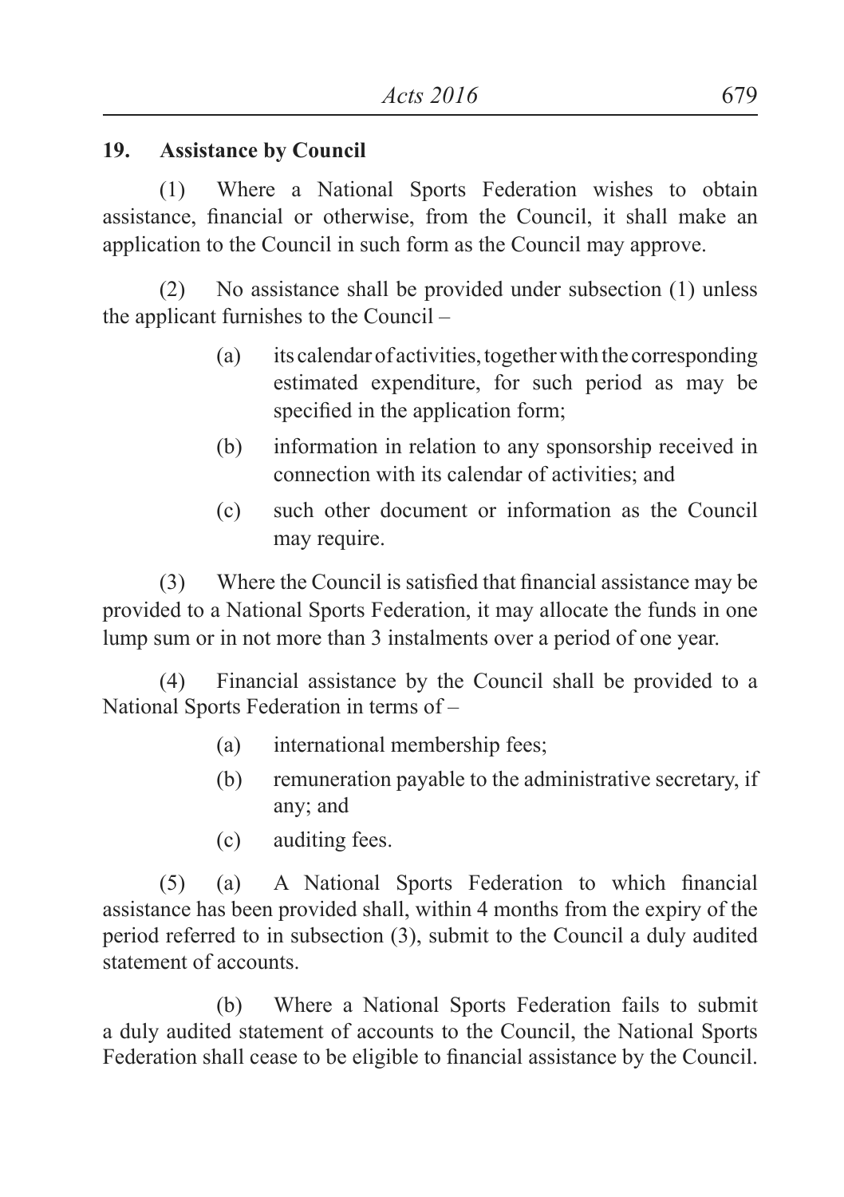**19. Assistance by Council**

(1) Where a National Sports Federation wishes to obtain assistance, financial or otherwise, from the Council, it shall make an application to the Council in such form as the Council may approve.

(2) No assistance shall be provided under subsection (1) unless the applicant furnishes to the Council –

- (a) its calendar of activities, together with the corresponding estimated expenditure, for such period as may be specified in the application form;
- (b) information in relation to any sponsorship received in connection with its calendar of activities; and
- (c) such other document or information as the Council may require.

(3) Where the Council is satisfied that financial assistance may be provided to a National Sports Federation, it may allocate the funds in one lump sum or in not more than 3 instalments over a period of one year.

(4) Financial assistance by the Council shall be provided to a National Sports Federation in terms of –

- (a) international membership fees;
- (b) remuneration payable to the administrative secretary, if any; and
- (c) auditing fees.

(5) (a) A National Sports Federation to which financial assistance has been provided shall, within 4 months from the expiry of the period referred to in subsection (3), submit to the Council a duly audited statement of accounts.

(b) Where a National Sports Federation fails to submit a duly audited statement of accounts to the Council, the National Sports Federation shall cease to be eligible to financial assistance by the Council.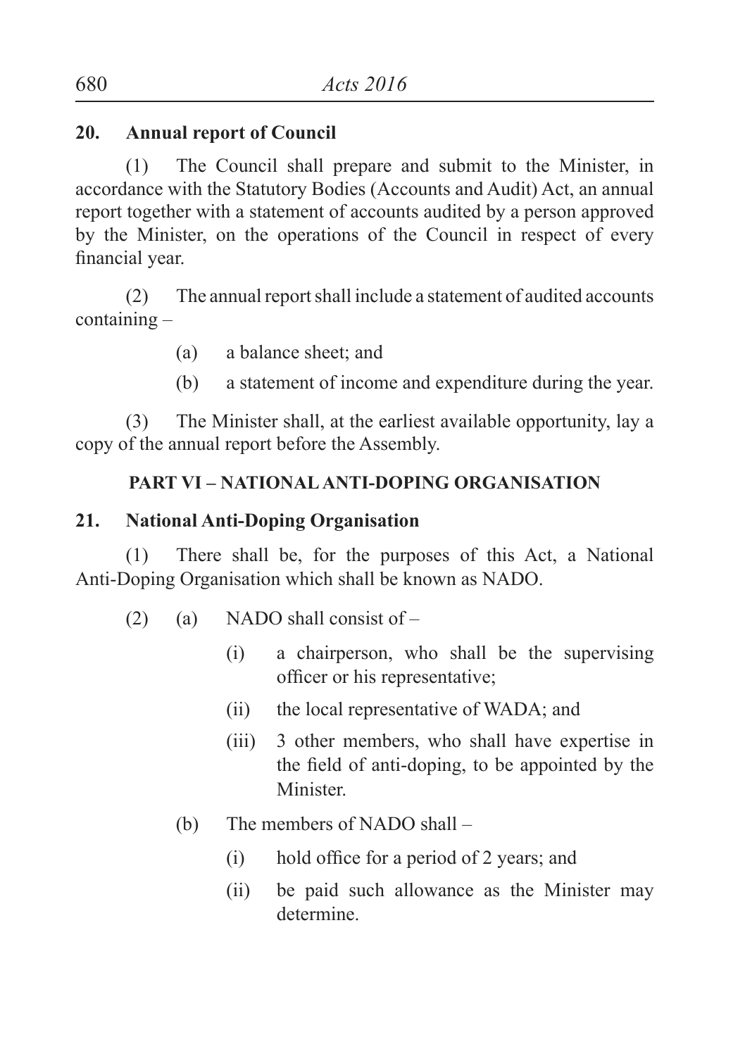**20. Annual report of Council**

(1) The Council shall prepare and submit to the Minister, in accordance with the Statutory Bodies (Accounts and Audit) Act, an annual report together with a statement of accounts audited by a person approved by the Minister, on the operations of the Council in respect of every financial year.

(2) The annual report shall include a statement of audited accounts containing –

(a) a balance sheet; and

(b) a statement of income and expenditure during the year.

(3) The Minister shall, at the earliest available opportunity, lay a copy of the annual report before the Assembly.

**PART VI – NATIONAL ANTI-DOPING ORGANISATION**

**21. National Anti-Doping Organisation**

(1) There shall be, for the purposes of this Act, a National Anti-Doping Organisation which shall be known as NADO.

(2) (a) NADO shall consist of –

(i) a chairperson, who shall be the supervising officer or his representative;

(ii) the local representative of WADA; and

(iii) 3 other members, who shall have expertise in the field of anti-doping, to be appointed by the Minister.

(b) The members of NADO shall –

(i) hold office for a period of 2 years; and

(ii) be paid such allowance as the Minister may determine.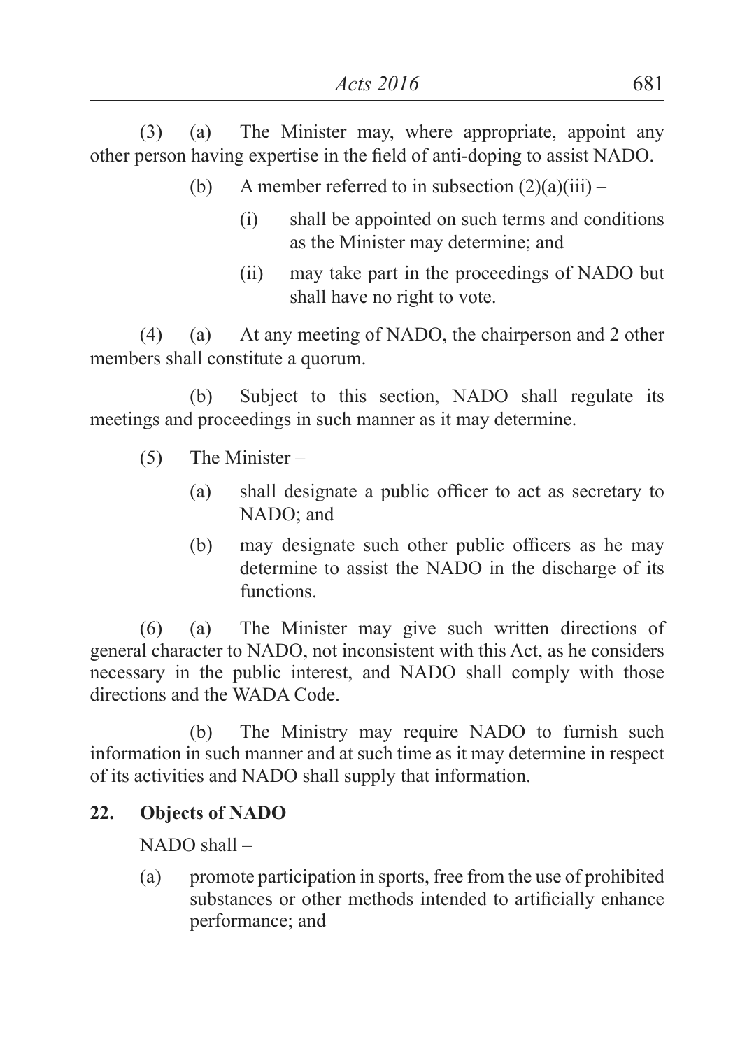(3) (a) The Minister may, where appropriate, appoint any other person having expertise in the field of anti-doping to assist NADO.

(b) A member referred to in subsection (2)(a)(iii) –

(i) shall be appointed on such terms and conditions as the Minister may determine; and

(ii) may take part in the proceedings of NADO but shall have no right to vote.

(4) (a) At any meeting of NADO, the chairperson and 2 other members shall constitute a quorum.

(b) Subject to this section, NADO shall regulate its meetings and proceedings in such manner as it may determine.

(5) The Minister –

(a) shall designate a public officer to act as secretary to NADO; and

(b) may designate such other public officers as he may determine to assist the NADO in the discharge of its functions.

(6) (a) The Minister may give such written directions of general character to NADO, not inconsistent with this Act, as he considers necessary in the public interest, and NADO shall comply with those directions and the WADA Code.

(b) The Ministry may require NADO to furnish such information in such manner and at such time as it may determine in respect of its activities and NADO shall supply that information.

**22. Objects of NADO**

NADO shall –

(a) promote participation in sports, free from the use of prohibited substances or other methods intended to artificially enhance performance; and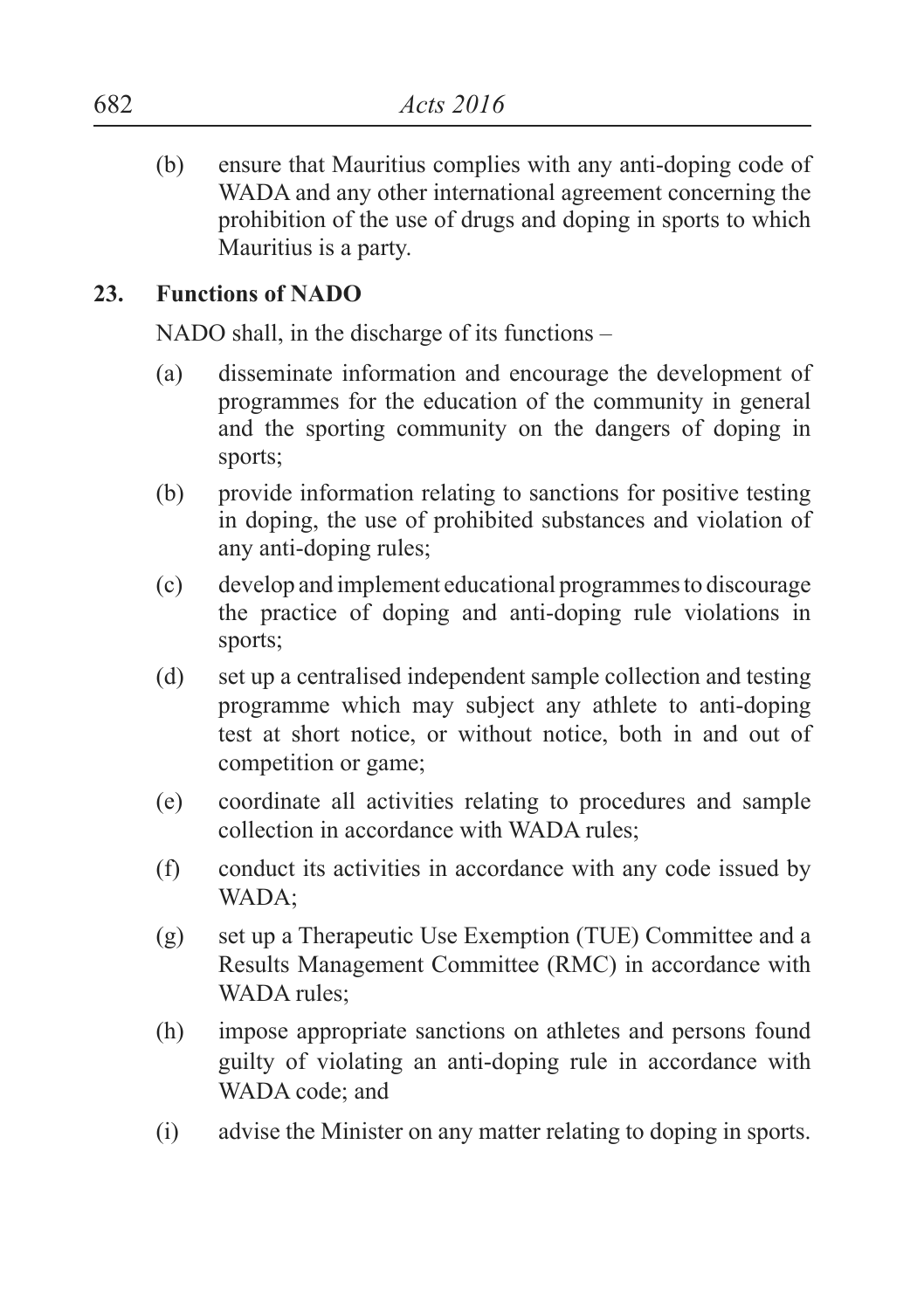(b) ensure that Mauritius complies with any anti-doping code of WADA and any other international agreement concerning the prohibition of the use of drugs and doping in sports to which Mauritius is a party.

**23. Functions of NADO**

NADO shall, in the discharge of its functions –

(a) disseminate information and encourage the development of programmes for the education of the community in general and the sporting community on the dangers of doping in sports;

(b) provide information relating to sanctions for positive testing in doping, the use of prohibited substances and violation of any anti-doping rules;

(c) develop and implement educational programmes to discourage the practice of doping and anti-doping rule violations in sports;

(d) set up a centralised independent sample collection and testing programme which may subject any athlete to anti-doping test at short notice, or without notice, both in and out of competition or game;

(e) coordinate all activities relating to procedures and sample collection in accordance with WADA rules;

(f) conduct its activities in accordance with any code issued by WADA;

(g) set up a Therapeutic Use Exemption (TUE) Committee and a Results Management Committee (RMC) in accordance with WADA rules;

(h) impose appropriate sanctions on athletes and persons found guilty of violating an anti-doping rule in accordance with WADA code; and

(i) advise the Minister on any matter relating to doping in sports.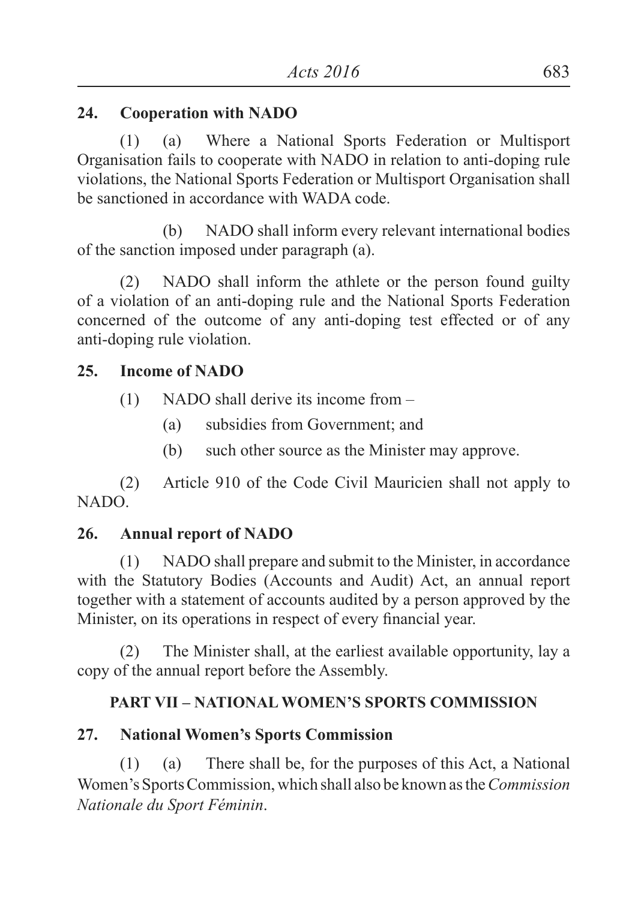**24. Cooperation with NADO**

(1) (a) Where a National Sports Federation or Multisport Organisation fails to cooperate with NADO in relation to anti-doping rule violations, the National Sports Federation or Multisport Organisation shall be sanctioned in accordance with WADA code.

(b) NADO shall inform every relevant international bodies of the sanction imposed under paragraph (a).

(2) NADO shall inform the athlete or the person found guilty of a violation of an anti-doping rule and the National Sports Federation concerned of the outcome of any anti-doping test effected or of any anti-doping rule violation.

**25. Income of NADO**

(1) NADO shall derive its income from –

(a) subsidies from Government; and

(b) such other source as the Minister may approve.

(2) Article 910 of the Code Civil Mauricien shall not apply to NADO.

**26. Annual report of NADO**

(1) NADO shall prepare and submit to the Minister, in accordance with the Statutory Bodies (Accounts and Audit) Act, an annual report together with a statement of accounts audited by a person approved by the Minister, on its operations in respect of every financial year.

(2) The Minister shall, at the earliest available opportunity, lay a copy of the annual report before the Assembly.

## PART VII – NATIONAL WOMEN'S SPORTS COMMISSION

**27. National Women's Sports Commission**

(1) (a) There shall be, for the purposes of this Act, a National Women's Sports Commission, which shall also be known as the *Commission Nationale du Sport Féminin*.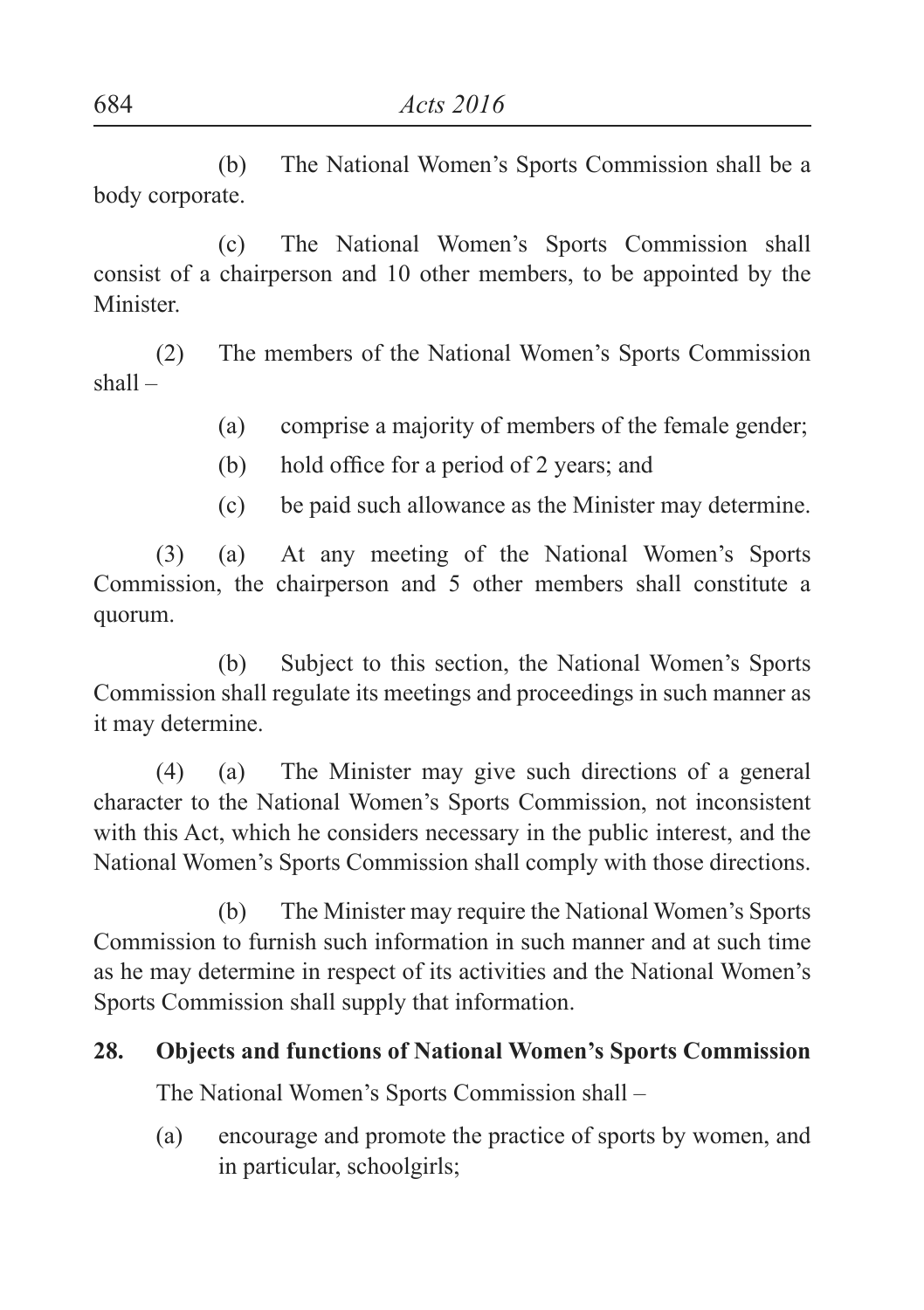(b) The National Women's Sports Commission shall be a body corporate.

(c) The National Women's Sports Commission shall consist of a chairperson and 10 other members, to be appointed by the Minister.

(2) The members of the National Women's Sports Commission shall –

(a) comprise a majority of members of the female gender;

(b) hold office for a period of 2 years; and

(c) be paid such allowance as the Minister may determine.

(3) (a) At any meeting of the National Women's Sports Commission, the chairperson and 5 other members shall constitute a quorum.

(b) Subject to this section, the National Women's Sports Commission shall regulate its meetings and proceedings in such manner as it may determine.

(4) (a) The Minister may give such directions of a general character to the National Women's Sports Commission, not inconsistent with this Act, which he considers necessary in the public interest, and the National Women's Sports Commission shall comply with those directions.

(b) The Minister may require the National Women's Sports Commission to furnish such information in such manner and at such time as he may determine in respect of its activities and the National Women's Sports Commission shall supply that information.

**28. Objects and functions of National Women's Sports Commission**

The National Women's Sports Commission shall –

(a) encourage and promote the practice of sports by women, and in particular, schoolgirls;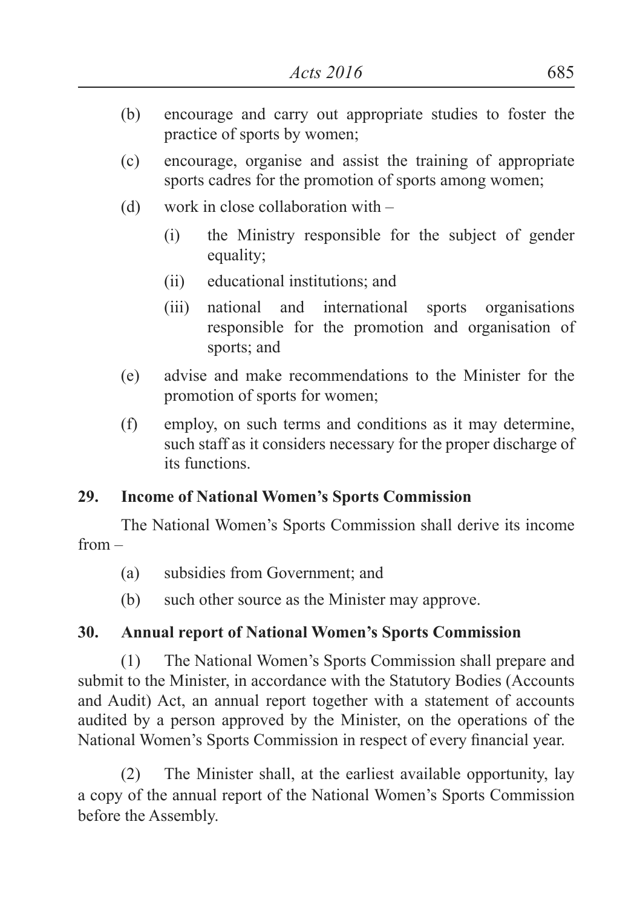(b) encourage and carry out appropriate studies to foster the practice of sports by women;

(c) encourage, organise and assist the training of appropriate sports cadres for the promotion of sports among women;

(d) work in close collaboration with –

   (i) the Ministry responsible for the subject of gender equality;

   (ii) educational institutions; and

   (iii) national and international sports organisations responsible for the promotion and organisation of sports; and

(e) advise and make recommendations to the Minister for the promotion of sports for women;

(f) employ, on such terms and conditions as it may determine, such staff as it considers necessary for the proper discharge of its functions.

**29. Income of National Women's Sports Commission**

The National Women's Sports Commission shall derive its income from –

(a) subsidies from Government; and

(b) such other source as the Minister may approve.

**30. Annual report of National Women's Sports Commission**

(1) The National Women's Sports Commission shall prepare and submit to the Minister, in accordance with the Statutory Bodies (Accounts and Audit) Act, an annual report together with a statement of accounts audited by a person approved by the Minister, on the operations of the National Women's Sports Commission in respect of every financial year.

(2) The Minister shall, at the earliest available opportunity, lay a copy of the annual report of the National Women's Sports Commission before the Assembly.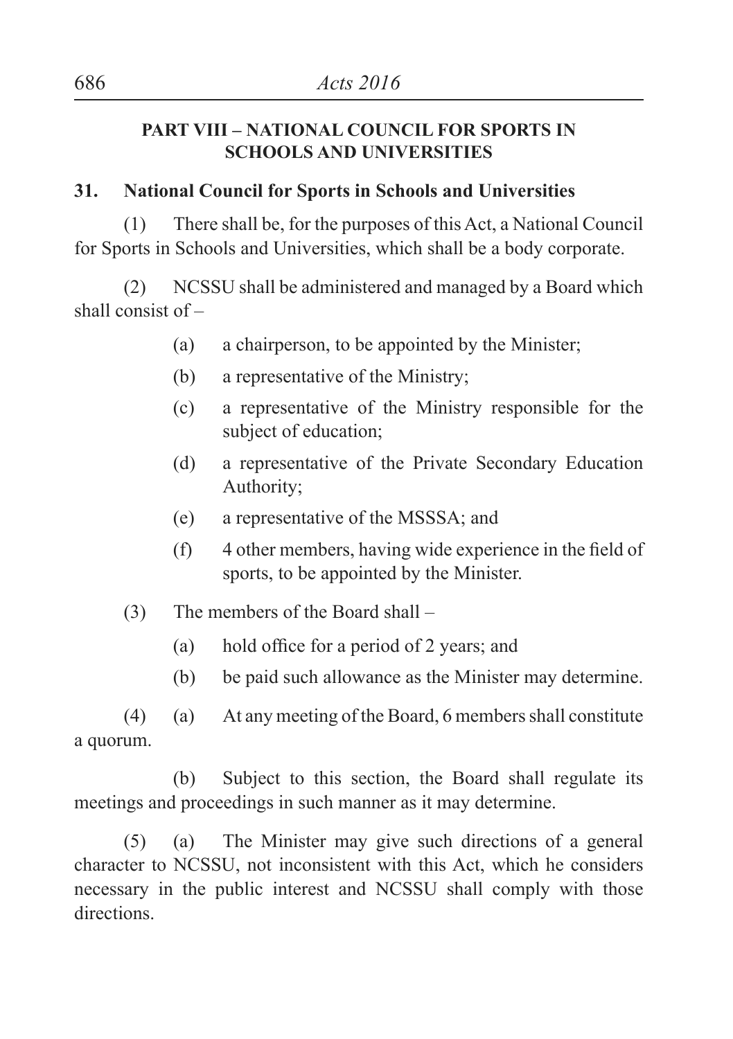## PART VIII – NATIONAL COUNCIL FOR SPORTS IN SCHOOLS AND UNIVERSITIES

### 31. National Council for Sports in Schools and Universities

(1) There shall be, for the purposes of this Act, a National Council for Sports in Schools and Universities, which shall be a body corporate.

(2) NCSSU shall be administered and managed by a Board which shall consist of –

- (a) a chairperson, to be appointed by the Minister;
- (b) a representative of the Ministry;
- (c) a representative of the Ministry responsible for the subject of education;
- (d) a representative of the Private Secondary Education Authority;
- (e) a representative of the MSSSA; and
- (f) 4 other members, having wide experience in the field of sports, to be appointed by the Minister.

(3) The members of the Board shall –

- (a) hold office for a period of 2 years; and
- (b) be paid such allowance as the Minister may determine.

(4) (a) At any meeting of the Board, 6 members shall constitute a quorum.

(b) Subject to this section, the Board shall regulate its meetings and proceedings in such manner as it may determine.

(5) (a) The Minister may give such directions of a general character to NCSSU, not inconsistent with this Act, which he considers necessary in the public interest and NCSSU shall comply with those directions.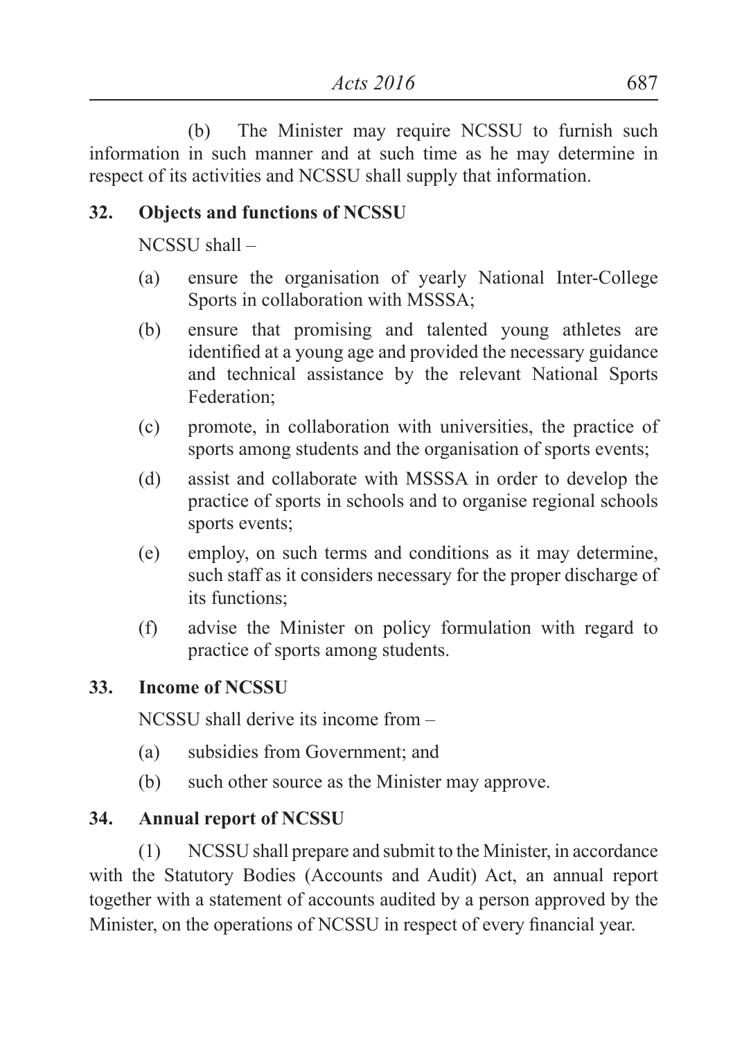(b) The Minister may require NCSSU to furnish such information in such manner and at such time as he may determine in respect of its activities and NCSSU shall supply that information.

**32. Objects and functions of NCSSU**

NCSSU shall –

(a) ensure the organisation of yearly National Inter-College Sports in collaboration with MSSSA;

(b) ensure that promising and talented young athletes are identified at a young age and provided the necessary guidance and technical assistance by the relevant National Sports Federation;

(c) promote, in collaboration with universities, the practice of sports among students and the organisation of sports events;

(d) assist and collaborate with MSSSA in order to develop the practice of sports in schools and to organise regional schools sports events;

(e) employ, on such terms and conditions as it may determine, such staff as it considers necessary for the proper discharge of its functions;

(f) advise the Minister on policy formulation with regard to practice of sports among students.

**33. Income of NCSSU**

NCSSU shall derive its income from –

(a) subsidies from Government; and

(b) such other source as the Minister may approve.

**34. Annual report of NCSSU**

(1) NCSSU shall prepare and submit to the Minister, in accordance with the Statutory Bodies (Accounts and Audit) Act, an annual report together with a statement of accounts audited by a person approved by the Minister, on the operations of NCSSU in respect of every financial year.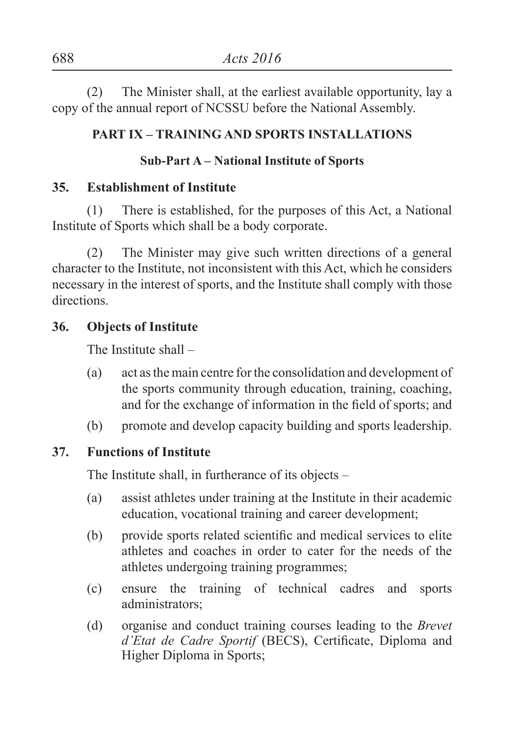(2) The Minister shall, at the earliest available opportunity, lay a copy of the annual report of NCSSU before the National Assembly.

## PART IX – TRAINING AND SPORTS INSTALLATIONS

### Sub-Part A – National Institute of Sports

**35. Establishment of Institute**

(1) There is established, for the purposes of this Act, a National Institute of Sports which shall be a body corporate.

(2) The Minister may give such written directions of a general character to the Institute, not inconsistent with this Act, which he considers necessary in the interest of sports, and the Institute shall comply with those directions.

**36. Objects of Institute**

The Institute shall –

(a) act as the main centre for the consolidation and development of the sports community through education, training, coaching, and for the exchange of information in the field of sports; and

(b) promote and develop capacity building and sports leadership.

**37. Functions of Institute**

The Institute shall, in furtherance of its objects –

(a) assist athletes under training at the Institute in their academic education, vocational training and career development;

(b) provide sports related scientific and medical services to elite athletes and coaches in order to cater for the needs of the athletes undergoing training programmes;

(c) ensure the training of technical cadres and sports administrators;

(d) organise and conduct training courses leading to the *Brevet d'Etat de Cadre Sportif* (BECS), Certificate, Diploma and Higher Diploma in Sports;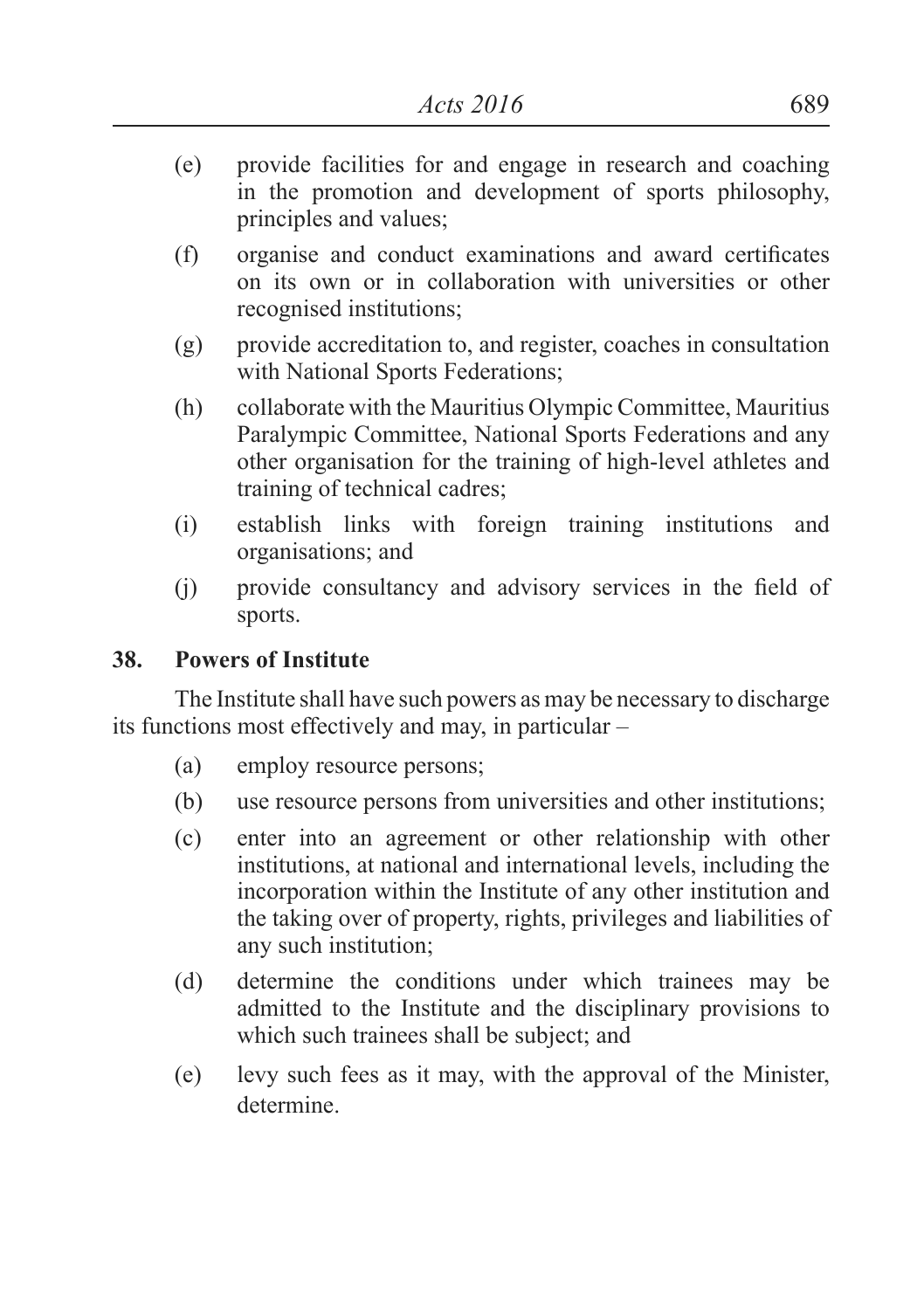(e) provide facilities for and engage in research and coaching in the promotion and development of sports philosophy, principles and values;

(f) organise and conduct examinations and award certificates on its own or in collaboration with universities or other recognised institutions;

(g) provide accreditation to, and register, coaches in consultation with National Sports Federations;

(h) collaborate with the Mauritius Olympic Committee, Mauritius Paralympic Committee, National Sports Federations and any other organisation for the training of high-level athletes and training of technical cadres;

(i) establish links with foreign training institutions and organisations; and

(j) provide consultancy and advisory services in the field of sports.

**38. Powers of Institute**

The Institute shall have such powers as may be necessary to discharge its functions most effectively and may, in particular –

(a) employ resource persons;

(b) use resource persons from universities and other institutions;

(c) enter into an agreement or other relationship with other institutions, at national and international levels, including the incorporation within the Institute of any other institution and the taking over of property, rights, privileges and liabilities of any such institution;

(d) determine the conditions under which trainees may be admitted to the Institute and the disciplinary provisions to which such trainees shall be subject; and

(e) levy such fees as it may, with the approval of the Minister, determine.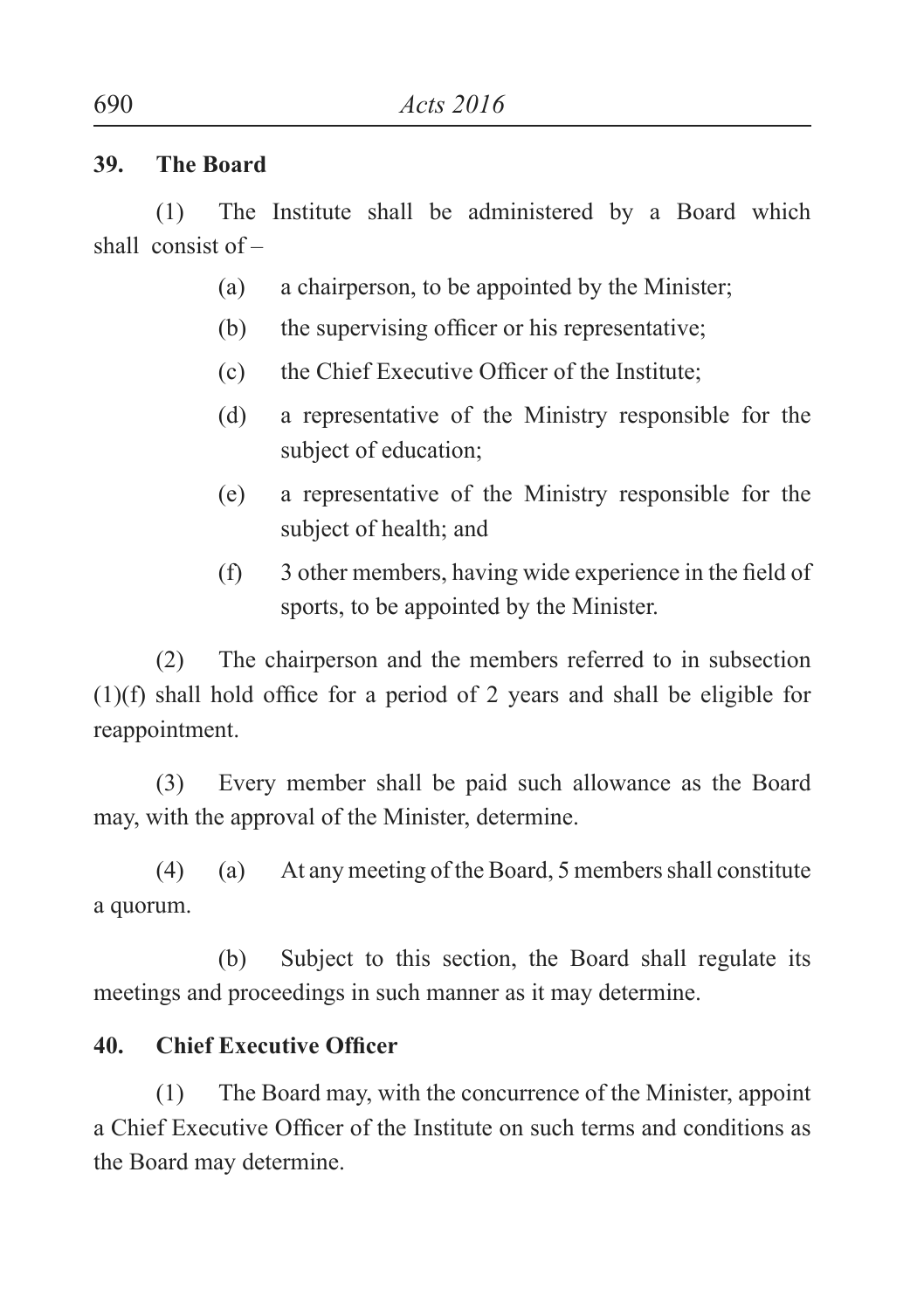**39. The Board**

(1) The Institute shall be administered by a Board which shall consist of –

(a) a chairperson, to be appointed by the Minister;

(b) the supervising officer or his representative;

(c) the Chief Executive Officer of the Institute;

(d) a representative of the Ministry responsible for the subject of education;

(e) a representative of the Ministry responsible for the subject of health; and

(f) 3 other members, having wide experience in the field of sports, to be appointed by the Minister.

(2) The chairperson and the members referred to in subsection (1)(f) shall hold office for a period of 2 years and shall be eligible for reappointment.

(3) Every member shall be paid such allowance as the Board may, with the approval of the Minister, determine.

(4) (a) At any meeting of the Board, 5 members shall constitute a quorum.

(b) Subject to this section, the Board shall regulate its meetings and proceedings in such manner as it may determine.

**40. Chief Executive Officer**

(1) The Board may, with the concurrence of the Minister, appoint a Chief Executive Officer of the Institute on such terms and conditions as the Board may determine.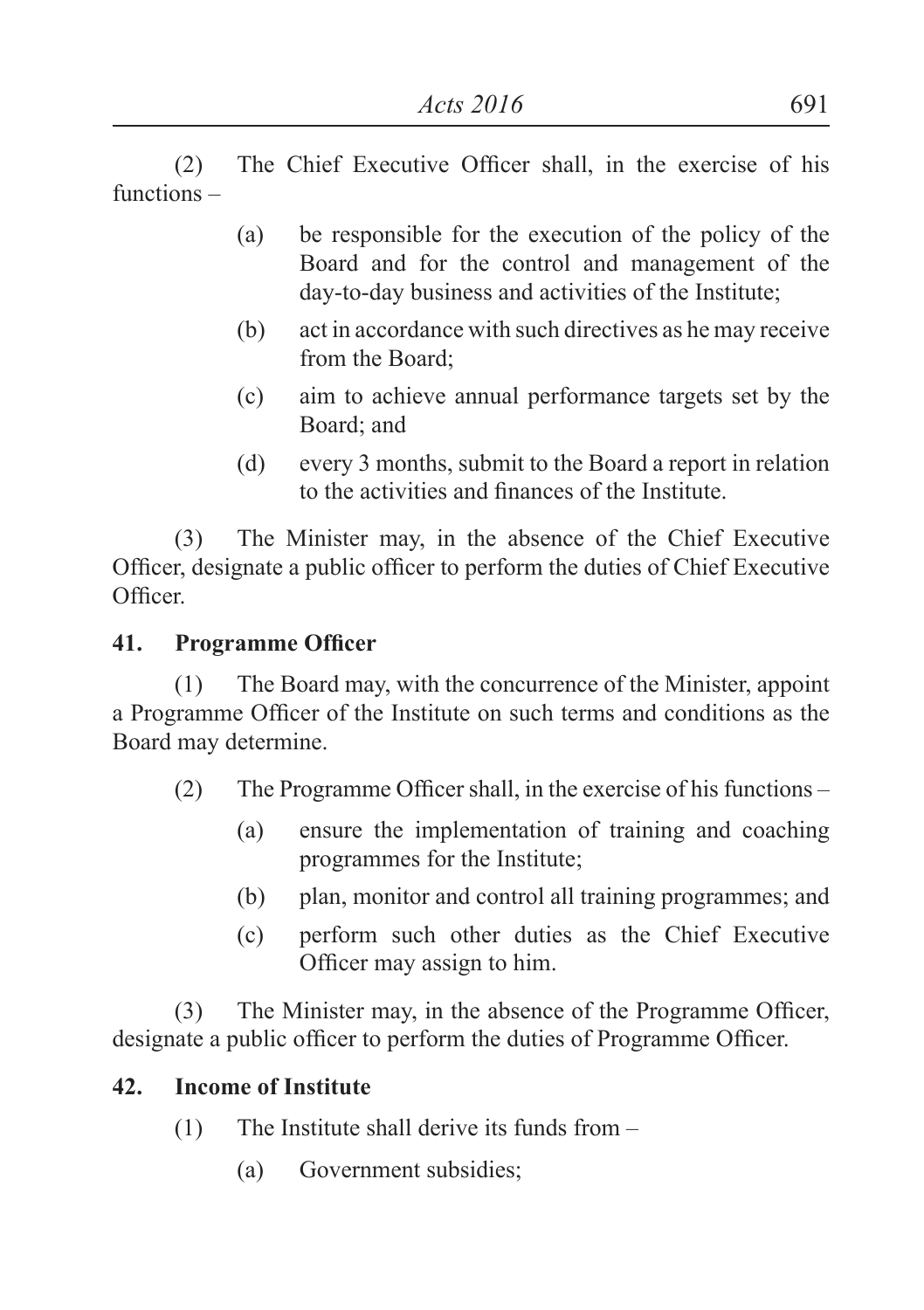(2) The Chief Executive Officer shall, in the exercise of his functions –

(a) be responsible for the execution of the policy of the Board and for the control and management of the day-to-day business and activities of the Institute;

(b) act in accordance with such directives as he may receive from the Board;

(c) aim to achieve annual performance targets set by the Board; and

(d) every 3 months, submit to the Board a report in relation to the activities and finances of the Institute.

(3) The Minister may, in the absence of the Chief Executive Officer, designate a public officer to perform the duties of Chief Executive Officer.

**41. Programme Officer**

(1) The Board may, with the concurrence of the Minister, appoint a Programme Officer of the Institute on such terms and conditions as the Board may determine.

(2) The Programme Officer shall, in the exercise of his functions –

(a) ensure the implementation of training and coaching programmes for the Institute;

(b) plan, monitor and control all training programmes; and

(c) perform such other duties as the Chief Executive Officer may assign to him.

(3) The Minister may, in the absence of the Programme Officer, designate a public officer to perform the duties of Programme Officer.

**42. Income of Institute**

(1) The Institute shall derive its funds from –

(a) Government subsidies;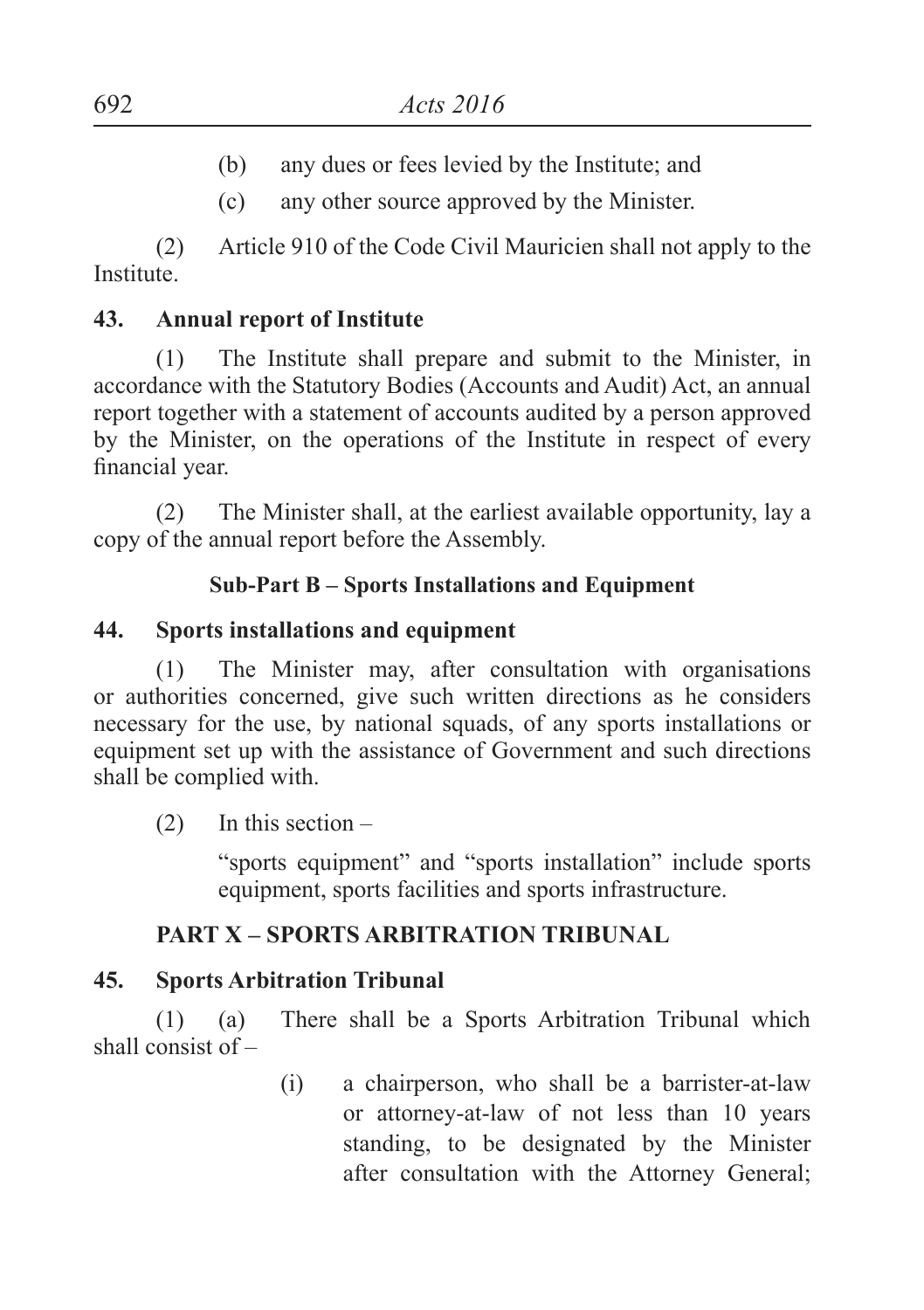(b) any dues or fees levied by the Institute; and

(c) any other source approved by the Minister.

(2) Article 910 of the Code Civil Mauricien shall not apply to the Institute.

**43. Annual report of Institute**

(1) The Institute shall prepare and submit to the Minister, in accordance with the Statutory Bodies (Accounts and Audit) Act, an annual report together with a statement of accounts audited by a person approved by the Minister, on the operations of the Institute in respect of every financial year.

(2) The Minister shall, at the earliest available opportunity, lay a copy of the annual report before the Assembly.

**Sub-Part B – Sports Installations and Equipment**

**44. Sports installations and equipment**

(1) The Minister may, after consultation with organisations or authorities concerned, give such written directions as he considers necessary for the use, by national squads, of any sports installations or equipment set up with the assistance of Government and such directions shall be complied with.

(2) In this section –

"sports equipment" and "sports installation" include sports equipment, sports facilities and sports infrastructure.

**PART X – SPORTS ARBITRATION TRIBUNAL**

**45. Sports Arbitration Tribunal**

(1) (a) There shall be a Sports Arbitration Tribunal which shall consist of –

(i) a chairperson, who shall be a barrister-at-law or attorney-at-law of not less than 10 years standing, to be designated by the Minister after consultation with the Attorney General;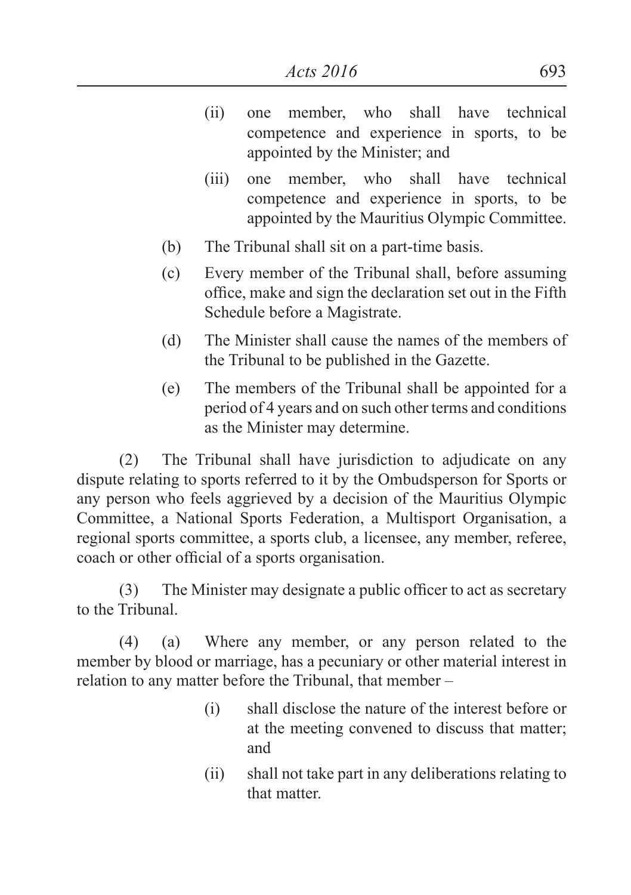(ii) one member, who shall have technical competence and experience in sports, to be appointed by the Minister; and

(iii) one member, who shall have technical competence and experience in sports, to be appointed by the Mauritius Olympic Committee.

(b) The Tribunal shall sit on a part-time basis.

(c) Every member of the Tribunal shall, before assuming office, make and sign the declaration set out in the Fifth Schedule before a Magistrate.

(d) The Minister shall cause the names of the members of the Tribunal to be published in the Gazette.

(e) The members of the Tribunal shall be appointed for a period of 4 years and on such other terms and conditions as the Minister may determine.

(2) The Tribunal shall have jurisdiction to adjudicate on any dispute relating to sports referred to it by the Ombudsperson for Sports or any person who feels aggrieved by a decision of the Mauritius Olympic Committee, a National Sports Federation, a Multisport Organisation, a regional sports committee, a sports club, a licensee, any member, referee, coach or other official of a sports organisation.

(3) The Minister may designate a public officer to act as secretary to the Tribunal.

(4) (a) Where any member, or any person related to the member by blood or marriage, has a pecuniary or other material interest in relation to any matter before the Tribunal, that member –

(i) shall disclose the nature of the interest before or at the meeting convened to discuss that matter; and

(ii) shall not take part in any deliberations relating to that matter.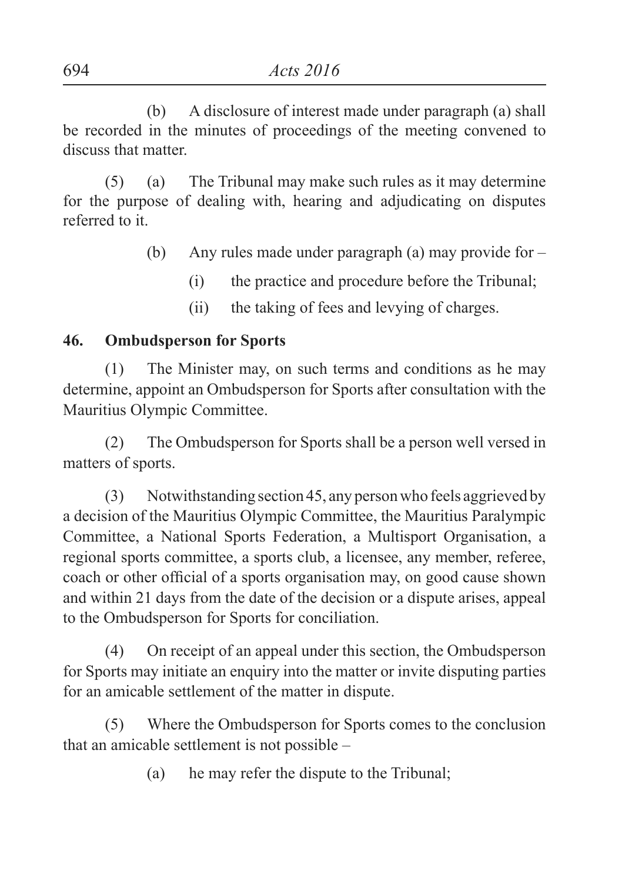(b) A disclosure of interest made under paragraph (a) shall be recorded in the minutes of proceedings of the meeting convened to discuss that matter.

(5) (a) The Tribunal may make such rules as it may determine for the purpose of dealing with, hearing and adjudicating on disputes referred to it.

(b) Any rules made under paragraph (a) may provide for –

(i) the practice and procedure before the Tribunal;

(ii) the taking of fees and levying of charges.

**46. Ombudsperson for Sports**

(1) The Minister may, on such terms and conditions as he may determine, appoint an Ombudsperson for Sports after consultation with the Mauritius Olympic Committee.

(2) The Ombudsperson for Sports shall be a person well versed in matters of sports.

(3) Notwithstanding section 45, any person who feels aggrieved by a decision of the Mauritius Olympic Committee, the Mauritius Paralympic Committee, a National Sports Federation, a Multisport Organisation, a regional sports committee, a sports club, a licensee, any member, referee, coach or other official of a sports organisation may, on good cause shown and within 21 days from the date of the decision or a dispute arises, appeal to the Ombudsperson for Sports for conciliation.

(4) On receipt of an appeal under this section, the Ombudsperson for Sports may initiate an enquiry into the matter or invite disputing parties for an amicable settlement of the matter in dispute.

(5) Where the Ombudsperson for Sports comes to the conclusion that an amicable settlement is not possible –

(a) he may refer the dispute to the Tribunal;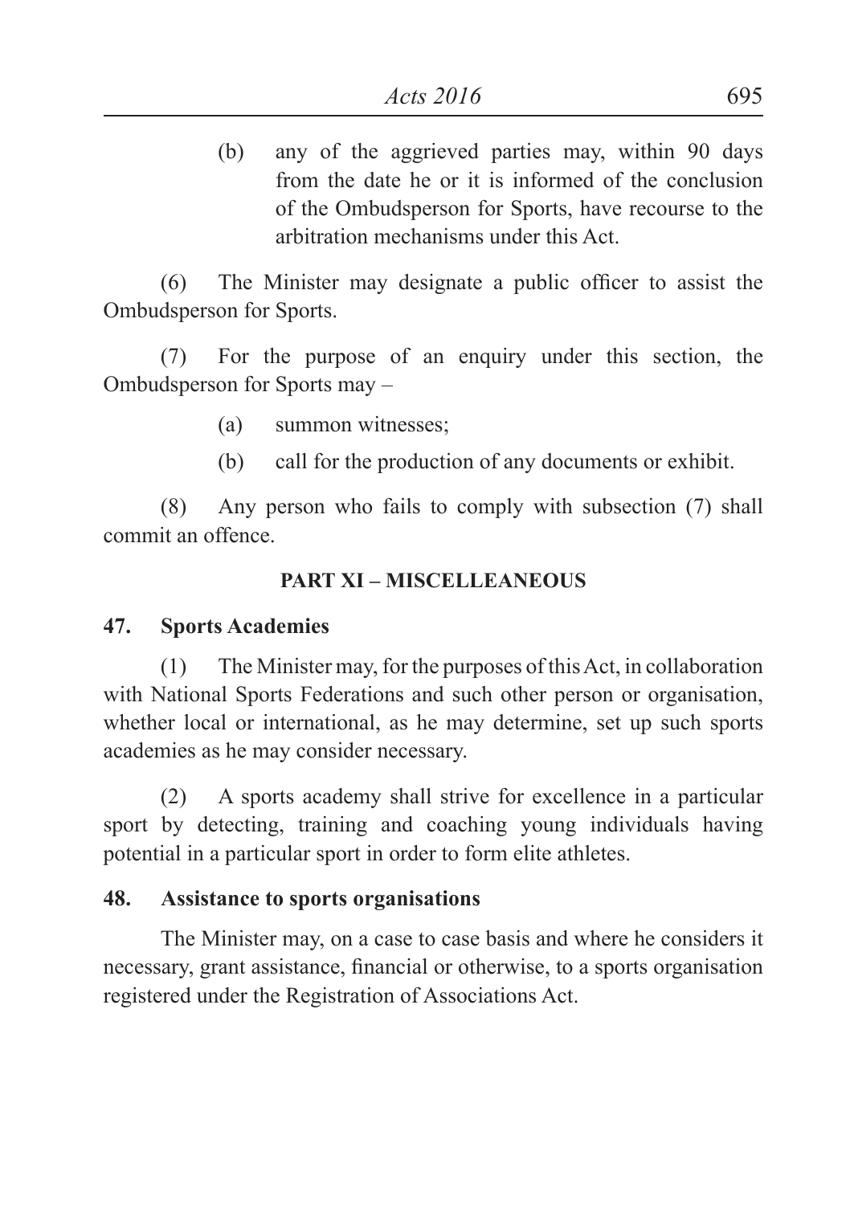(b) any of the aggrieved parties may, within 90 days from the date he or it is informed of the conclusion of the Ombudsperson for Sports, have recourse to the arbitration mechanisms under this Act.

(6) The Minister may designate a public officer to assist the Ombudsperson for Sports.

(7) For the purpose of an enquiry under this section, the Ombudsperson for Sports may –

(a) summon witnesses;

(b) call for the production of any documents or exhibit.

(8) Any person who fails to comply with subsection (7) shall commit an offence.

## PART XI – MISCELLEANEOUS

### 47. Sports Academies

(1) The Minister may, for the purposes of this Act, in collaboration with National Sports Federations and such other person or organisation, whether local or international, as he may determine, set up such sports academies as he may consider necessary.

(2) A sports academy shall strive for excellence in a particular sport by detecting, training and coaching young individuals having potential in a particular sport in order to form elite athletes.

### 48. Assistance to sports organisations

The Minister may, on a case to case basis and where he considers it necessary, grant assistance, financial or otherwise, to a sports organisation registered under the Registration of Associations Act.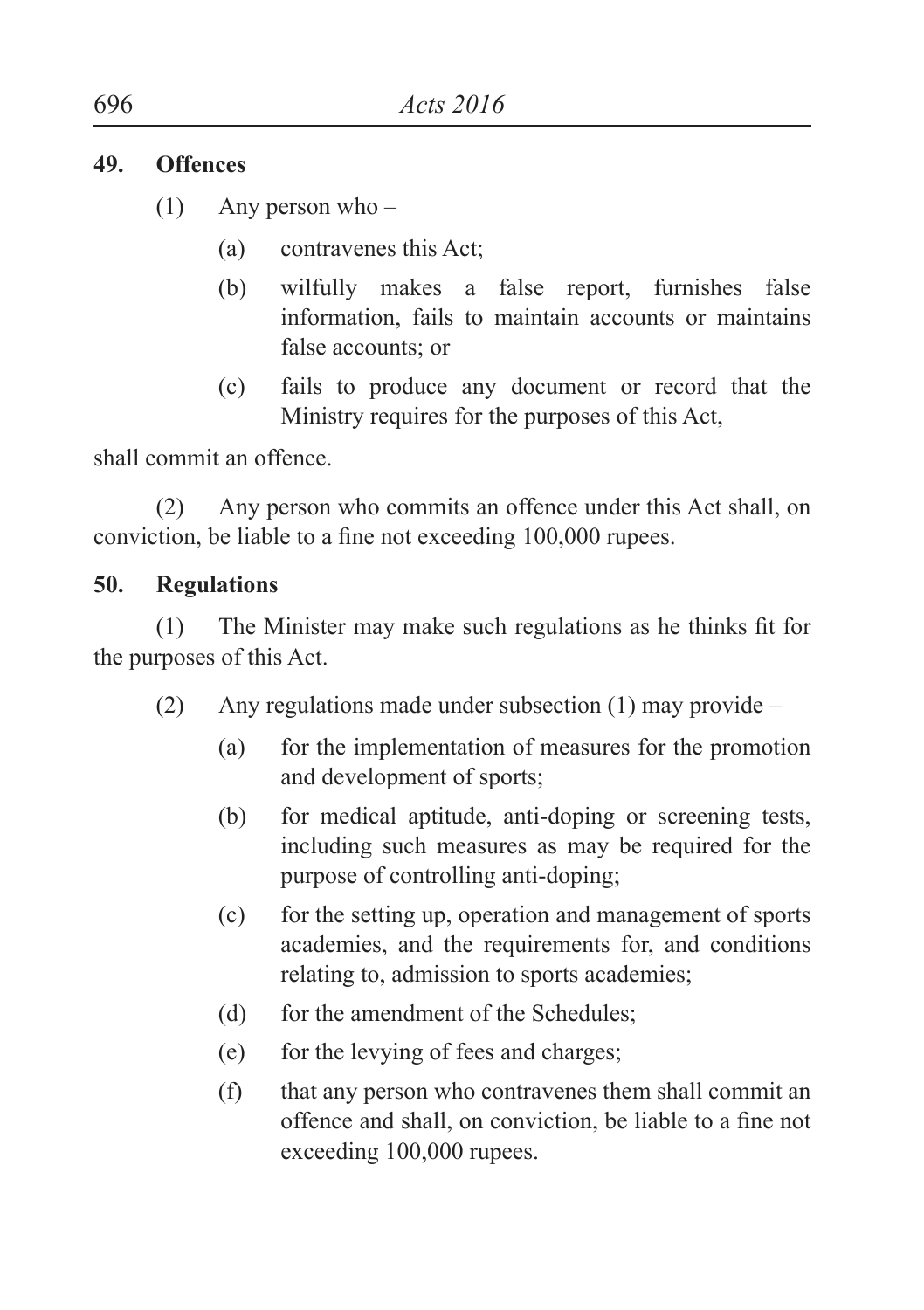**49. Offences**

(1) Any person who –

(a) contravenes this Act;

(b) wilfully makes a false report, furnishes false information, fails to maintain accounts or maintains false accounts; or

(c) fails to produce any document or record that the Ministry requires for the purposes of this Act,

shall commit an offence.

(2) Any person who commits an offence under this Act shall, on conviction, be liable to a fine not exceeding 100,000 rupees.

**50. Regulations**

(1) The Minister may make such regulations as he thinks fit for the purposes of this Act.

(2) Any regulations made under subsection (1) may provide –

(a) for the implementation of measures for the promotion and development of sports;

(b) for medical aptitude, anti-doping or screening tests, including such measures as may be required for the purpose of controlling anti-doping;

(c) for the setting up, operation and management of sports academies, and the requirements for, and conditions relating to, admission to sports academies;

(d) for the amendment of the Schedules;

(e) for the levying of fees and charges;

(f) that any person who contravenes them shall commit an offence and shall, on conviction, be liable to a fine not exceeding 100,000 rupees.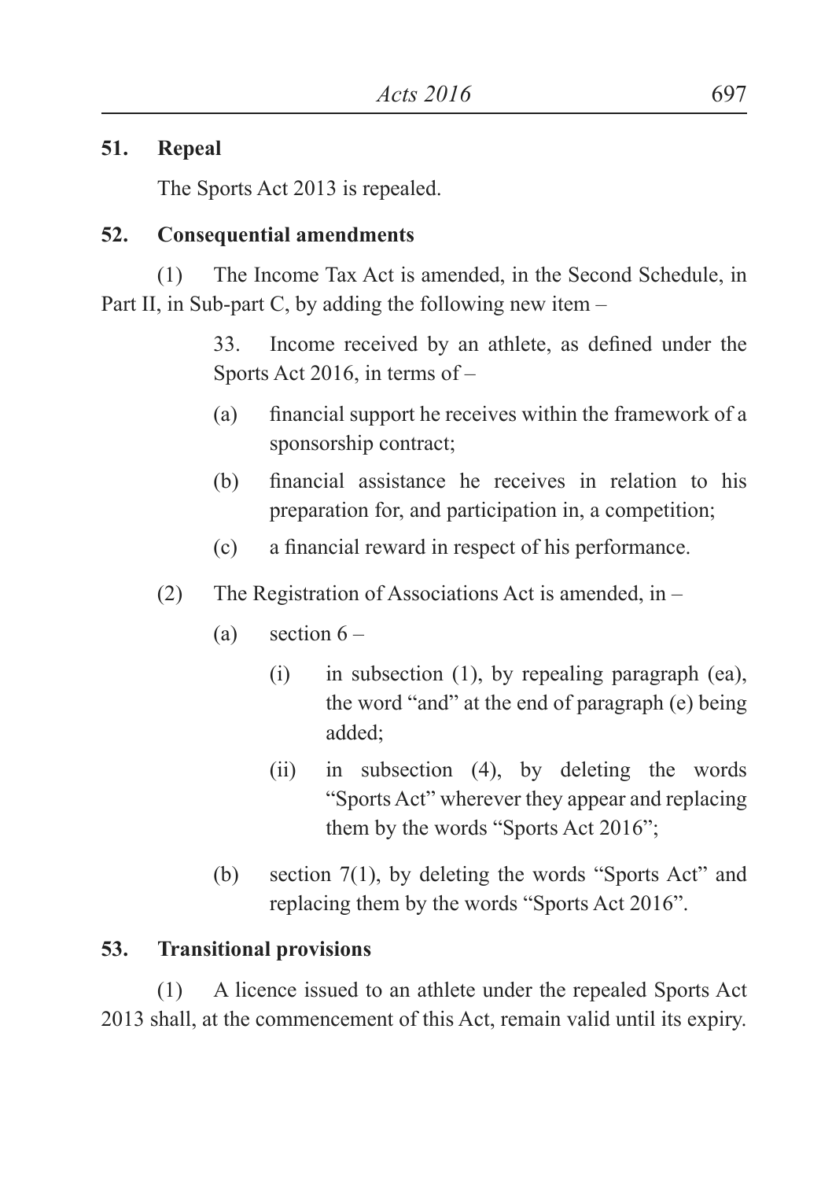**51. Repeal**

The Sports Act 2013 is repealed.

**52. Consequential amendments**

(1) The Income Tax Act is amended, in the Second Schedule, in Part II, in Sub-part C, by adding the following new item –

> 33. Income received by an athlete, as defined under the Sports Act 2016, in terms of –
>
> (a) financial support he receives within the framework of a sponsorship contract;
>
> (b) financial assistance he receives in relation to his preparation for, and participation in, a competition;
>
> (c) a financial reward in respect of his performance.

(2) The Registration of Associations Act is amended, in –

(a) section 6 –

(i) in subsection (1), by repealing paragraph (ea), the word "and" at the end of paragraph (e) being added;

(ii) in subsection (4), by deleting the words "Sports Act" wherever they appear and replacing them by the words "Sports Act 2016";

(b) section 7(1), by deleting the words "Sports Act" and replacing them by the words "Sports Act 2016".

**53. Transitional provisions**

(1) A licence issued to an athlete under the repealed Sports Act 2013 shall, at the commencement of this Act, remain valid until its expiry.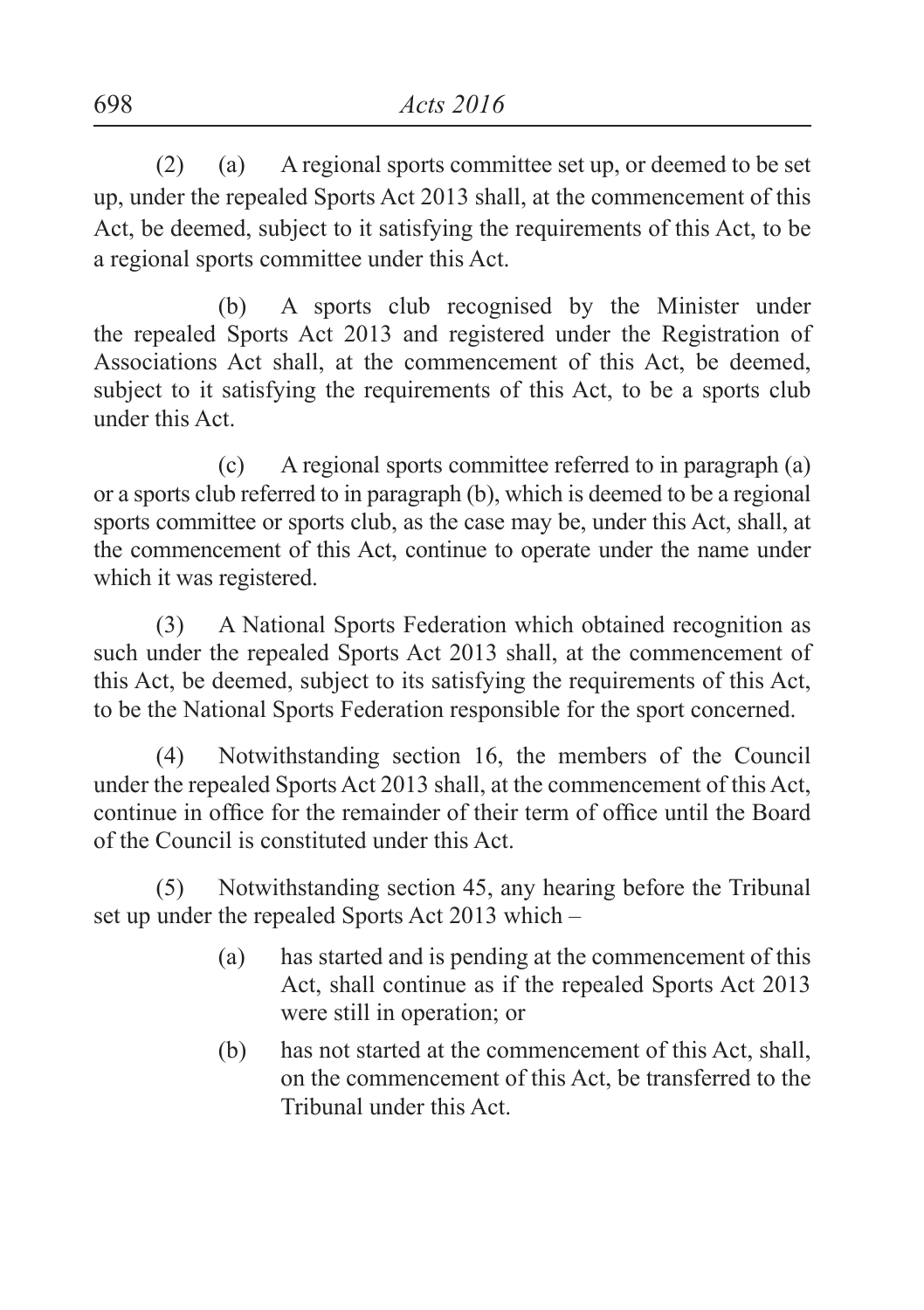(2) (a) A regional sports committee set up, or deemed to be set up, under the repealed Sports Act 2013 shall, at the commencement of this Act, be deemed, subject to it satisfying the requirements of this Act, to be a regional sports committee under this Act.

(b) A sports club recognised by the Minister under the repealed Sports Act 2013 and registered under the Registration of Associations Act shall, at the commencement of this Act, be deemed, subject to it satisfying the requirements of this Act, to be a sports club under this Act.

(c) A regional sports committee referred to in paragraph (a) or a sports club referred to in paragraph (b), which is deemed to be a regional sports committee or sports club, as the case may be, under this Act, shall, at the commencement of this Act, continue to operate under the name under which it was registered.

(3) A National Sports Federation which obtained recognition as such under the repealed Sports Act 2013 shall, at the commencement of this Act, be deemed, subject to its satisfying the requirements of this Act, to be the National Sports Federation responsible for the sport concerned.

(4) Notwithstanding section 16, the members of the Council under the repealed Sports Act 2013 shall, at the commencement of this Act, continue in office for the remainder of their term of office until the Board of the Council is constituted under this Act.

(5) Notwithstanding section 45, any hearing before the Tribunal set up under the repealed Sports Act 2013 which –

- (a) has started and is pending at the commencement of this Act, shall continue as if the repealed Sports Act 2013 were still in operation; or
- (b) has not started at the commencement of this Act, shall, on the commencement of this Act, be transferred to the Tribunal under this Act.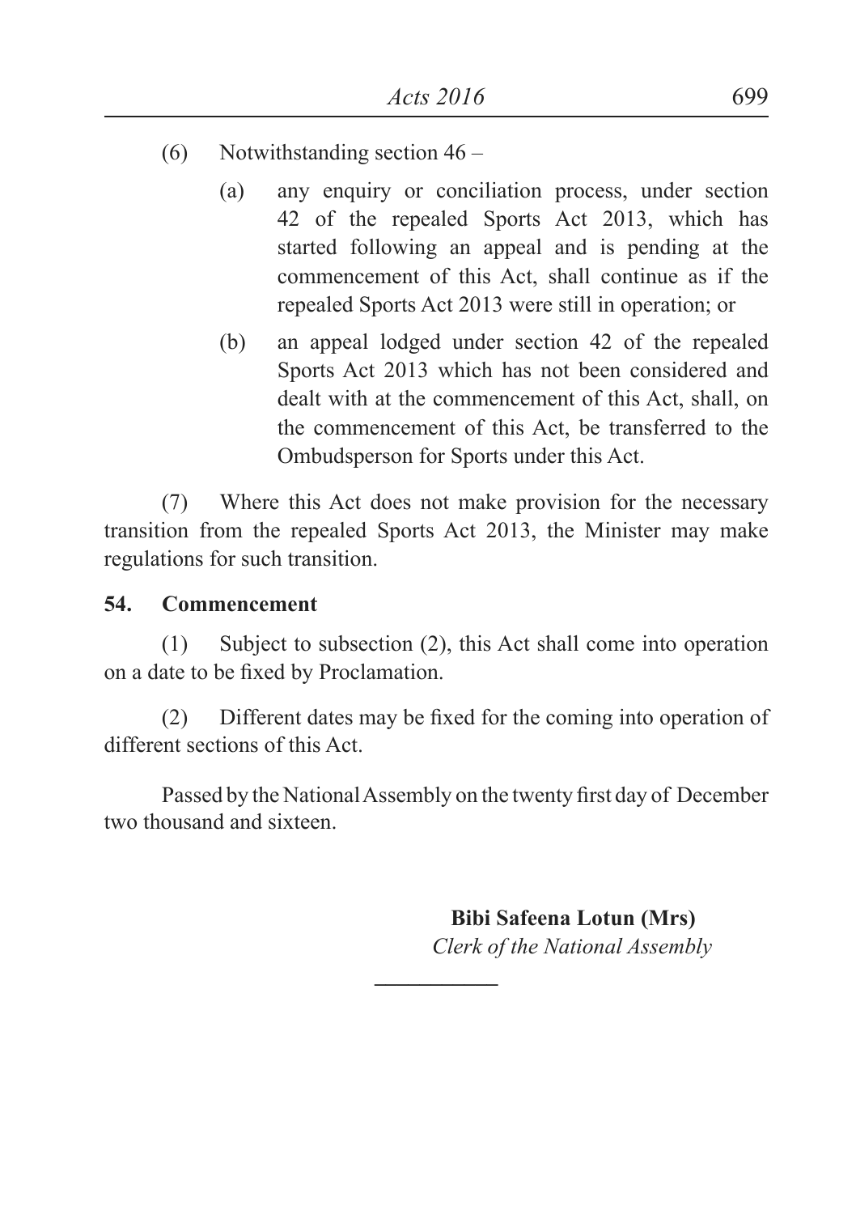(6) Notwithstanding section 46 –

(a) any enquiry or conciliation process, under section 42 of the repealed Sports Act 2013, which has started following an appeal and is pending at the commencement of this Act, shall continue as if the repealed Sports Act 2013 were still in operation; or

(b) an appeal lodged under section 42 of the repealed Sports Act 2013 which has not been considered and dealt with at the commencement of this Act, shall, on the commencement of this Act, be transferred to the Ombudsperson for Sports under this Act.

(7) Where this Act does not make provision for the necessary transition from the repealed Sports Act 2013, the Minister may make regulations for such transition.

**54. Commencement**

(1) Subject to subsection (2), this Act shall come into operation on a date to be fixed by Proclamation.

(2) Different dates may be fixed for the coming into operation of different sections of this Act.

Passed by the National Assembly on the twenty first day of December two thousand and sixteen.

**Bibi Safeena Lotun (Mrs)**
*Clerk of the National Assembly*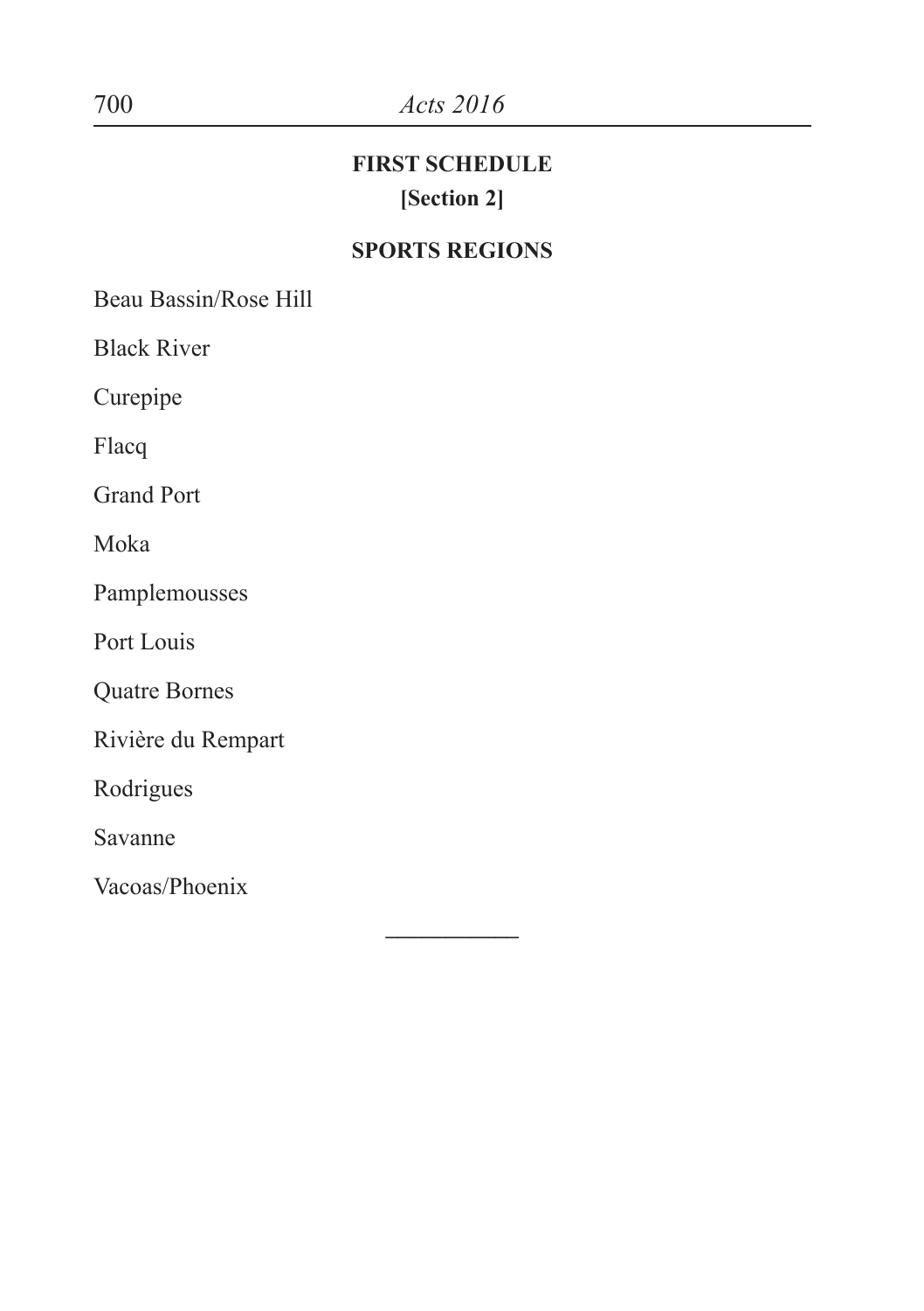## FIRST SCHEDULE

**[Section 2]**

### SPORTS REGIONS

Beau Bassin/Rose Hill

Black River

Curepipe

Flacq

Grand Port

Moka

Pamplemousses

Port Louis

Quatre Bornes

Rivière du Rempart

Rodrigues

Savanne

Vacoas/Phoenix

---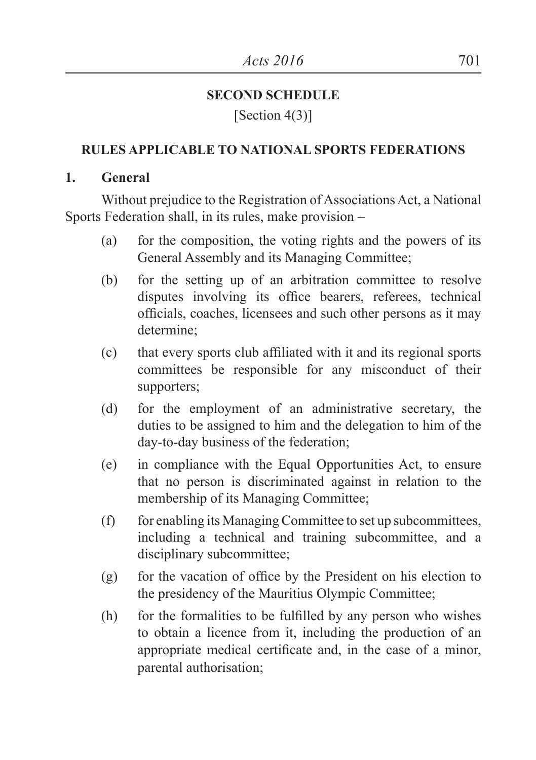## SECOND SCHEDULE

[Section 4(3)]

### RULES APPLICABLE TO NATIONAL SPORTS FEDERATIONS

**1. General**

Without prejudice to the Registration of Associations Act, a National Sports Federation shall, in its rules, make provision –

(a) for the composition, the voting rights and the powers of its General Assembly and its Managing Committee;

(b) for the setting up of an arbitration committee to resolve disputes involving its office bearers, referees, technical officials, coaches, licensees and such other persons as it may determine;

(c) that every sports club affiliated with it and its regional sports committees be responsible for any misconduct of their supporters;

(d) for the employment of an administrative secretary, the duties to be assigned to him and the delegation to him of the day-to-day business of the federation;

(e) in compliance with the Equal Opportunities Act, to ensure that no person is discriminated against in relation to the membership of its Managing Committee;

(f) for enabling its Managing Committee to set up subcommittees, including a technical and training subcommittee, and a disciplinary subcommittee;

(g) for the vacation of office by the President on his election to the presidency of the Mauritius Olympic Committee;

(h) for the formalities to be fulfilled by any person who wishes to obtain a licence from it, including the production of an appropriate medical certificate and, in the case of a minor, parental authorisation;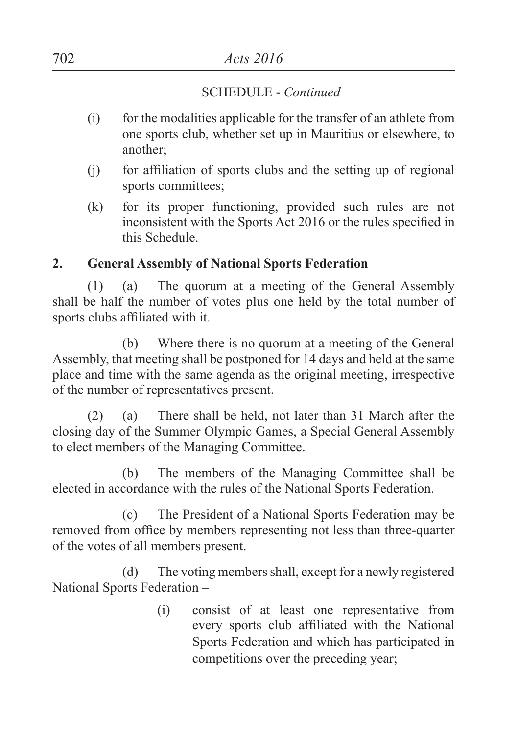SCHEDULE - *Continued*

(i) for the modalities applicable for the transfer of an athlete from one sports club, whether set up in Mauritius or elsewhere, to another;

(j) for affiliation of sports clubs and the setting up of regional sports committees;

(k) for its proper functioning, provided such rules are not inconsistent with the Sports Act 2016 or the rules specified in this Schedule.

**2. General Assembly of National Sports Federation**

(1) (a) The quorum at a meeting of the General Assembly shall be half the number of votes plus one held by the total number of sports clubs affiliated with it.

(b) Where there is no quorum at a meeting of the General Assembly, that meeting shall be postponed for 14 days and held at the same place and time with the same agenda as the original meeting, irrespective of the number of representatives present.

(2) (a) There shall be held, not later than 31 March after the closing day of the Summer Olympic Games, a Special General Assembly to elect members of the Managing Committee.

(b) The members of the Managing Committee shall be elected in accordance with the rules of the National Sports Federation.

(c) The President of a National Sports Federation may be removed from office by members representing not less than three-quarter of the votes of all members present.

(d) The voting members shall, except for a newly registered National Sports Federation –

(i) consist of at least one representative from every sports club affiliated with the National Sports Federation and which has participated in competitions over the preceding year;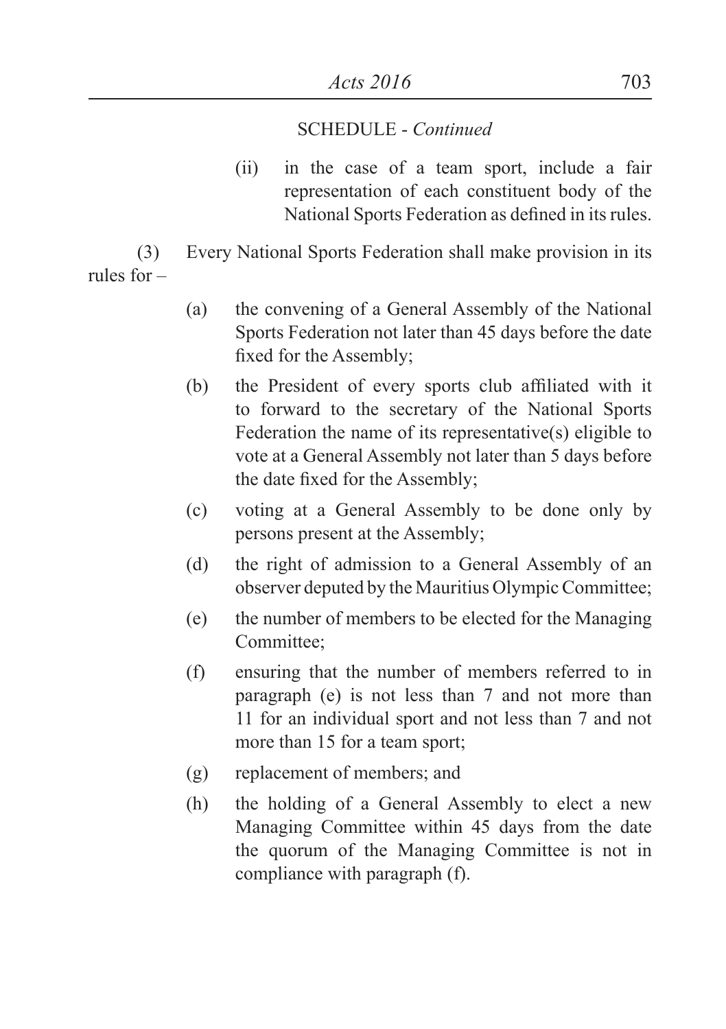SCHEDULE - *Continued*

(ii) in the case of a team sport, include a fair representation of each constituent body of the National Sports Federation as defined in its rules.

(3) Every National Sports Federation shall make provision in its rules for –

(a) the convening of a General Assembly of the National Sports Federation not later than 45 days before the date fixed for the Assembly;

(b) the President of every sports club affiliated with it to forward to the secretary of the National Sports Federation the name of its representative(s) eligible to vote at a General Assembly not later than 5 days before the date fixed for the Assembly;

(c) voting at a General Assembly to be done only by persons present at the Assembly;

(d) the right of admission to a General Assembly of an observer deputed by the Mauritius Olympic Committee;

(e) the number of members to be elected for the Managing Committee;

(f) ensuring that the number of members referred to in paragraph (e) is not less than 7 and not more than 11 for an individual sport and not less than 7 and not more than 15 for a team sport;

(g) replacement of members; and

(h) the holding of a General Assembly to elect a new Managing Committee within 45 days from the date the quorum of the Managing Committee is not in compliance with paragraph (f).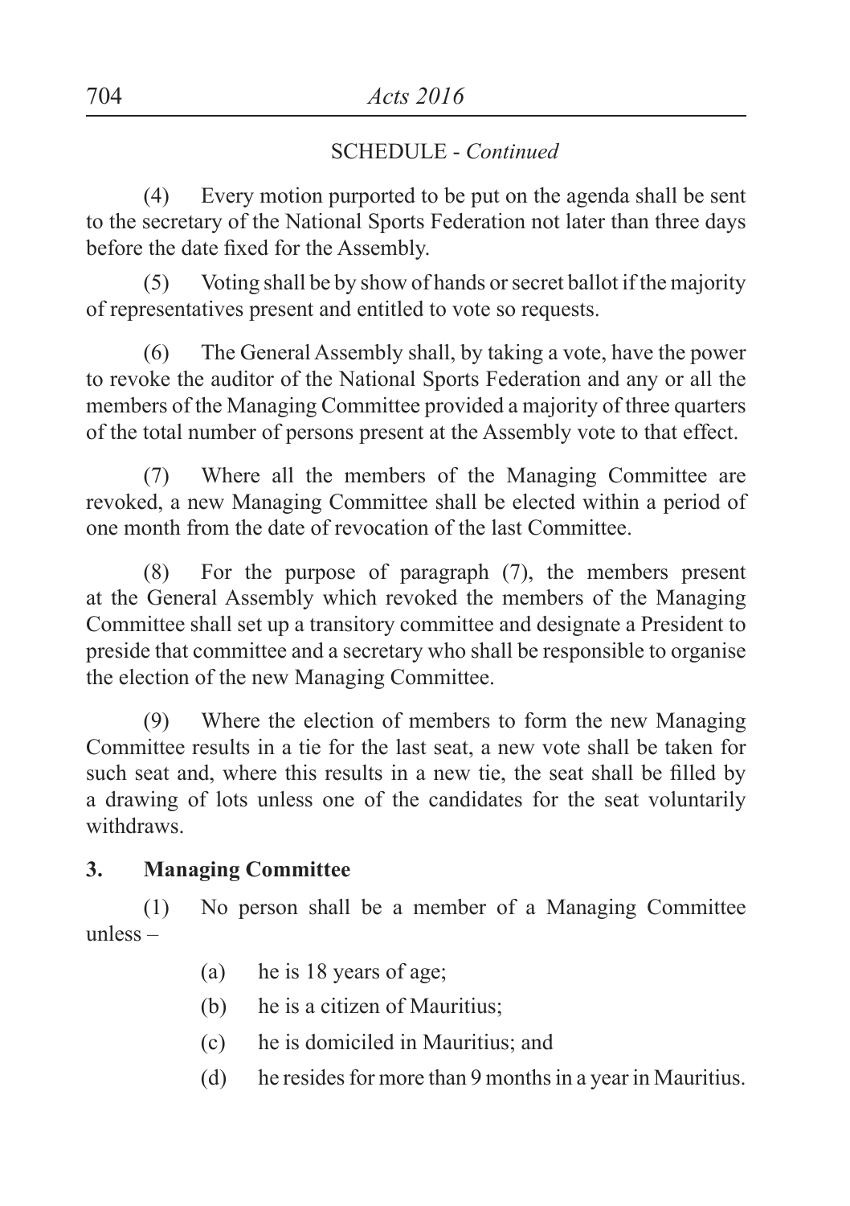SCHEDULE - *Continued*

(4) Every motion purported to be put on the agenda shall be sent to the secretary of the National Sports Federation not later than three days before the date fixed for the Assembly.

(5) Voting shall be by show of hands or secret ballot if the majority of representatives present and entitled to vote so requests.

(6) The General Assembly shall, by taking a vote, have the power to revoke the auditor of the National Sports Federation and any or all the members of the Managing Committee provided a majority of three quarters of the total number of persons present at the Assembly vote to that effect.

(7) Where all the members of the Managing Committee are revoked, a new Managing Committee shall be elected within a period of one month from the date of revocation of the last Committee.

(8) For the purpose of paragraph (7), the members present at the General Assembly which revoked the members of the Managing Committee shall set up a transitory committee and designate a President to preside that committee and a secretary who shall be responsible to organise the election of the new Managing Committee.

(9) Where the election of members to form the new Managing Committee results in a tie for the last seat, a new vote shall be taken for such seat and, where this results in a new tie, the seat shall be filled by a drawing of lots unless one of the candidates for the seat voluntarily withdraws.

**3. Managing Committee**

(1) No person shall be a member of a Managing Committee unless –

(a) he is 18 years of age;

(b) he is a citizen of Mauritius;

(c) he is domiciled in Mauritius; and

(d) he resides for more than 9 months in a year in Mauritius.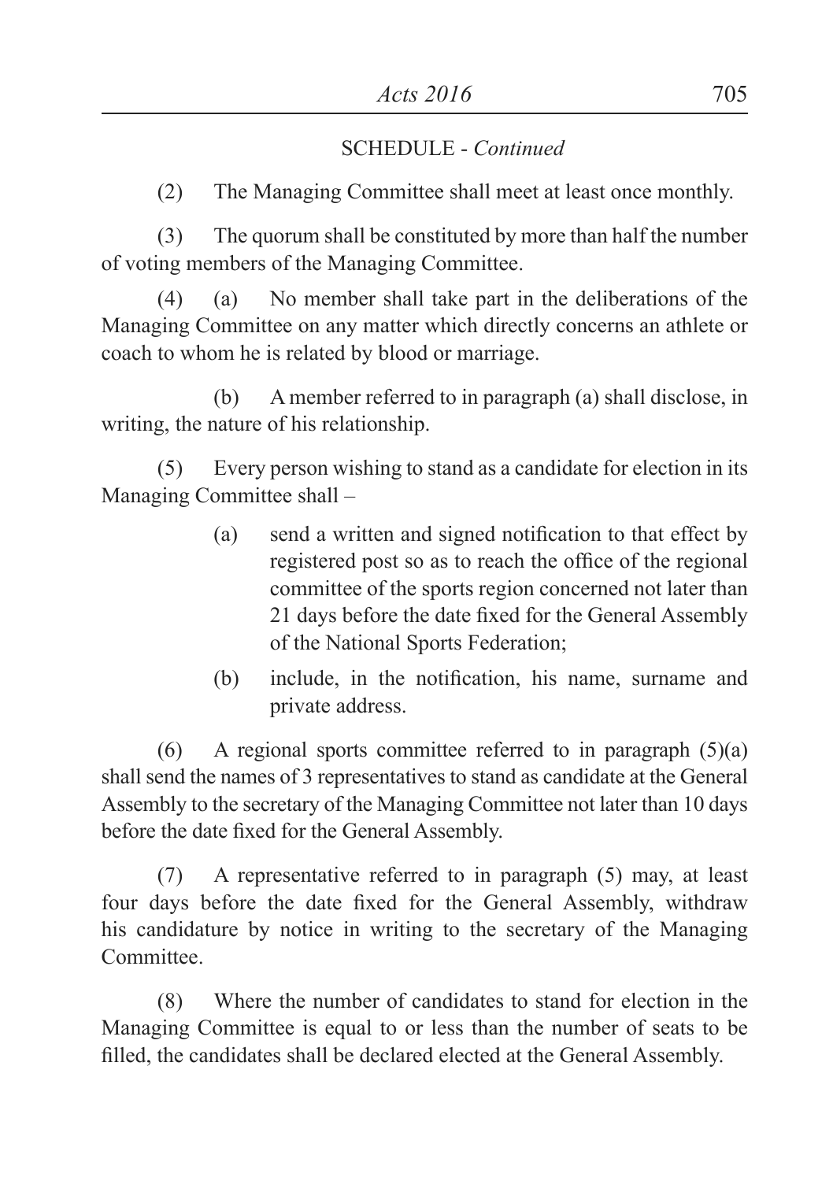SCHEDULE - *Continued*

(2) The Managing Committee shall meet at least once monthly.

(3) The quorum shall be constituted by more than half the number of voting members of the Managing Committee.

(4) (a) No member shall take part in the deliberations of the Managing Committee on any matter which directly concerns an athlete or coach to whom he is related by blood or marriage.

(b) A member referred to in paragraph (a) shall disclose, in writing, the nature of his relationship.

(5) Every person wishing to stand as a candidate for election in its Managing Committee shall –

(a) send a written and signed notification to that effect by registered post so as to reach the office of the regional committee of the sports region concerned not later than 21 days before the date fixed for the General Assembly of the National Sports Federation;

(b) include, in the notification, his name, surname and private address.

(6) A regional sports committee referred to in paragraph (5)(a) shall send the names of 3 representatives to stand as candidate at the General Assembly to the secretary of the Managing Committee not later than 10 days before the date fixed for the General Assembly.

(7) A representative referred to in paragraph (5) may, at least four days before the date fixed for the General Assembly, withdraw his candidature by notice in writing to the secretary of the Managing Committee.

(8) Where the number of candidates to stand for election in the Managing Committee is equal to or less than the number of seats to be filled, the candidates shall be declared elected at the General Assembly.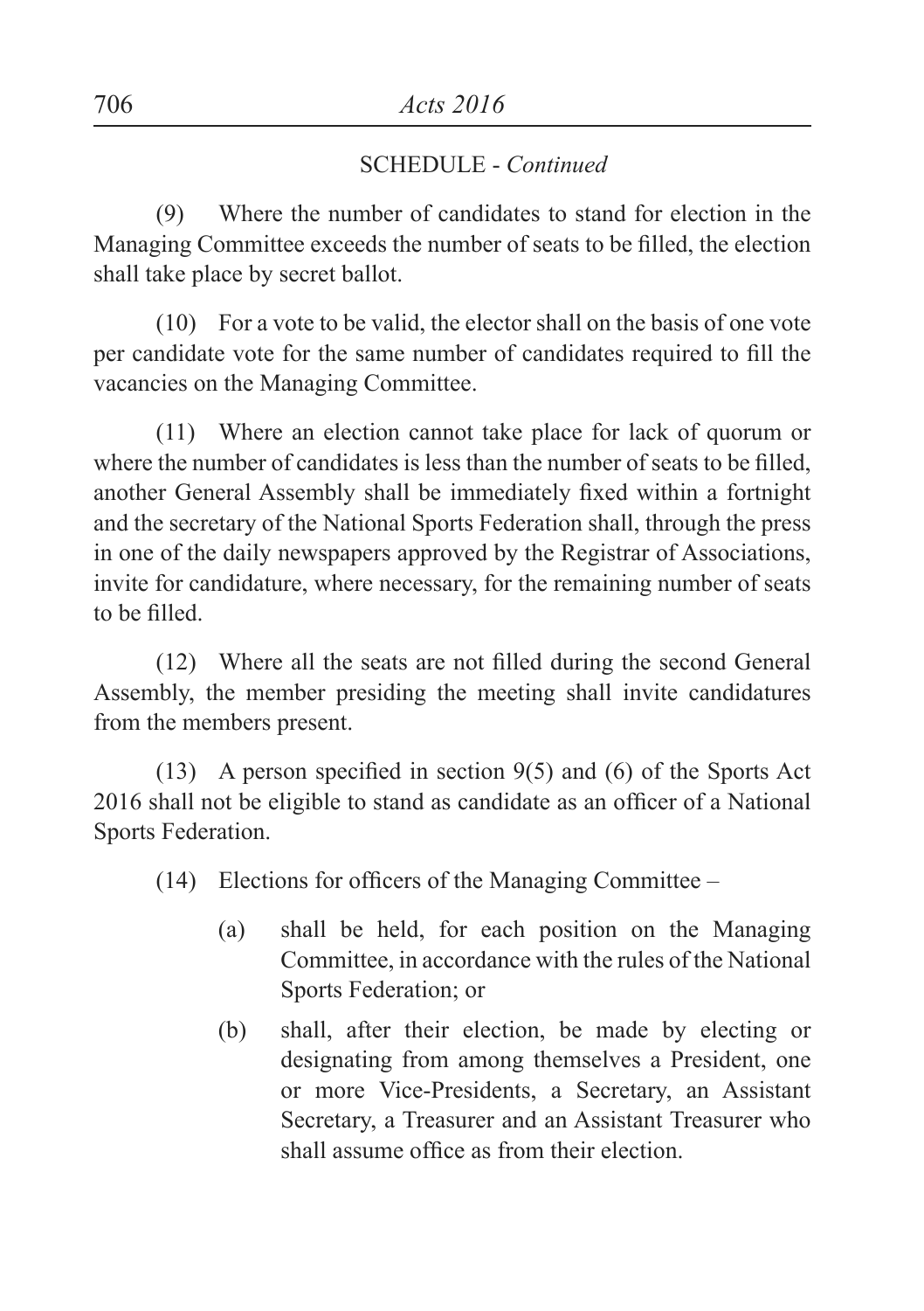SCHEDULE - *Continued*

(9) Where the number of candidates to stand for election in the Managing Committee exceeds the number of seats to be filled, the election shall take place by secret ballot.

(10) For a vote to be valid, the elector shall on the basis of one vote per candidate vote for the same number of candidates required to fill the vacancies on the Managing Committee.

(11) Where an election cannot take place for lack of quorum or where the number of candidates is less than the number of seats to be filled, another General Assembly shall be immediately fixed within a fortnight and the secretary of the National Sports Federation shall, through the press in one of the daily newspapers approved by the Registrar of Associations, invite for candidature, where necessary, for the remaining number of seats to be filled.

(12) Where all the seats are not filled during the second General Assembly, the member presiding the meeting shall invite candidatures from the members present.

(13) A person specified in section 9(5) and (6) of the Sports Act 2016 shall not be eligible to stand as candidate as an officer of a National Sports Federation.

(14) Elections for officers of the Managing Committee –

(a) shall be held, for each position on the Managing Committee, in accordance with the rules of the National Sports Federation; or

(b) shall, after their election, be made by electing or designating from among themselves a President, one or more Vice-Presidents, a Secretary, an Assistant Secretary, a Treasurer and an Assistant Treasurer who shall assume office as from their election.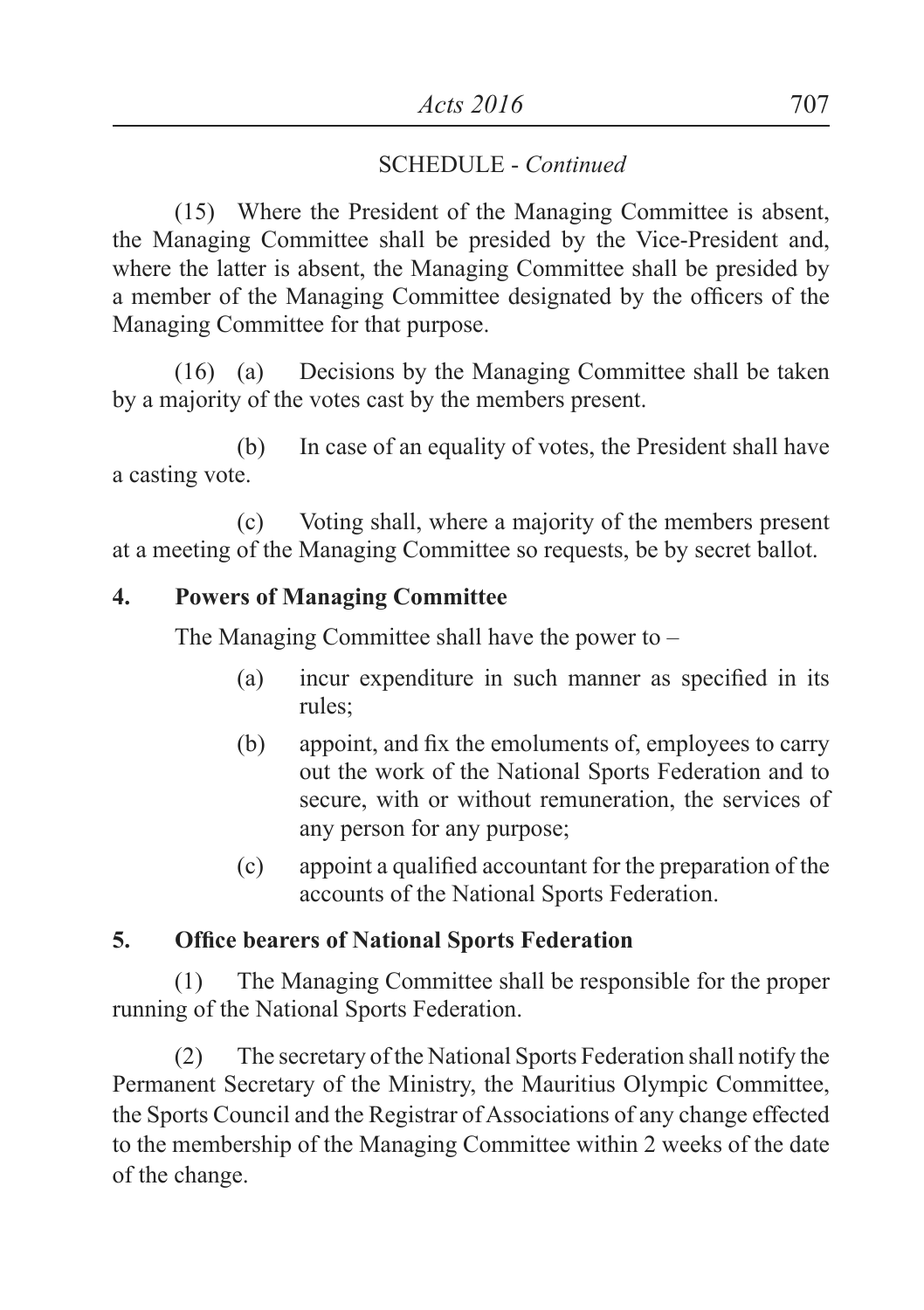SCHEDULE - *Continued*

(15) Where the President of the Managing Committee is absent, the Managing Committee shall be presided by the Vice-President and, where the latter is absent, the Managing Committee shall be presided by a member of the Managing Committee designated by the officers of the Managing Committee for that purpose.

(16) (a) Decisions by the Managing Committee shall be taken by a majority of the votes cast by the members present.

(b) In case of an equality of votes, the President shall have a casting vote.

(c) Voting shall, where a majority of the members present at a meeting of the Managing Committee so requests, be by secret ballot.

**4. Powers of Managing Committee**

The Managing Committee shall have the power to –

(a) incur expenditure in such manner as specified in its rules;

(b) appoint, and fix the emoluments of, employees to carry out the work of the National Sports Federation and to secure, with or without remuneration, the services of any person for any purpose;

(c) appoint a qualified accountant for the preparation of the accounts of the National Sports Federation.

**5. Office bearers of National Sports Federation**

(1) The Managing Committee shall be responsible for the proper running of the National Sports Federation.

(2) The secretary of the National Sports Federation shall notify the Permanent Secretary of the Ministry, the Mauritius Olympic Committee, the Sports Council and the Registrar of Associations of any change effected to the membership of the Managing Committee within 2 weeks of the date of the change.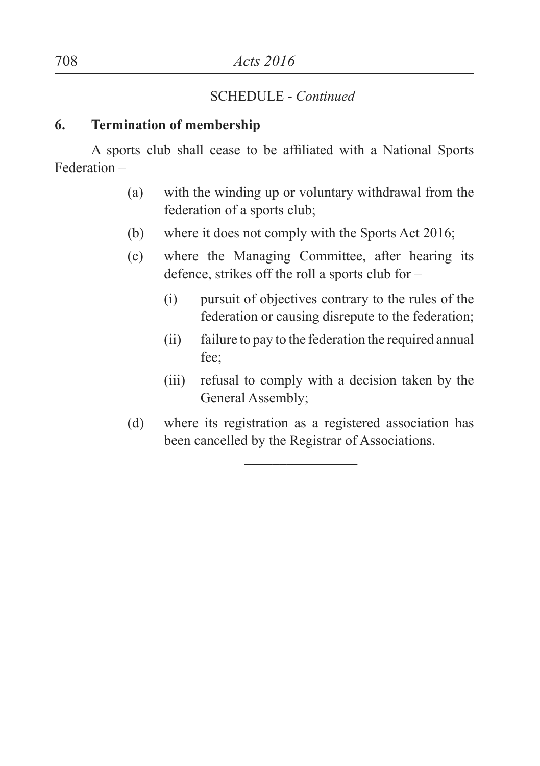SCHEDULE - *Continued*

**6. Termination of membership**

A sports club shall cease to be affiliated with a National Sports Federation –

(a) with the winding up or voluntary withdrawal from the federation of a sports club;

(b) where it does not comply with the Sports Act 2016;

(c) where the Managing Committee, after hearing its defence, strikes off the roll a sports club for –

 (i) pursuit of objectives contrary to the rules of the federation or causing disrepute to the federation;

 (ii) failure to pay to the federation the required annual fee;

 (iii) refusal to comply with a decision taken by the General Assembly;

(d) where its registration as a registered association has been cancelled by the Registrar of Associations.

---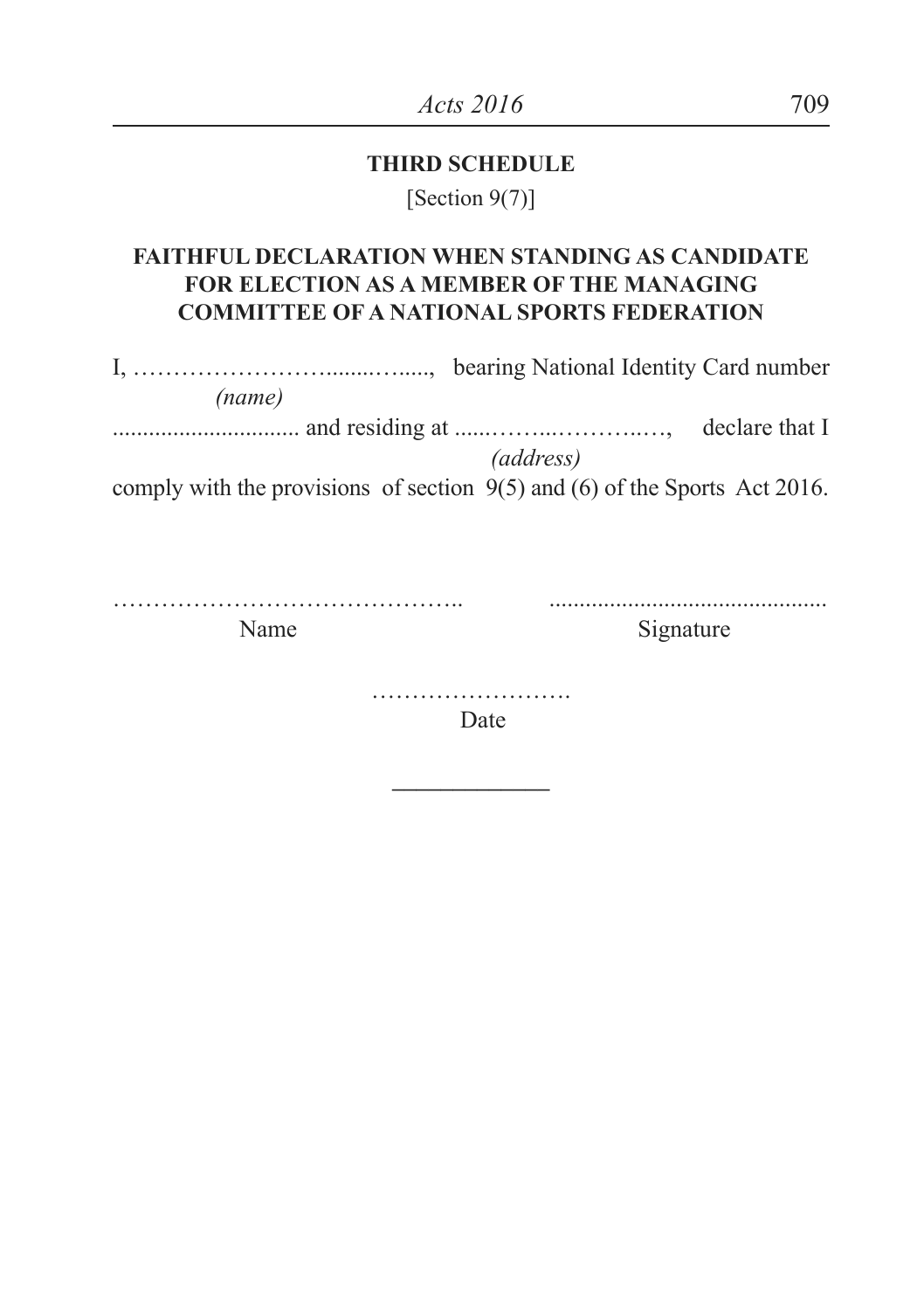## THIRD SCHEDULE

[Section 9(7)]

### FAITHFUL DECLARATION WHEN STANDING AS CANDIDATE FOR ELECTION AS A MEMBER OF THE MANAGING COMMITTEE OF A NATIONAL SPORTS FEDERATION

I, ……………………........…....., bearing National Identity Card number
*(name)*

.............................. and residing at .....……...………..…, declare that I
*(address)*

comply with the provisions of section 9(5) and (6) of the Sports Act 2016.

……………………………………..  ..............................................

Name  Signature

…………………….

Date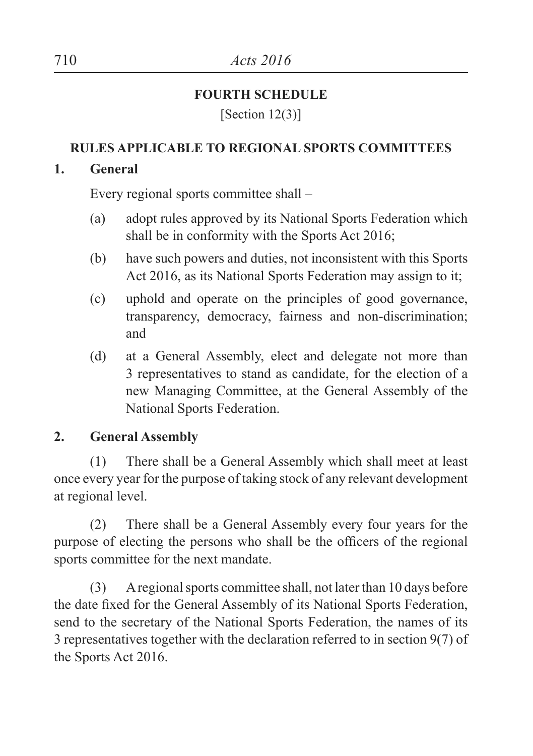## FOURTH SCHEDULE

[Section 12(3)]

### RULES APPLICABLE TO REGIONAL SPORTS COMMITTEES

**1. General**

Every regional sports committee shall –

(a) adopt rules approved by its National Sports Federation which shall be in conformity with the Sports Act 2016;

(b) have such powers and duties, not inconsistent with this Sports Act 2016, as its National Sports Federation may assign to it;

(c) uphold and operate on the principles of good governance, transparency, democracy, fairness and non-discrimination; and

(d) at a General Assembly, elect and delegate not more than 3 representatives to stand as candidate, for the election of a new Managing Committee, at the General Assembly of the National Sports Federation.

**2. General Assembly**

(1) There shall be a General Assembly which shall meet at least once every year for the purpose of taking stock of any relevant development at regional level.

(2) There shall be a General Assembly every four years for the purpose of electing the persons who shall be the officers of the regional sports committee for the next mandate.

(3) A regional sports committee shall, not later than 10 days before the date fixed for the General Assembly of its National Sports Federation, send to the secretary of the National Sports Federation, the names of its 3 representatives together with the declaration referred to in section 9(7) of the Sports Act 2016.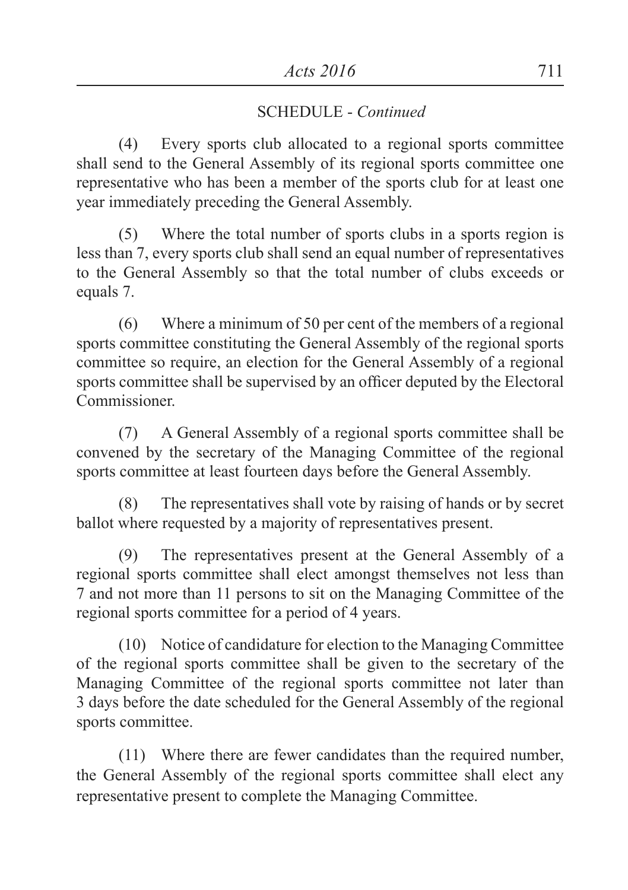SCHEDULE - *Continued*

(4) Every sports club allocated to a regional sports committee shall send to the General Assembly of its regional sports committee one representative who has been a member of the sports club for at least one year immediately preceding the General Assembly.

(5) Where the total number of sports clubs in a sports region is less than 7, every sports club shall send an equal number of representatives to the General Assembly so that the total number of clubs exceeds or equals 7.

(6) Where a minimum of 50 per cent of the members of a regional sports committee constituting the General Assembly of the regional sports committee so require, an election for the General Assembly of a regional sports committee shall be supervised by an officer deputed by the Electoral Commissioner.

(7) A General Assembly of a regional sports committee shall be convened by the secretary of the Managing Committee of the regional sports committee at least fourteen days before the General Assembly.

(8) The representatives shall vote by raising of hands or by secret ballot where requested by a majority of representatives present.

(9) The representatives present at the General Assembly of a regional sports committee shall elect amongst themselves not less than 7 and not more than 11 persons to sit on the Managing Committee of the regional sports committee for a period of 4 years.

(10) Notice of candidature for election to the Managing Committee of the regional sports committee shall be given to the secretary of the Managing Committee of the regional sports committee not later than 3 days before the date scheduled for the General Assembly of the regional sports committee.

(11) Where there are fewer candidates than the required number, the General Assembly of the regional sports committee shall elect any representative present to complete the Managing Committee.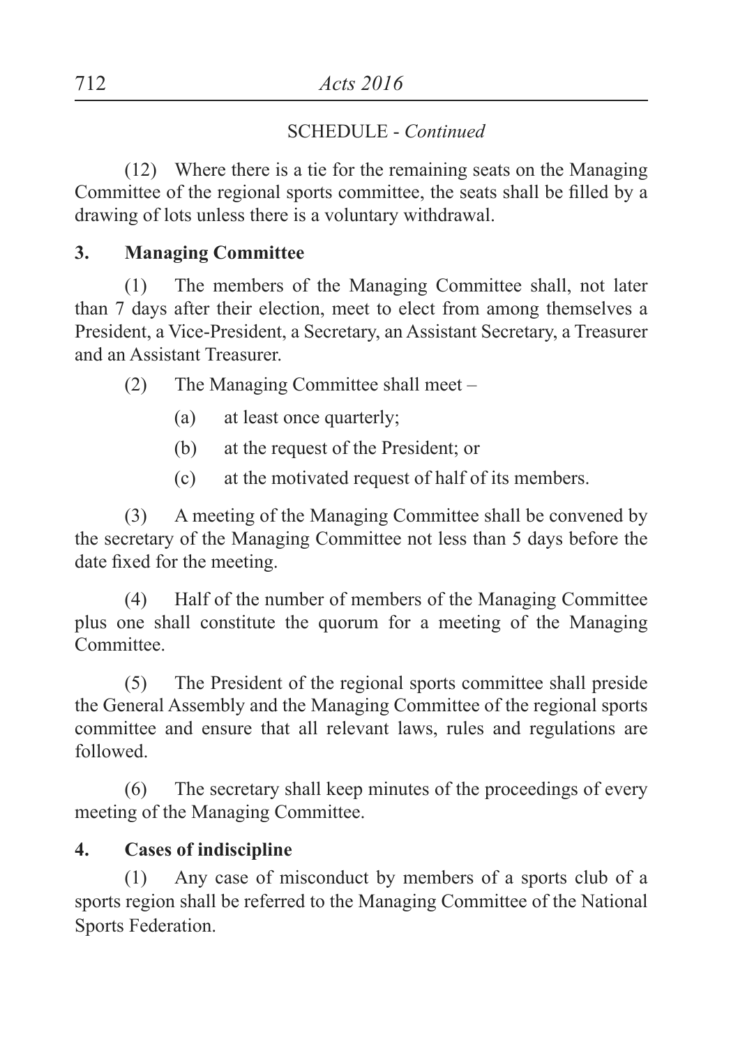SCHEDULE - *Continued*

(12) Where there is a tie for the remaining seats on the Managing Committee of the regional sports committee, the seats shall be filled by a drawing of lots unless there is a voluntary withdrawal.

**3. Managing Committee**

(1) The members of the Managing Committee shall, not later than 7 days after their election, meet to elect from among themselves a President, a Vice-President, a Secretary, an Assistant Secretary, a Treasurer and an Assistant Treasurer.

(2) The Managing Committee shall meet –

- (a) at least once quarterly;
- (b) at the request of the President; or
- (c) at the motivated request of half of its members.

(3) A meeting of the Managing Committee shall be convened by the secretary of the Managing Committee not less than 5 days before the date fixed for the meeting.

(4) Half of the number of members of the Managing Committee plus one shall constitute the quorum for a meeting of the Managing Committee.

(5) The President of the regional sports committee shall preside the General Assembly and the Managing Committee of the regional sports committee and ensure that all relevant laws, rules and regulations are followed.

(6) The secretary shall keep minutes of the proceedings of every meeting of the Managing Committee.

**4. Cases of indiscipline**

(1) Any case of misconduct by members of a sports club of a sports region shall be referred to the Managing Committee of the National Sports Federation.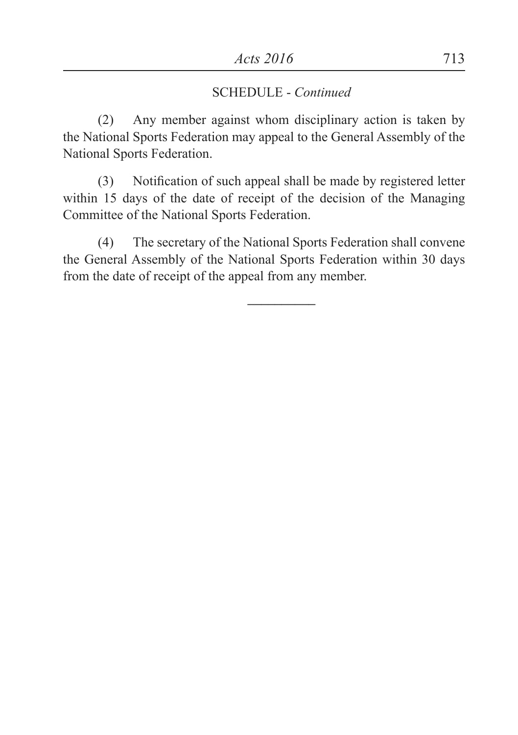SCHEDULE - *Continued*

(2) Any member against whom disciplinary action is taken by the National Sports Federation may appeal to the General Assembly of the National Sports Federation.

(3) Notification of such appeal shall be made by registered letter within 15 days of the date of receipt of the decision of the Managing Committee of the National Sports Federation.

(4) The secretary of the National Sports Federation shall convene the General Assembly of the National Sports Federation within 30 days from the date of receipt of the appeal from any member.

---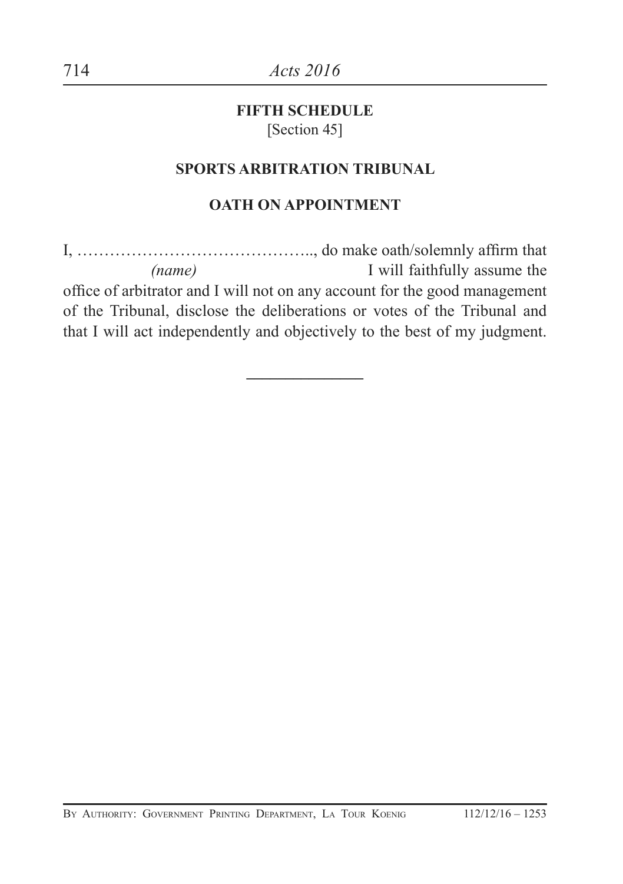## FIFTH SCHEDULE

[Section 45]

## SPORTS ARBITRATION TRIBUNAL

## OATH ON APPOINTMEN

I, …………………………………….., do make oath/solemnly affirm that
*(name)* I will faithfully assume the office of arbitrator and I will not on any account for the good management of the Tribunal, disclose the deliberations or votes of the Tribunal and that I will act independently and objectively to the best of my judgment.

---

By Authority: Government Printing Department, La Tour Koenig 112/12/16 – 1253